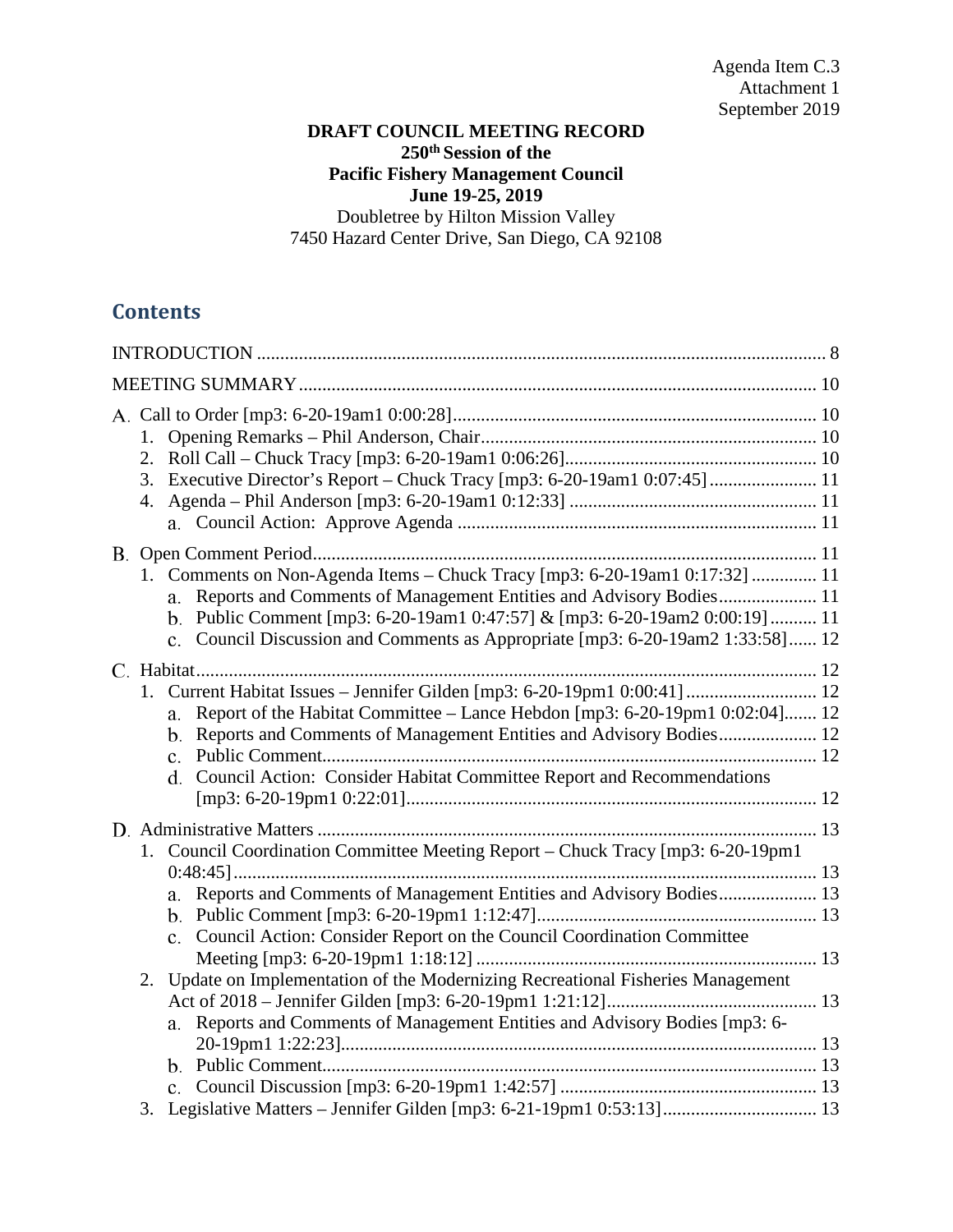Agenda Item C.3
Attachment 1
September 2019

**DRAFT COUNCIL MEETING RECORD**
**250th Session of the**
**Pacific Fishery Management Council**
**June 19-25, 2019**
Doubletree by Hilton Mission Valley
7450 Hazard Center Drive, San Diego, CA 92108

## Contents

INTRODUCTION ........................................................................................................... 8

MEETING SUMMARY .................................................................................................. 10

A. Call to Order [mp3: 6-20-19am1 0:00:28] .................................................................. 10
   1. Opening Remarks – Phil Anderson, Chair ............................................................... 10
   2. Roll Call – Chuck Tracy [mp3: 6-20-19am1 0:06:26] .............................................. 10
   3. Executive Director's Report – Chuck Tracy [mp3: 6-20-19am1 0:07:45] ................ 11
   4. Agenda – Phil Anderson [mp3: 6-20-19am1 0:12:33] .............................................. 11
      a. Council Action: Approve Agenda ...................................................................... 11

B. Open Comment Period ............................................................................................... 11
   1. Comments on Non-Agenda Items – Chuck Tracy [mp3: 6-20-19am1 0:17:32] ........ 11
      a. Reports and Comments of Management Entities and Advisory Bodies ............... 11
      b. Public Comment [mp3: 6-20-19am1 0:47:57] & [mp3: 6-20-19am2 0:00:19] ........ 11
      c. Council Discussion and Comments as Appropriate [mp3: 6-20-19am2 1:33:58] ...... 12

C. Habitat ........................................................................................................................ 12
   1. Current Habitat Issues – Jennifer Gilden [mp3: 6-20-19pm1 0:00:41] .................... 12
      a. Report of the Habitat Committee – Lance Hebdon [mp3: 6-20-19pm1 0:02:04] ....... 12
      b. Reports and Comments of Management Entities and Advisory Bodies ............... 12
      c. Public Comment ................................................................................................. 12
      d. Council Action: Consider Habitat Committee Report and Recommendations [mp3: 6-20-19pm1 0:22:01] ........................................................................... 12

D. Administrative Matters ............................................................................................... 13
   1. Council Coordination Committee Meeting Report – Chuck Tracy [mp3: 6-20-19pm1 0:48:45] ................................................................................................ 13
      a. Reports and Comments of Management Entities and Advisory Bodies ............... 13
      b. Public Comment [mp3: 6-20-19pm1 1:12:47] ..................................................... 13
      c. Council Action: Consider Report on the Council Coordination Committee Meeting [mp3: 6-20-19pm1 1:18:12] .................................................................. 13
   2. Update on Implementation of the Modernizing Recreational Fisheries Management Act of 2018 – Jennifer Gilden [mp3: 6-20-19pm1 1:21:12] ............................. 13
      a. Reports and Comments of Management Entities and Advisory Bodies [mp3: 6-20-19pm1 1:22:23] ........................................................................................ 13
      b. Public Comment ................................................................................................. 13
      c. Council Discussion [mp3: 6-20-19pm1 1:42:57] ................................................. 13
   3. Legislative Matters – Jennifer Gilden [mp3: 6-21-19pm1 0:53:13] ........................... 13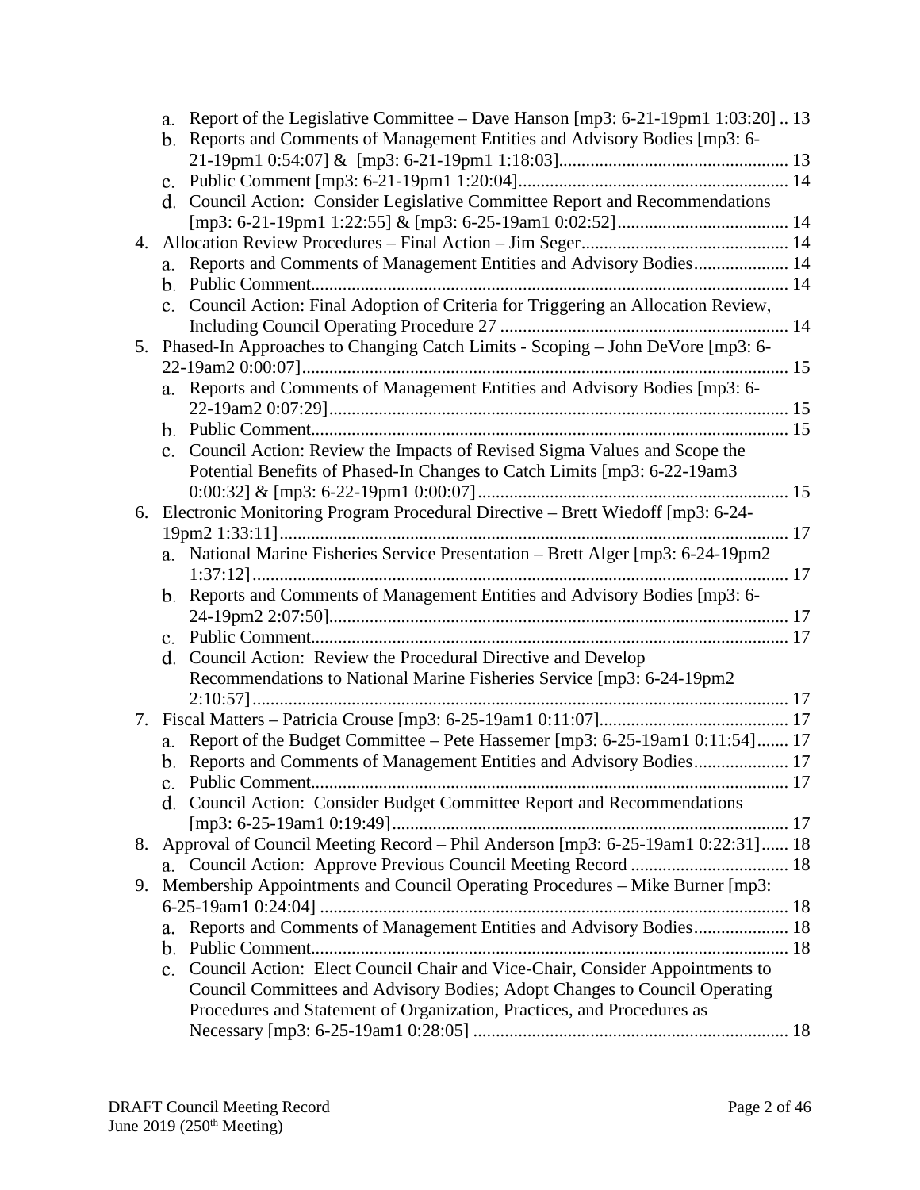- a. Report of the Legislative Committee – Dave Hanson [mp3: 6-21-19pm1 1:03:20] .. 13
   - b. Reports and Comments of Management Entities and Advisory Bodies [mp3: 6-21-19pm1 0:54:07] & [mp3: 6-21-19pm1 1:18:03]................................................... 13
   - c. Public Comment [mp3: 6-21-19pm1 1:20:04]........................................................... 14
   - d. Council Action: Consider Legislative Committee Report and Recommendations [mp3: 6-21-19pm1 1:22:55] & [mp3: 6-25-19am1 0:02:52]....................................... 14

4. Allocation Review Procedures – Final Action – Jim Seger.............................................. 14
   - a. Reports and Comments of Management Entities and Advisory Bodies..................... 14
   - b. Public Comment......................................................................................................... 14
   - c. Council Action: Final Adoption of Criteria for Triggering an Allocation Review, Including Council Operating Procedure 27 ............................................................... 14

5. Phased-In Approaches to Changing Catch Limits - Scoping – John DeVore [mp3: 6-22-19am2 0:00:07].......................................................................................................... 15
   - a. Reports and Comments of Management Entities and Advisory Bodies [mp3: 6-22-19am2 0:07:29]..................................................................................................... 15
   - b. Public Comment......................................................................................................... 15
   - c. Council Action: Review the Impacts of Revised Sigma Values and Scope the Potential Benefits of Phased-In Changes to Catch Limits [mp3: 6-22-19am3 0:00:32] & [mp3: 6-22-19pm1 0:00:07]..................................................................... 15

6. Electronic Monitoring Program Procedural Directive – Brett Wiedoff [mp3: 6-24-19pm2 1:33:11]............................................................................................................... 17
   - a. National Marine Fisheries Service Presentation – Brett Alger [mp3: 6-24-19pm2 1:37:12]...................................................................................................................... 17
   - b. Reports and Comments of Management Entities and Advisory Bodies [mp3: 6-24-19pm2 2:07:50]..................................................................................................... 17
   - c. Public Comment......................................................................................................... 17
   - d. Council Action: Review the Procedural Directive and Develop Recommendations to National Marine Fisheries Service [mp3: 6-24-19pm2 2:10:57]...................................................................................................................... 17

7. Fiscal Matters – Patricia Crouse [mp3: 6-25-19am1 0:11:07].......................................... 17
   - a. Report of the Budget Committee – Pete Hassemer [mp3: 6-25-19am1 0:11:54]....... 17
   - b. Reports and Comments of Management Entities and Advisory Bodies..................... 17
   - c. Public Comment......................................................................................................... 17
   - d. Council Action: Consider Budget Committee Report and Recommendations [mp3: 6-25-19am1 0:19:49]....................................................................................... 17

8. Approval of Council Meeting Record – Phil Anderson [mp3: 6-25-19am1 0:22:31]...... 18
   - a. Council Action: Approve Previous Council Meeting Record ................................... 18

9. Membership Appointments and Council Operating Procedures – Mike Burner [mp3: 6-25-19am1 0:24:04] ....................................................................................................... 18
   - a. Reports and Comments of Management Entities and Advisory Bodies..................... 18
   - b. Public Comment......................................................................................................... 18
   - c. Council Action: Elect Council Chair and Vice-Chair, Consider Appointments to Council Committees and Advisory Bodies; Adopt Changes to Council Operating Procedures and Statement of Organization, Practices, and Procedures as Necessary [mp3: 6-25-19am1 0:28:05] ..................................................................... 18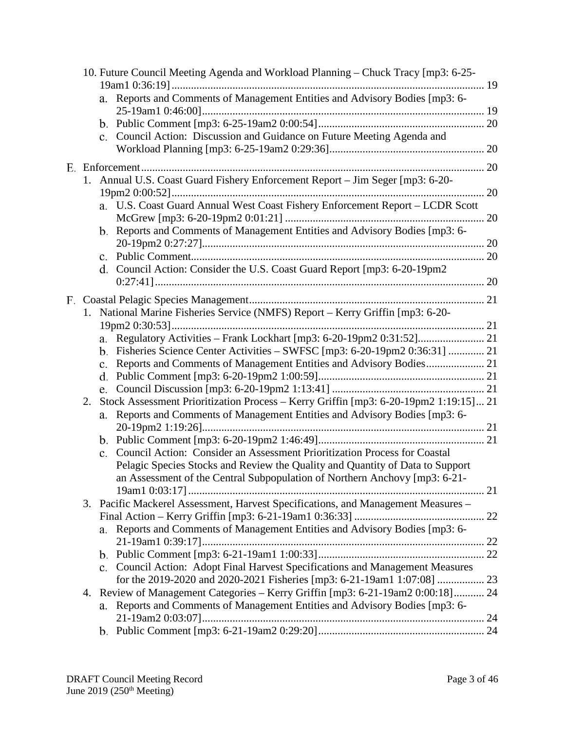10. Future Council Meeting Agenda and Workload Planning – Chuck Tracy [mp3: 6-25-19am1 0:36:19] ........ 19
    a. Reports and Comments of Management Entities and Advisory Bodies [mp3: 6-25-19am1 0:46:00] ........ 19
    b. Public Comment [mp3: 6-25-19am2 0:00:54] ........ 20
    c. Council Action: Discussion and Guidance on Future Meeting Agenda and Workload Planning [mp3: 6-25-19am2 0:29:36] ........ 20

E. Enforcement ........ 20
1. Annual U.S. Coast Guard Fishery Enforcement Report – Jim Seger [mp3: 6-20-19pm2 0:00:52] ........ 20
    a. U.S. Coast Guard Annual West Coast Fishery Enforcement Report – LCDR Scott McGrew [mp3: 6-20-19pm2 0:01:21] ........ 20
    b. Reports and Comments of Management Entities and Advisory Bodies [mp3: 6-20-19pm2 0:27:27] ........ 20
    c. Public Comment ........ 20
    d. Council Action: Consider the U.S. Coast Guard Report [mp3: 6-20-19pm2 0:27:41] ........ 20

F. Coastal Pelagic Species Management ........ 21
1. National Marine Fisheries Service (NMFS) Report – Kerry Griffin [mp3: 6-20-19pm2 0:30:53] ........ 21
    a. Regulatory Activities – Frank Lockhart [mp3: 6-20-19pm2 0:31:52] ........ 21
    b. Fisheries Science Center Activities – SWFSC [mp3: 6-20-19pm2 0:36:31] ........ 21
    c. Reports and Comments of Management Entities and Advisory Bodies ........ 21
    d. Public Comment [mp3: 6-20-19pm2 1:00:59] ........ 21
    e. Council Discussion [mp3: 6-20-19pm2 1:13:41] ........ 21
2. Stock Assessment Prioritization Process – Kerry Griffin [mp3: 6-20-19pm2 1:19:15] ... 21
    a. Reports and Comments of Management Entities and Advisory Bodies [mp3: 6-20-19pm2 1:19:26] ........ 21
    b. Public Comment [mp3: 6-20-19pm2 1:46:49] ........ 21
    c. Council Action: Consider an Assessment Prioritization Process for Coastal Pelagic Species Stocks and Review the Quality and Quantity of Data to Support an Assessment of the Central Subpopulation of Northern Anchovy [mp3: 6-21-19am1 0:03:17] ........ 21
3. Pacific Mackerel Assessment, Harvest Specifications, and Management Measures – Final Action – Kerry Griffin [mp3: 6-21-19am1 0:36:33] ........ 22
    a. Reports and Comments of Management Entities and Advisory Bodies [mp3: 6-21-19am1 0:39:17] ........ 22
    b. Public Comment [mp3: 6-21-19am1 1:00:33] ........ 22
    c. Council Action: Adopt Final Harvest Specifications and Management Measures for the 2019-2020 and 2020-2021 Fisheries [mp3: 6-21-19am1 1:07:08] ........ 23
4. Review of Management Categories – Kerry Griffin [mp3: 6-21-19am2 0:00:18] ........ 24
    a. Reports and Comments of Management Entities and Advisory Bodies [mp3: 6-21-19am2 0:03:07] ........ 24
    b. Public Comment [mp3: 6-21-19am2 0:29:20] ........ 24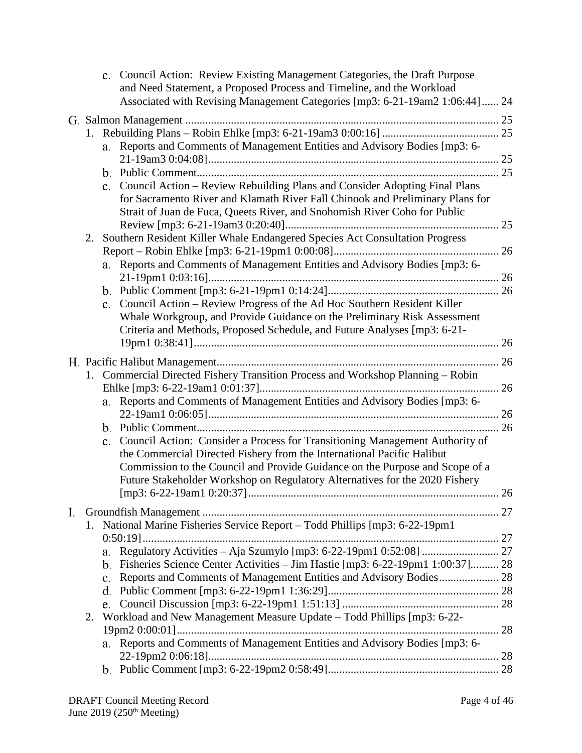c. Council Action: Review Existing Management Categories, the Draft Purpose and Need Statement, a Proposed Process and Timeline, and the Workload Associated with Revising Management Categories [mp3: 6-21-19am2 1:06:44]...... 24

G. Salmon Management ............................................................................................................. 25

1. Rebuilding Plans – Robin Ehlke [mp3: 6-21-19am3 0:00:16] ......................................... 25
   - a. Reports and Comments of Management Entities and Advisory Bodies [mp3: 6-21-19am3 0:04:08]..................................................................................................... 25
   - b. Public Comment......................................................................................................... 25
   - c. Council Action – Review Rebuilding Plans and Consider Adopting Final Plans for Sacramento River and Klamath River Fall Chinook and Preliminary Plans for Strait of Juan de Fuca, Queets River, and Snohomish River Coho for Public Review [mp3: 6-21-19am3 0:20:40]........................................................................... 25
2. Southern Resident Killer Whale Endangered Species Act Consultation Progress Report – Robin Ehlke [mp3: 6-21-19pm1 0:00:08]......................................................... 26
   - a. Reports and Comments of Management Entities and Advisory Bodies [mp3: 6-21-19pm1 0:03:16]..................................................................................................... 26
   - b. Public Comment [mp3: 6-21-19pm1 0:14:24]........................................................... 26
   - c. Council Action – Review Progress of the Ad Hoc Southern Resident Killer Whale Workgroup, and Provide Guidance on the Preliminary Risk Assessment Criteria and Methods, Proposed Schedule, and Future Analyses [mp3: 6-21-19pm1 0:38:41]......................................................................................................... 26

H. Pacific Halibut Management.................................................................................................. 26

1. Commercial Directed Fishery Transition Process and Workshop Planning – Robin Ehlke [mp3: 6-22-19am1 0:01:37].................................................................................. 26
   - a. Reports and Comments of Management Entities and Advisory Bodies [mp3: 6-22-19am1 0:06:05]..................................................................................................... 26
   - b. Public Comment......................................................................................................... 26
   - c. Council Action: Consider a Process for Transitioning Management Authority of the Commercial Directed Fishery from the International Pacific Halibut Commission to the Council and Provide Guidance on the Purpose and Scope of a Future Stakeholder Workshop on Regulatory Alternatives for the 2020 Fishery [mp3: 6-22-19am1 0:20:37]....................................................................................... 26

I. Groundfish Management ....................................................................................................... 27

1. National Marine Fisheries Service Report – Todd Phillips [mp3: 6-22-19pm1 0:50:19]............................................................................................................................ 27
   - a. Regulatory Activities – Aja Szumylo [mp3: 6-22-19pm1 0:52:08] ........................... 27
   - b. Fisheries Science Center Activities – Jim Hastie [mp3: 6-22-19pm1 1:00:37].......... 28
   - c. Reports and Comments of Management Entities and Advisory Bodies..................... 28
   - d. Public Comment [mp3: 6-22-19pm1 1:36:29]........................................................... 28
   - e. Council Discussion [mp3: 6-22-19pm1 1:51:13] ....................................................... 28
2. Workload and New Management Measure Update – Todd Phillips [mp3: 6-22-19pm2 0:00:01]................................................................................................................ 28
   - a. Reports and Comments of Management Entities and Advisory Bodies [mp3: 6-22-19pm2 0:06:18]..................................................................................................... 28
   - b. Public Comment [mp3: 6-22-19pm2 0:58:49]........................................................... 28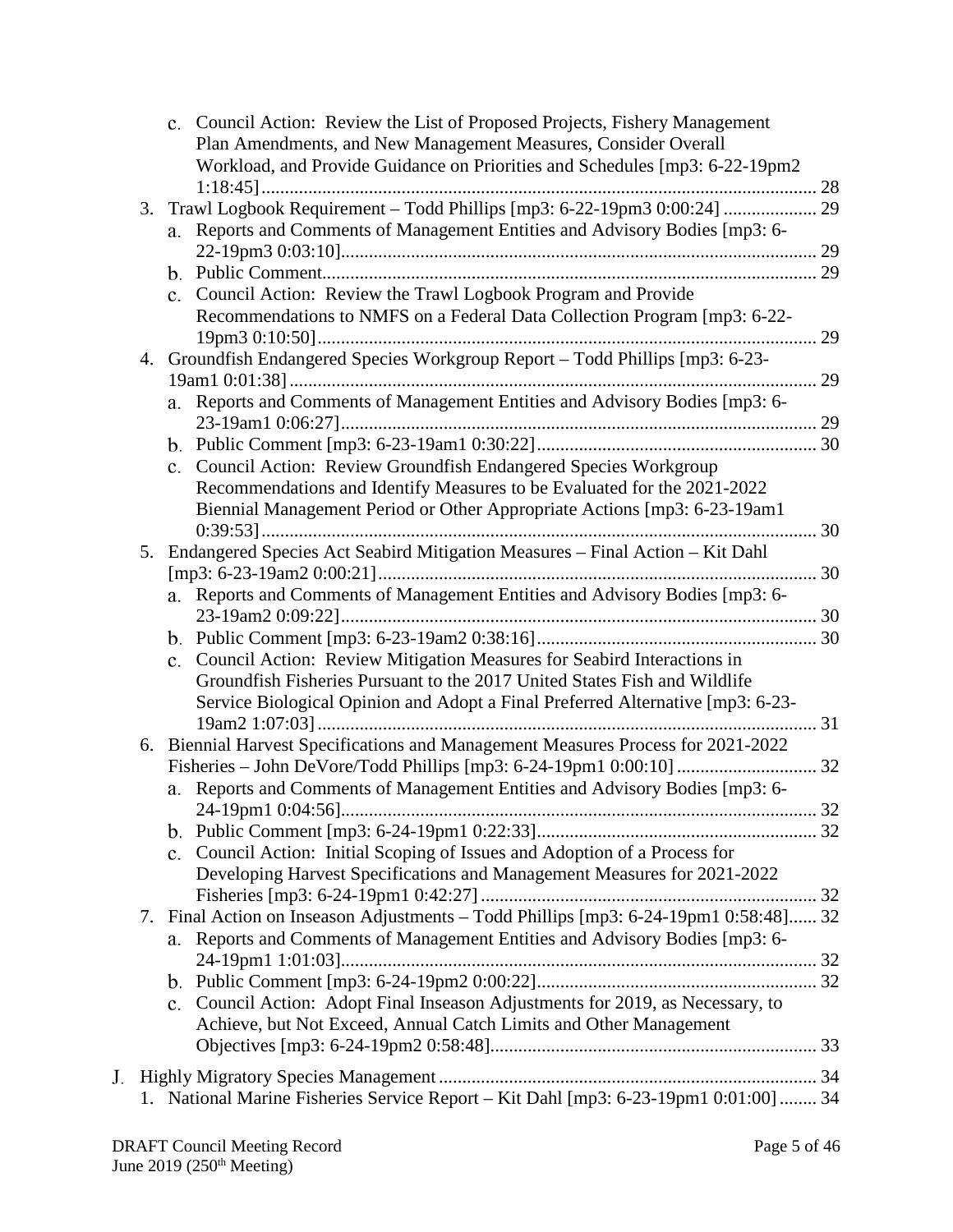c. Council Action: Review the List of Proposed Projects, Fishery Management Plan Amendments, and New Management Measures, Consider Overall Workload, and Provide Guidance on Priorities and Schedules [mp3: 6-22-19pm2 1:18:45] ..... 28

3. Trawl Logbook Requirement – Todd Phillips [mp3: 6-22-19pm3 0:00:24] ..... 29
   a. Reports and Comments of Management Entities and Advisory Bodies [mp3: 6-22-19pm3 0:03:10] ..... 29
   b. Public Comment ..... 29
   c. Council Action: Review the Trawl Logbook Program and Provide Recommendations to NMFS on a Federal Data Collection Program [mp3: 6-22-19pm3 0:10:50] ..... 29
4. Groundfish Endangered Species Workgroup Report – Todd Phillips [mp3: 6-23-19am1 0:01:38] ..... 29
   a. Reports and Comments of Management Entities and Advisory Bodies [mp3: 6-23-19am1 0:06:27] ..... 29
   b. Public Comment [mp3: 6-23-19am1 0:30:22] ..... 30
   c. Council Action: Review Groundfish Endangered Species Workgroup Recommendations and Identify Measures to be Evaluated for the 2021-2022 Biennial Management Period or Other Appropriate Actions [mp3: 6-23-19am1 0:39:53] ..... 30
5. Endangered Species Act Seabird Mitigation Measures – Final Action – Kit Dahl [mp3: 6-23-19am2 0:00:21] ..... 30
   a. Reports and Comments of Management Entities and Advisory Bodies [mp3: 6-23-19am2 0:09:22] ..... 30
   b. Public Comment [mp3: 6-23-19am2 0:38:16] ..... 30
   c. Council Action: Review Mitigation Measures for Seabird Interactions in Groundfish Fisheries Pursuant to the 2017 United States Fish and Wildlife Service Biological Opinion and Adopt a Final Preferred Alternative [mp3: 6-23-19am2 1:07:03] ..... 31
6. Biennial Harvest Specifications and Management Measures Process for 2021-2022 Fisheries – John DeVore/Todd Phillips [mp3: 6-24-19pm1 0:00:10] ..... 32
   a. Reports and Comments of Management Entities and Advisory Bodies [mp3: 6-24-19pm1 0:04:56] ..... 32
   b. Public Comment [mp3: 6-24-19pm1 0:22:33] ..... 32
   c. Council Action: Initial Scoping of Issues and Adoption of a Process for Developing Harvest Specifications and Management Measures for 2021-2022 Fisheries [mp3: 6-24-19pm1 0:42:27] ..... 32
7. Final Action on Inseason Adjustments – Todd Phillips [mp3: 6-24-19pm1 0:58:48] ..... 32
   a. Reports and Comments of Management Entities and Advisory Bodies [mp3: 6-24-19pm1 1:01:03] ..... 32
   b. Public Comment [mp3: 6-24-19pm2 0:00:22] ..... 32
   c. Council Action: Adopt Final Inseason Adjustments for 2019, as Necessary, to Achieve, but Not Exceed, Annual Catch Limits and Other Management Objectives [mp3: 6-24-19pm2 0:58:48] ..... 33

J. Highly Migratory Species Management ..... 34
   1. National Marine Fisheries Service Report – Kit Dahl [mp3: 6-23-19pm1 0:01:00] ..... 34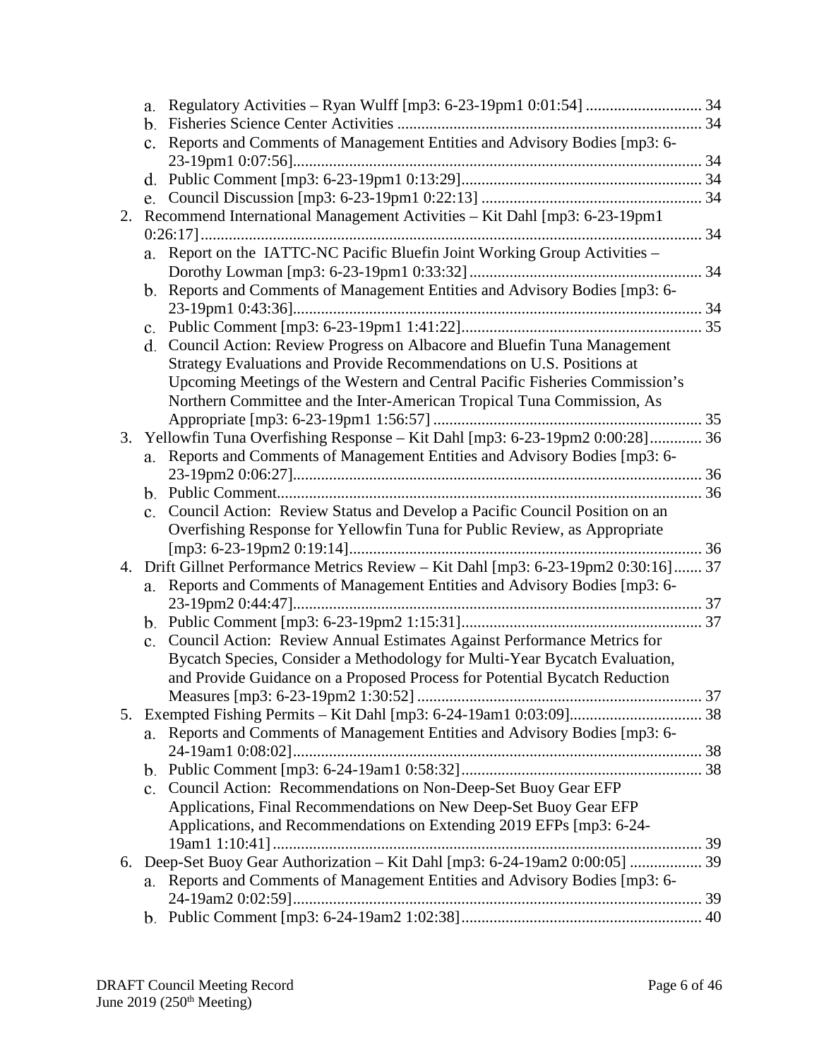- a. Regulatory Activities – Ryan Wulff [mp3: 6-23-19pm1 0:01:54] ............................ 34
- b. Fisheries Science Center Activities ........................................................................... 34
- c. Reports and Comments of Management Entities and Advisory Bodies [mp3: 6-23-19pm1 0:07:56]..................................................................................................... 34
- d. Public Comment [mp3: 6-23-19pm1 0:13:29]........................................................... 34
- e. Council Discussion [mp3: 6-23-19pm1 0:22:13] ....................................................... 34

2. Recommend International Management Activities – Kit Dahl [mp3: 6-23-19pm1 0:26:17]........................................................................................................................... 34
   - a. Report on the IATTC-NC Pacific Bluefin Joint Working Group Activities – Dorothy Lowman [mp3: 6-23-19pm1 0:33:32] .......................................................... 34
   - b. Reports and Comments of Management Entities and Advisory Bodies [mp3: 6-23-19pm1 0:43:36]..................................................................................................... 34
   - c. Public Comment [mp3: 6-23-19pm1 1:41:22]........................................................... 35
   - d. Council Action: Review Progress on Albacore and Bluefin Tuna Management Strategy Evaluations and Provide Recommendations on U.S. Positions at Upcoming Meetings of the Western and Central Pacific Fisheries Commission's Northern Committee and the Inter-American Tropical Tuna Commission, As Appropriate [mp3: 6-23-19pm1 1:56:57] .................................................................. 35
3. Yellowfin Tuna Overfishing Response – Kit Dahl [mp3: 6-23-19pm2 0:00:28]............. 36
   - a. Reports and Comments of Management Entities and Advisory Bodies [mp3: 6-23-19pm2 0:06:27]..................................................................................................... 36
   - b. Public Comment......................................................................................................... 36
   - c. Council Action: Review Status and Develop a Pacific Council Position on an Overfishing Response for Yellowfin Tuna for Public Review, as Appropriate [mp3: 6-23-19pm2 0:19:14]....................................................................................... 36
4. Drift Gillnet Performance Metrics Review – Kit Dahl [mp3: 6-23-19pm2 0:30:16]....... 37
   - a. Reports and Comments of Management Entities and Advisory Bodies [mp3: 6-23-19pm2 0:44:47]..................................................................................................... 37
   - b. Public Comment [mp3: 6-23-19pm2 1:15:31]........................................................... 37
   - c. Council Action: Review Annual Estimates Against Performance Metrics for Bycatch Species, Consider a Methodology for Multi-Year Bycatch Evaluation, and Provide Guidance on a Proposed Process for Potential Bycatch Reduction Measures [mp3: 6-23-19pm2 1:30:52] ...................................................................... 37
5. Exempted Fishing Permits – Kit Dahl [mp3: 6-24-19am1 0:03:09]................................ 38
   - a. Reports and Comments of Management Entities and Advisory Bodies [mp3: 6-24-19am1 0:08:02]..................................................................................................... 38
   - b. Public Comment [mp3: 6-24-19am1 0:58:32]........................................................... 38
   - c. Council Action: Recommendations on Non-Deep-Set Buoy Gear EFP Applications, Final Recommendations on New Deep-Set Buoy Gear EFP Applications, and Recommendations on Extending 2019 EFPs [mp3: 6-24-19am1 1:10:41]........................................................................................................... 39
6. Deep-Set Buoy Gear Authorization – Kit Dahl [mp3: 6-24-19am2 0:00:05] .................. 39
   - a. Reports and Comments of Management Entities and Advisory Bodies [mp3: 6-24-19am2 0:02:59]..................................................................................................... 39
   - b. Public Comment [mp3: 6-24-19am2 1:02:38]........................................................... 40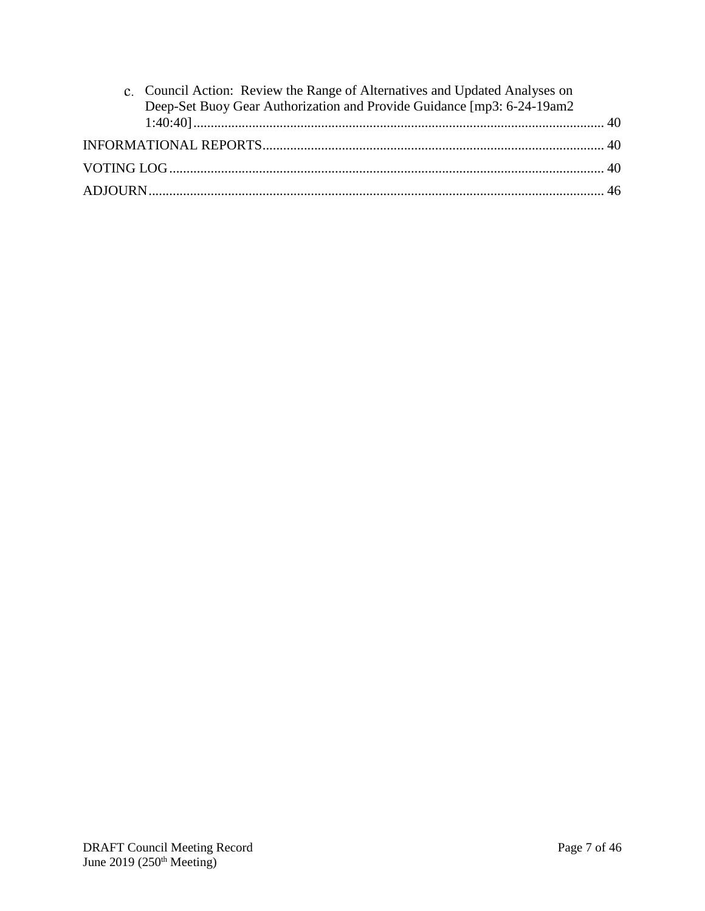c. Council Action: Review the Range of Alternatives and Updated Analyses on Deep-Set Buoy Gear Authorization and Provide Guidance [mp3: 6-24-19am2 1:40:40] ........ 40

INFORMATIONAL REPORTS ........ 40

VOTING LOG ........ 40

ADJOURN ........ 46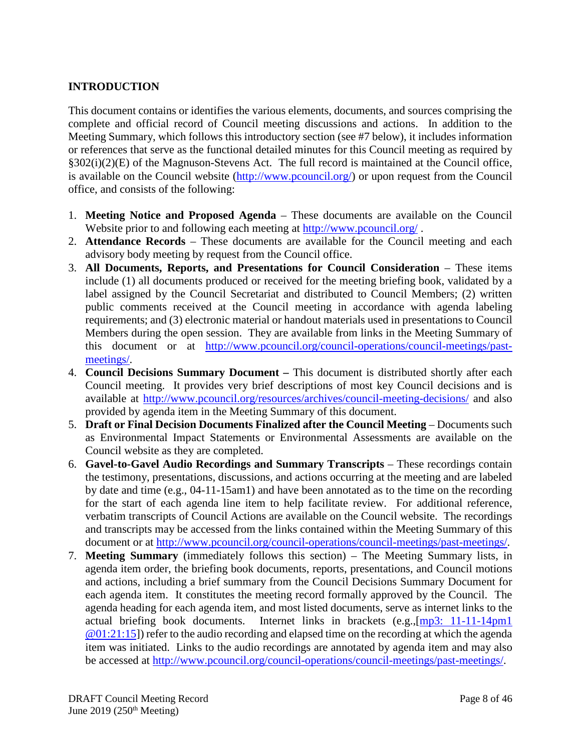## INTRODUCTION

This document contains or identifies the various elements, documents, and sources comprising the complete and official record of Council meeting discussions and actions. In addition to the Meeting Summary, which follows this introductory section (see #7 below), it includes information or references that serve as the functional detailed minutes for this Council meeting as required by §302(i)(2)(E) of the Magnuson-Stevens Act. The full record is maintained at the Council office, is available on the Council website (http://www.pcouncil.org/) or upon request from the Council office, and consists of the following:

1. **Meeting Notice and Proposed Agenda** – These documents are available on the Council Website prior to and following each meeting at http://www.pcouncil.org/ .
2. **Attendance Records** – These documents are available for the Council meeting and each advisory body meeting by request from the Council office.
3. **All Documents, Reports, and Presentations for Council Consideration** – These items include (1) all documents produced or received for the meeting briefing book, validated by a label assigned by the Council Secretariat and distributed to Council Members; (2) written public comments received at the Council meeting in accordance with agenda labeling requirements; and (3) electronic material or handout materials used in presentations to Council Members during the open session. They are available from links in the Meeting Summary of this document or at http://www.pcouncil.org/council-operations/council-meetings/past-meetings/.
4. **Council Decisions Summary Document –** This document is distributed shortly after each Council meeting. It provides very brief descriptions of most key Council decisions and is available at http://www.pcouncil.org/resources/archives/council-meeting-decisions/ and also provided by agenda item in the Meeting Summary of this document.
5. **Draft or Final Decision Documents Finalized after the Council Meeting** – Documents such as Environmental Impact Statements or Environmental Assessments are available on the Council website as they are completed.
6. **Gavel-to-Gavel Audio Recordings and Summary Transcripts** – These recordings contain the testimony, presentations, discussions, and actions occurring at the meeting and are labeled by date and time (e.g., 04-11-15am1) and have been annotated as to the time on the recording for the start of each agenda line item to help facilitate review. For additional reference, verbatim transcripts of Council Actions are available on the Council website. The recordings and transcripts may be accessed from the links contained within the Meeting Summary of this document or at http://www.pcouncil.org/council-operations/council-meetings/past-meetings/.
7. **Meeting Summary** (immediately follows this section) – The Meeting Summary lists, in agenda item order, the briefing book documents, reports, presentations, and Council motions and actions, including a brief summary from the Council Decisions Summary Document for each agenda item. It constitutes the meeting record formally approved by the Council. The agenda heading for each agenda item, and most listed documents, serve as internet links to the actual briefing book documents. Internet links in brackets (e.g.,[mp3: 11-11-14pm1 @01:21:15]) refer to the audio recording and elapsed time on the recording at which the agenda item was initiated. Links to the audio recordings are annotated by agenda item and may also be accessed at http://www.pcouncil.org/council-operations/council-meetings/past-meetings/.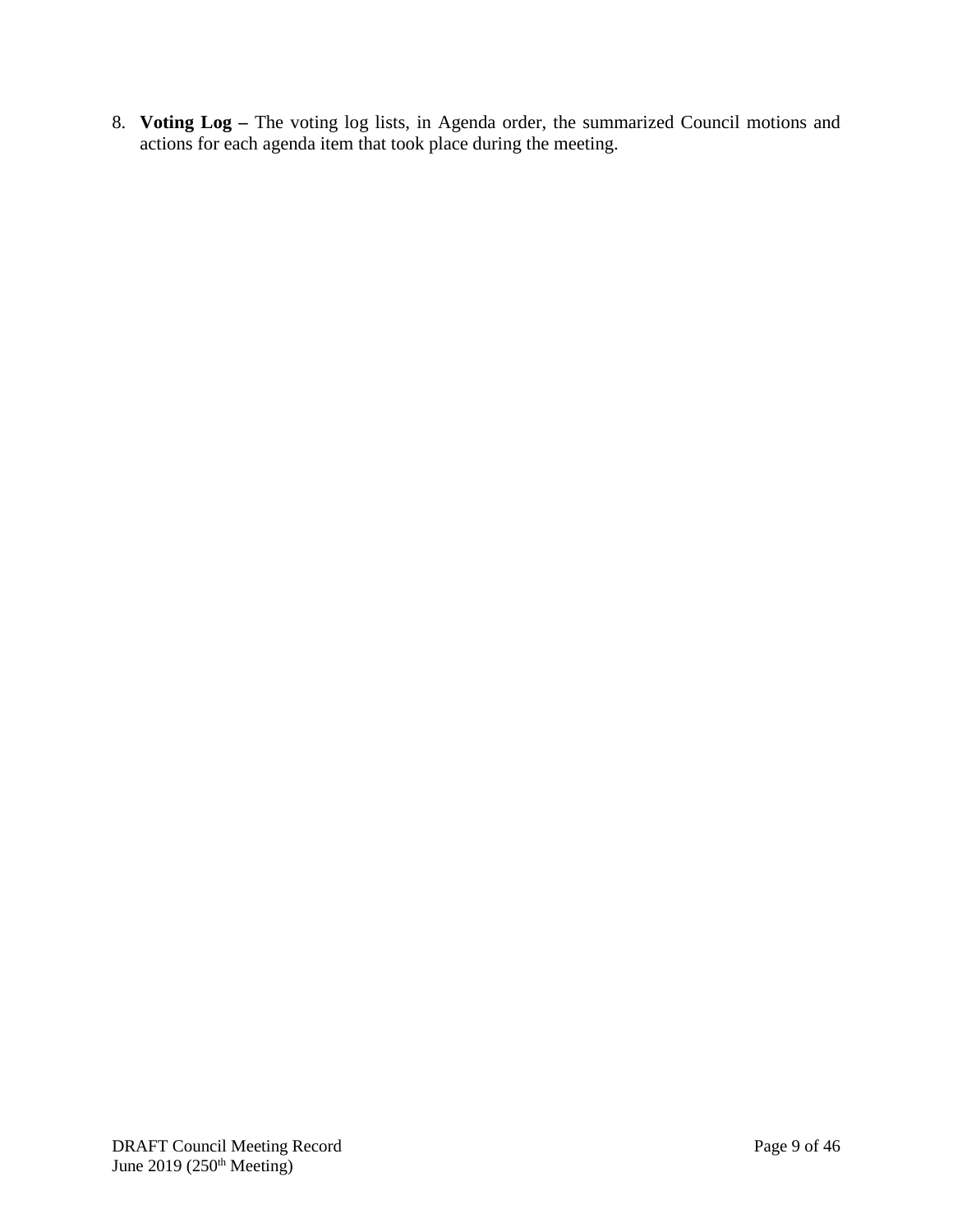8. **Voting Log –** The voting log lists, in Agenda order, the summarized Council motions and actions for each agenda item that took place during the meeting.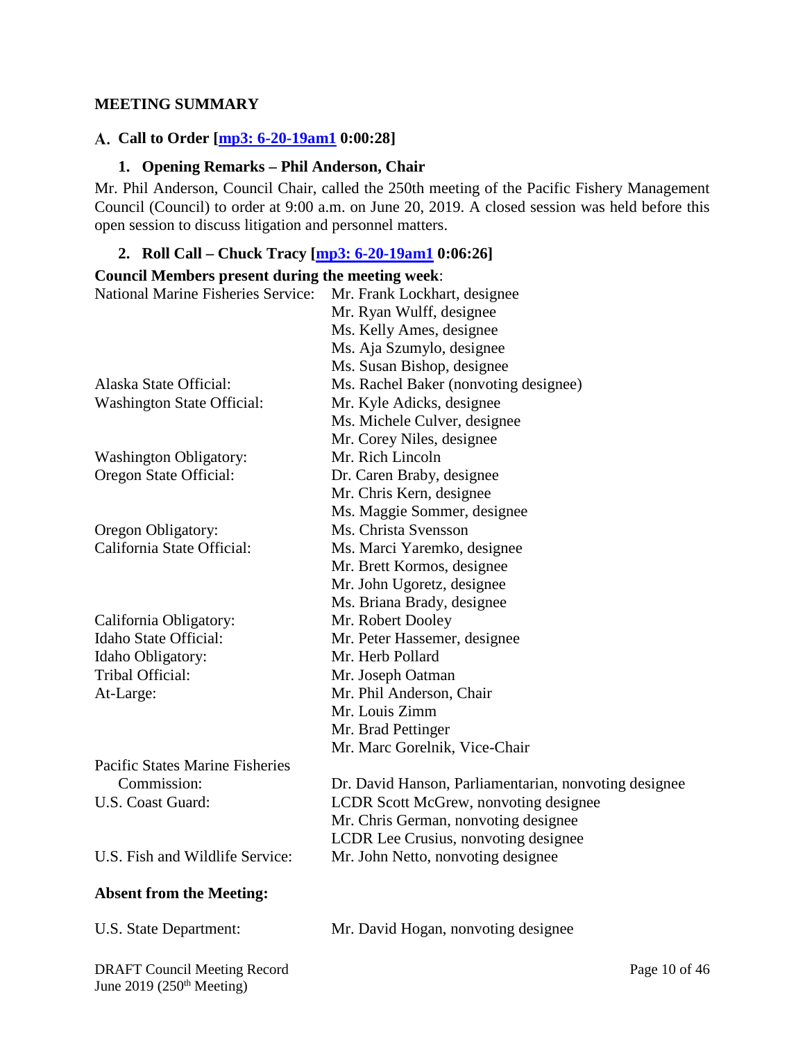## MEETING SUMMARY

### A. Call to Order [mp3: 6-20-19am1 0:00:28]

#### 1. Opening Remarks – Phil Anderson, Chair

Mr. Phil Anderson, Council Chair, called the 250th meeting of the Pacific Fishery Management Council (Council) to order at 9:00 a.m. on June 20, 2019. A closed session was held before this open session to discuss litigation and personnel matters.

#### 2. Roll Call – Chuck Tracy [mp3: 6-20-19am1 0:06:26]

**Council Members present during the meeting week**:

| | |
|---|---|
| National Marine Fisheries Service: | Mr. Frank Lockhart, designee |
| | Mr. Ryan Wulff, designee |
| | Ms. Kelly Ames, designee |
| | Ms. Aja Szumylo, designee |
| | Ms. Susan Bishop, designee |
| Alaska State Official: | Ms. Rachel Baker (nonvoting designee) |
| Washington State Official: | Mr. Kyle Adicks, designee |
| | Ms. Michele Culver, designee |
| | Mr. Corey Niles, designee |
| Washington Obligatory: | Mr. Rich Lincoln |
| Oregon State Official: | Dr. Caren Braby, designee |
| | Mr. Chris Kern, designee |
| | Ms. Maggie Sommer, designee |
| Oregon Obligatory: | Ms. Christa Svensson |
| California State Official: | Ms. Marci Yaremko, designee |
| | Mr. Brett Kormos, designee |
| | Mr. John Ugoretz, designee |
| | Ms. Briana Brady, designee |
| California Obligatory: | Mr. Robert Dooley |
| Idaho State Official: | Mr. Peter Hassemer, designee |
| Idaho Obligatory: | Mr. Herb Pollard |
| Tribal Official: | Mr. Joseph Oatman |
| At-Large: | Mr. Phil Anderson, Chair |
| | Mr. Louis Zimm |
| | Mr. Brad Pettinger |
| | Mr. Marc Gorelnik, Vice-Chair |
| Pacific States Marine Fisheries Commission: | Dr. David Hanson, Parliamentarian, nonvoting designee |
| U.S. Coast Guard: | LCDR Scott McGrew, nonvoting designee |
| | Mr. Chris German, nonvoting designee |
| | LCDR Lee Crusius, nonvoting designee |
| U.S. Fish and Wildlife Service: | Mr. John Netto, nonvoting designee |

**Absent from the Meeting:**

| | |
|---|---|
| U.S. State Department: | Mr. David Hogan, nonvoting designee |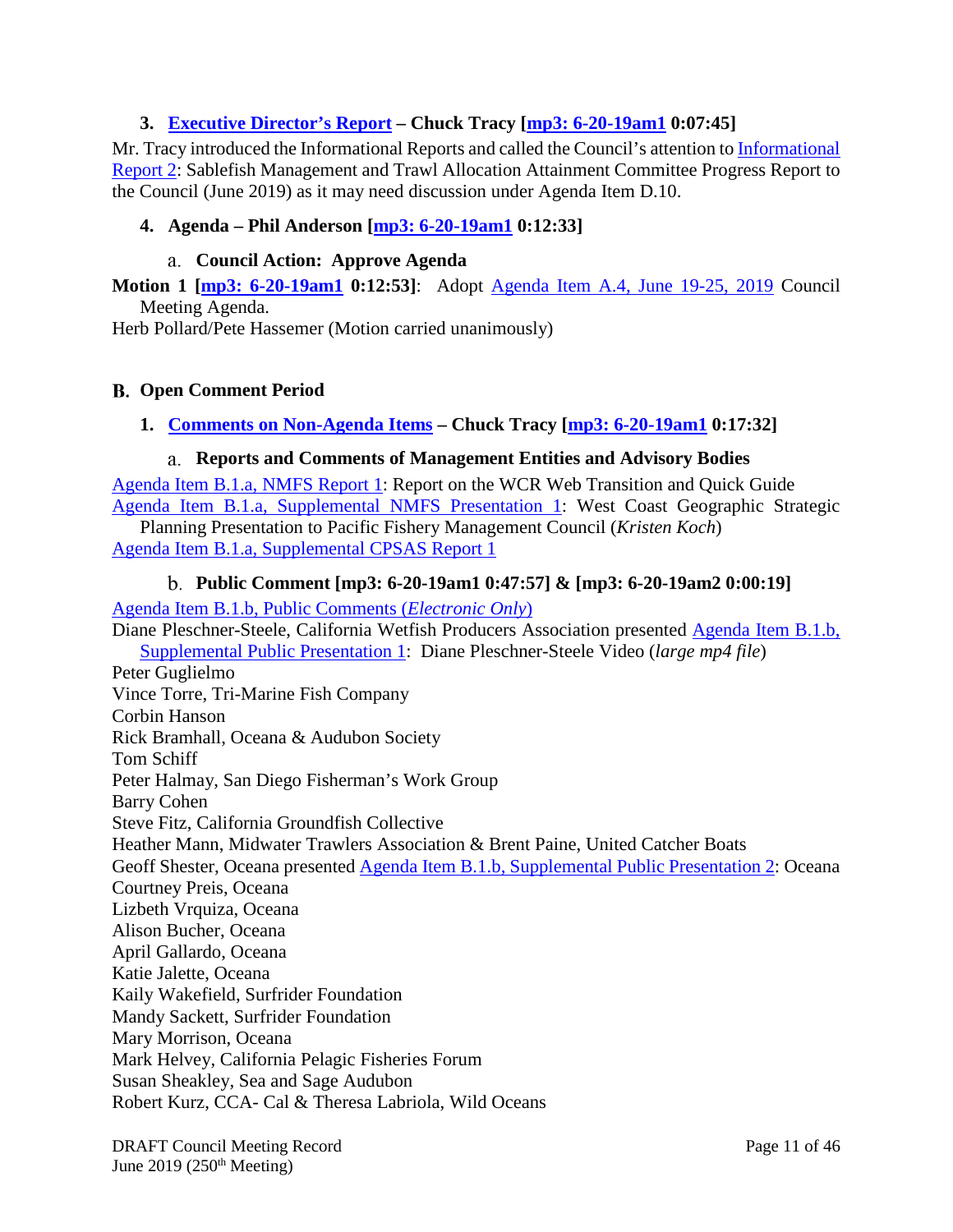### 3. Executive Director's Report – Chuck Tracy [mp3: 6-20-19am1 0:07:45]

Mr. Tracy introduced the Informational Reports and called the Council's attention to Informational Report 2: Sablefish Management and Trawl Allocation Attainment Committee Progress Report to the Council (June 2019) as it may need discussion under Agenda Item D.10.

### 4. Agenda – Phil Anderson [mp3: 6-20-19am1 0:12:33]

#### a. Council Action: Approve Agenda

**Motion 1 [mp3: 6-20-19am1 0:12:53]**: Adopt Agenda Item A.4, June 19-25, 2019 Council Meeting Agenda.

Herb Pollard/Pete Hassemer (Motion carried unanimously)

## B. Open Comment Period

### 1. Comments on Non-Agenda Items – Chuck Tracy [mp3: 6-20-19am1 0:17:32]

#### a. Reports and Comments of Management Entities and Advisory Bodies

Agenda Item B.1.a, NMFS Report 1: Report on the WCR Web Transition and Quick Guide

Agenda Item B.1.a, Supplemental NMFS Presentation 1: West Coast Geographic Strategic Planning Presentation to Pacific Fishery Management Council (*Kristen Koch*)

Agenda Item B.1.a, Supplemental CPSAS Report 1

#### b. Public Comment [mp3: 6-20-19am1 0:47:57] & [mp3: 6-20-19am2 0:00:19]

Agenda Item B.1.b, Public Comments (*Electronic Only*)

Diane Pleschner-Steele, California Wetfish Producers Association presented Agenda Item B.1.b, Supplemental Public Presentation 1: Diane Pleschner-Steele Video (*large mp4 file*)

Peter Guglielmo

Vince Torre, Tri-Marine Fish Company

Corbin Hanson

Rick Bramhall, Oceana & Audubon Society

Tom Schiff

Peter Halmay, San Diego Fisherman's Work Group

Barry Cohen

Steve Fitz, California Groundfish Collective

Heather Mann, Midwater Trawlers Association & Brent Paine, United Catcher Boats

Geoff Shester, Oceana presented Agenda Item B.1.b, Supplemental Public Presentation 2: Oceana

Courtney Preis, Oceana

Lizbeth Vrquiza, Oceana

Alison Bucher, Oceana

April Gallardo, Oceana

Katie Jalette, Oceana

Kaily Wakefield, Surfrider Foundation

Mandy Sackett, Surfrider Foundation

Mary Morrison, Oceana

Mark Helvey, California Pelagic Fisheries Forum

Susan Sheakley, Sea and Sage Audubon

Robert Kurz, CCA- Cal & Theresa Labriola, Wild Oceans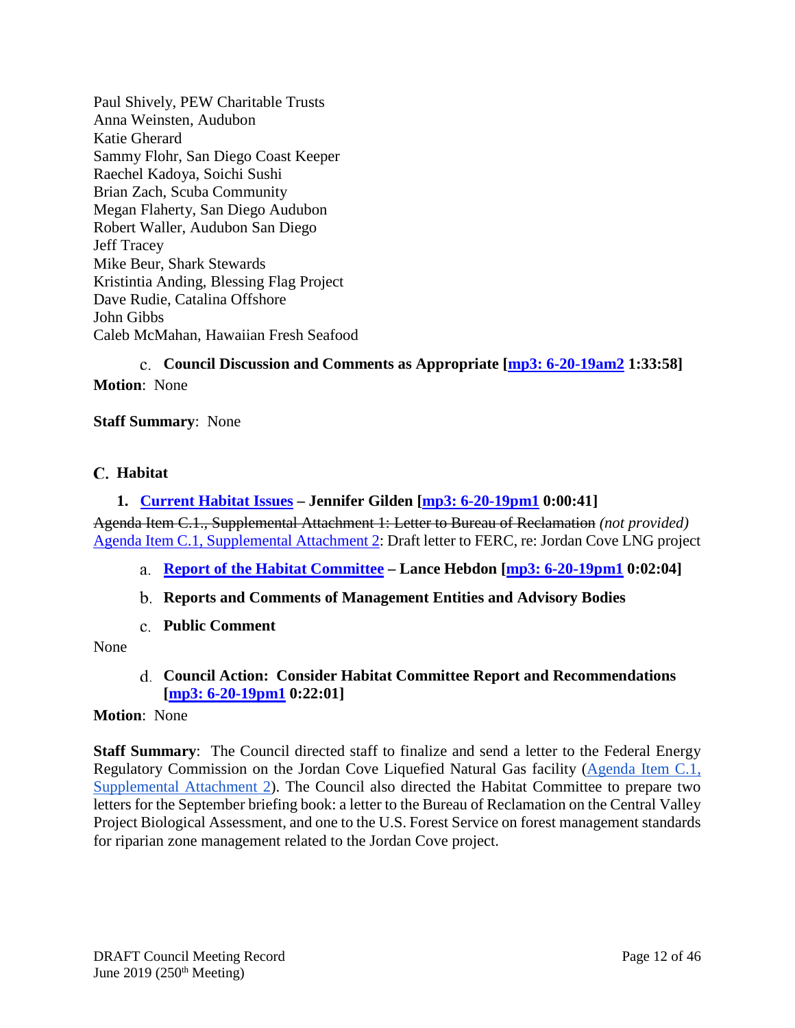Paul Shively, PEW Charitable Trusts
Anna Weinsten, Audubon
Katie Gherard
Sammy Flohr, San Diego Coast Keeper
Raechel Kadoya, Soichi Sushi
Brian Zach, Scuba Community
Megan Flaherty, San Diego Audubon
Robert Waller, Audubon San Diego
Jeff Tracey
Mike Beur, Shark Stewards
Kristintia Anding, Blessing Flag Project
Dave Rudie, Catalina Offshore
John Gibbs
Caleb McMahan, Hawaiian Fresh Seafood

c. **Council Discussion and Comments as Appropriate [mp3: 6-20-19am2 1:33:58]**

**Motion**: None

**Staff Summary**: None

## C. Habitat

### 1. Current Habitat Issues – Jennifer Gilden [mp3: 6-20-19pm1 0:00:41]

~~Agenda Item C.1., Supplemental Attachment 1: Letter to Bureau of Reclamation~~ *(not provided)*
Agenda Item C.1, Supplemental Attachment 2: Draft letter to FERC, re: Jordan Cove LNG project

a. **Report of the Habitat Committee – Lance Hebdon [mp3: 6-20-19pm1 0:02:04]**

b. **Reports and Comments of Management Entities and Advisory Bodies**

c. **Public Comment**

None

d. **Council Action: Consider Habitat Committee Report and Recommendations [mp3: 6-20-19pm1 0:22:01]**

**Motion**: None

**Staff Summary**: The Council directed staff to finalize and send a letter to the Federal Energy Regulatory Commission on the Jordan Cove Liquefied Natural Gas facility (Agenda Item C.1, Supplemental Attachment 2). The Council also directed the Habitat Committee to prepare two letters for the September briefing book: a letter to the Bureau of Reclamation on the Central Valley Project Biological Assessment, and one to the U.S. Forest Service on forest management standards for riparian zone management related to the Jordan Cove project.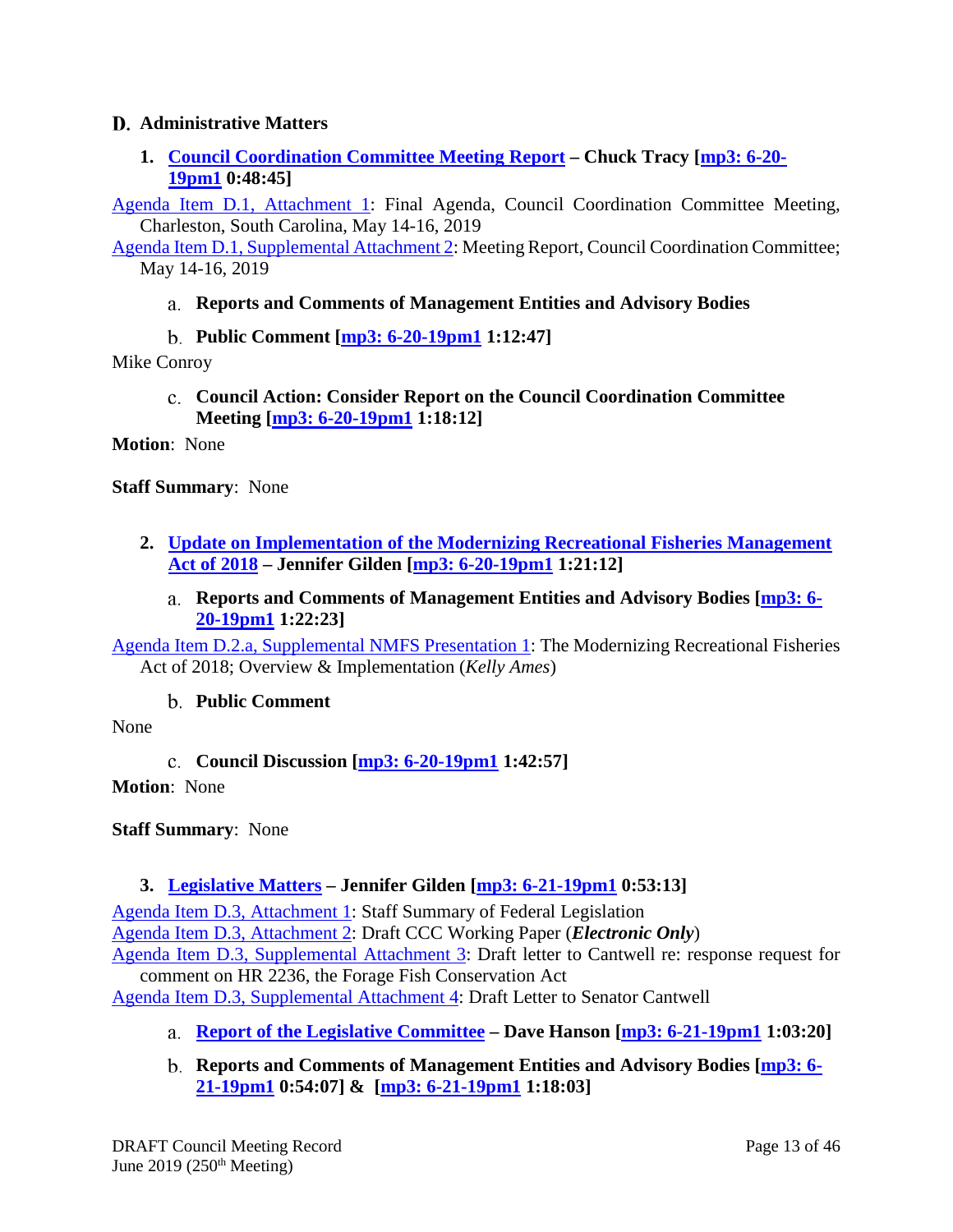## D. Administrative Matters

### 1. Council Coordination Committee Meeting Report – Chuck Tracy [mp3: 6-20-19pm1 0:48:45]

Agenda Item D.1, Attachment 1: Final Agenda, Council Coordination Committee Meeting, Charleston, South Carolina, May 14-16, 2019

Agenda Item D.1, Supplemental Attachment 2: Meeting Report, Council Coordination Committee; May 14-16, 2019

a. **Reports and Comments of Management Entities and Advisory Bodies**

b. **Public Comment [mp3: 6-20-19pm1 1:12:47]**

Mike Conroy

c. **Council Action: Consider Report on the Council Coordination Committee Meeting [mp3: 6-20-19pm1 1:18:12]**

**Motion**: None

**Staff Summary**: None

### 2. Update on Implementation of the Modernizing Recreational Fisheries Management Act of 2018 – Jennifer Gilden [mp3: 6-20-19pm1 1:21:12]

a. **Reports and Comments of Management Entities and Advisory Bodies [mp3: 6-20-19pm1 1:22:23]**

Agenda Item D.2.a, Supplemental NMFS Presentation 1: The Modernizing Recreational Fisheries Act of 2018; Overview & Implementation (*Kelly Ames*)

b. **Public Comment**

None

c. **Council Discussion [mp3: 6-20-19pm1 1:42:57]**

**Motion**: None

**Staff Summary**: None

### 3. Legislative Matters – Jennifer Gilden [mp3: 6-21-19pm1 0:53:13]

Agenda Item D.3, Attachment 1: Staff Summary of Federal Legislation

Agenda Item D.3, Attachment 2: Draft CCC Working Paper (***Electronic Only***)

Agenda Item D.3, Supplemental Attachment 3: Draft letter to Cantwell re: response request for comment on HR 2236, the Forage Fish Conservation Act

Agenda Item D.3, Supplemental Attachment 4: Draft Letter to Senator Cantwell

a. **Report of the Legislative Committee – Dave Hanson [mp3: 6-21-19pm1 1:03:20]**

b. **Reports and Comments of Management Entities and Advisory Bodies [mp3: 6-21-19pm1 0:54:07] & [mp3: 6-21-19pm1 1:18:03]**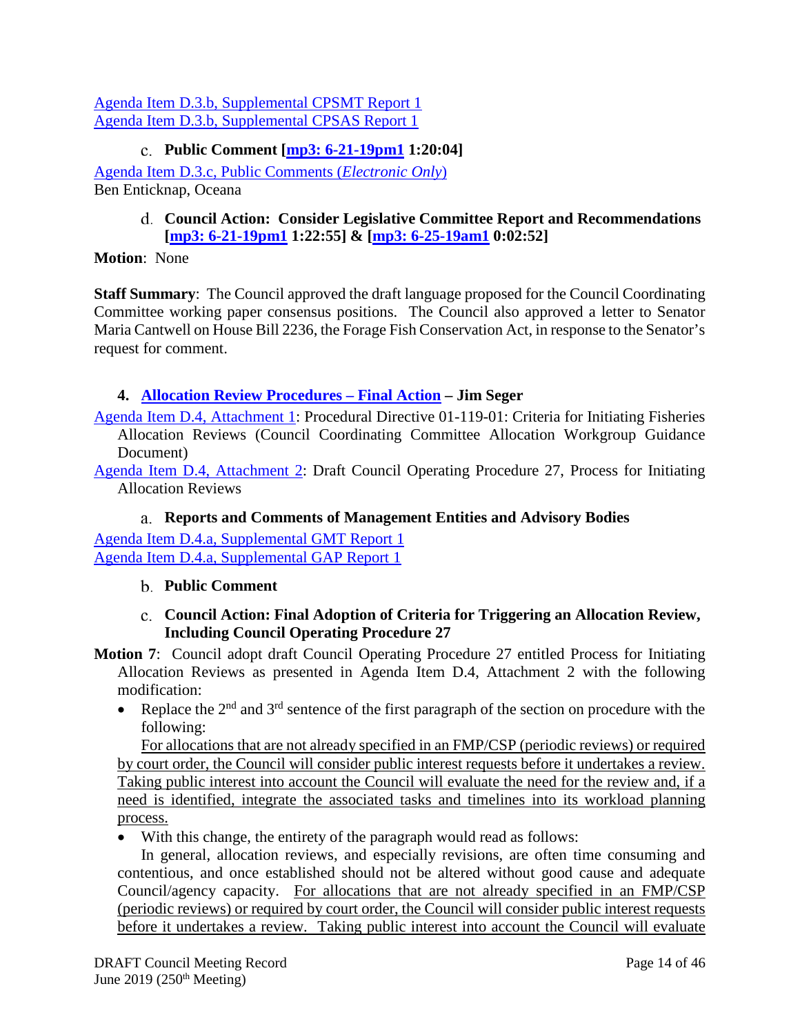Agenda Item D.3.b, Supplemental CPSMT Report 1
Agenda Item D.3.b, Supplemental CPSAS Report 1

c. **Public Comment [mp3: 6-21-19pm1 1:20:04]**

Agenda Item D.3.c, Public Comments (*Electronic Only*)
Ben Enticknap, Oceana

d. **Council Action: Consider Legislative Committee Report and Recommendations [mp3: 6-21-19pm1 1:22:55] & [mp3: 6-25-19am1 0:02:52]**

**Motion**: None

**Staff Summary**: The Council approved the draft language proposed for the Council Coordinating Committee working paper consensus positions. The Council also approved a letter to Senator Maria Cantwell on House Bill 2236, the Forage Fish Conservation Act, in response to the Senator's request for comment.

### 4. Allocation Review Procedures – Final Action – Jim Seger

Agenda Item D.4, Attachment 1: Procedural Directive 01-119-01: Criteria for Initiating Fisheries Allocation Reviews (Council Coordinating Committee Allocation Workgroup Guidance Document)

Agenda Item D.4, Attachment 2: Draft Council Operating Procedure 27, Process for Initiating Allocation Reviews

a. **Reports and Comments of Management Entities and Advisory Bodies**

Agenda Item D.4.a, Supplemental GMT Report 1
Agenda Item D.4.a, Supplemental GAP Report 1

b. **Public Comment**

c. **Council Action: Final Adoption of Criteria for Triggering an Allocation Review, Including Council Operating Procedure 27**

**Motion 7**: Council adopt draft Council Operating Procedure 27 entitled Process for Initiating Allocation Reviews as presented in Agenda Item D.4, Attachment 2 with the following modification:

- Replace the 2nd and 3rd sentence of the first paragraph of the section on procedure with the following:
  <u>For allocations that are not already specified in an FMP/CSP (periodic reviews) or required by court order, the Council will consider public interest requests before it undertakes a review. Taking public interest into account the Council will evaluate the need for the review and, if a need is identified, integrate the associated tasks and timelines into its workload planning process.</u>
- With this change, the entirety of the paragraph would read as follows:
  In general, allocation reviews, and especially revisions, are often time consuming and contentious, and once established should not be altered without good cause and adequate Council/agency capacity. <u>For allocations that are not already specified in an FMP/CSP (periodic reviews) or required by court order, the Council will consider public interest requests before it undertakes a review. Taking public interest into account the Council will evaluate</u>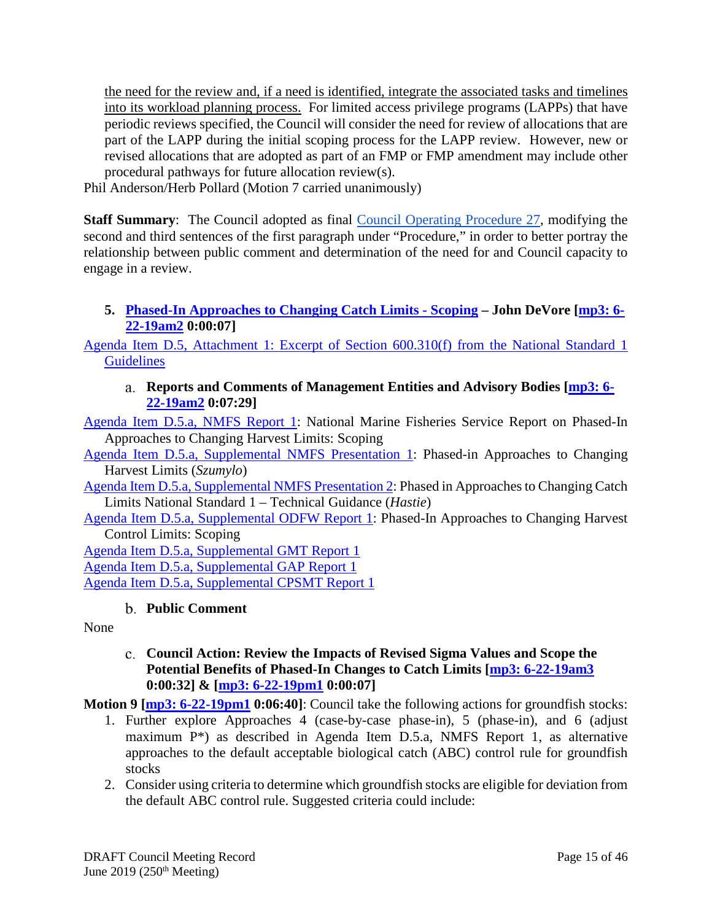the need for the review and, if a need is identified, integrate the associated tasks and timelines into its workload planning process. For limited access privilege programs (LAPPs) that have periodic reviews specified, the Council will consider the need for review of allocations that are part of the LAPP during the initial scoping process for the LAPP review. However, new or revised allocations that are adopted as part of an FMP or FMP amendment may include other procedural pathways for future allocation review(s).

Phil Anderson/Herb Pollard (Motion 7 carried unanimously)

**Staff Summary**: The Council adopted as final Council Operating Procedure 27, modifying the second and third sentences of the first paragraph under "Procedure," in order to better portray the relationship between public comment and determination of the need for and Council capacity to engage in a review.

### 5. Phased-In Approaches to Changing Catch Limits - Scoping – John DeVore [mp3: 6-22-19am2 0:00:07]

Agenda Item D.5, Attachment 1: Excerpt of Section 600.310(f) from the National Standard 1 Guidelines

#### a. Reports and Comments of Management Entities and Advisory Bodies [mp3: 6-22-19am2 0:07:29]

Agenda Item D.5.a, NMFS Report 1: National Marine Fisheries Service Report on Phased-In Approaches to Changing Harvest Limits: Scoping

Agenda Item D.5.a, Supplemental NMFS Presentation 1: Phased-in Approaches to Changing Harvest Limits (*Szumylo*)

Agenda Item D.5.a, Supplemental NMFS Presentation 2: Phased in Approaches to Changing Catch Limits National Standard 1 – Technical Guidance (*Hastie*)

Agenda Item D.5.a, Supplemental ODFW Report 1: Phased-In Approaches to Changing Harvest Control Limits: Scoping

Agenda Item D.5.a, Supplemental GMT Report 1

Agenda Item D.5.a, Supplemental GAP Report 1

Agenda Item D.5.a, Supplemental CPSMT Report 1

#### b. Public Comment

None

#### c. Council Action: Review the Impacts of Revised Sigma Values and Scope the Potential Benefits of Phased-In Changes to Catch Limits [mp3: 6-22-19am3 0:00:32] & [mp3: 6-22-19pm1 0:00:07]

**Motion 9 [mp3: 6-22-19pm1 0:06:40]**: Council take the following actions for groundfish stocks:

1. Further explore Approaches 4 (case-by-case phase-in), 5 (phase-in), and 6 (adjust maximum P*) as described in Agenda Item D.5.a, NMFS Report 1, as alternative approaches to the default acceptable biological catch (ABC) control rule for groundfish stocks
2. Consider using criteria to determine which groundfish stocks are eligible for deviation from the default ABC control rule. Suggested criteria could include: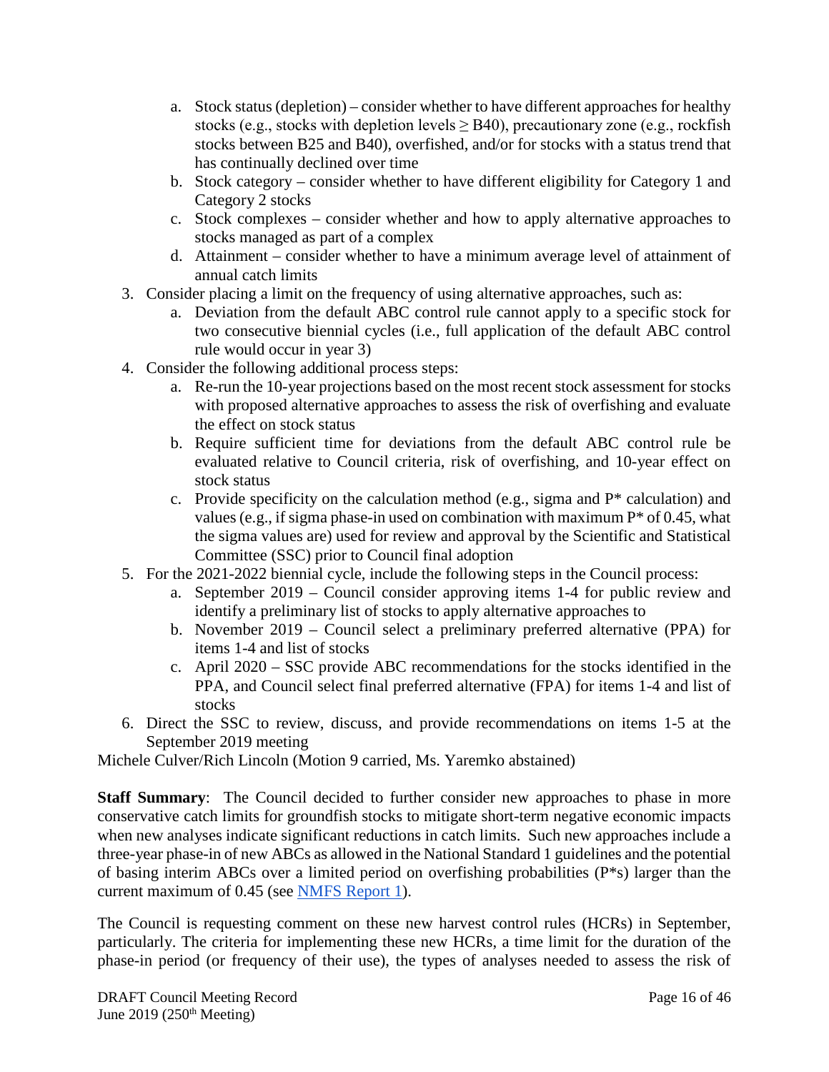a. Stock status (depletion) – consider whether to have different approaches for healthy stocks (e.g., stocks with depletion levels ≥ B40), precautionary zone (e.g., rockfish stocks between B25 and B40), overfished, and/or for stocks with a status trend that has continually declined over time
   b. Stock category – consider whether to have different eligibility for Category 1 and Category 2 stocks
   c. Stock complexes – consider whether and how to apply alternative approaches to stocks managed as part of a complex
   d. Attainment – consider whether to have a minimum average level of attainment of annual catch limits
3. Consider placing a limit on the frequency of using alternative approaches, such as:
   a. Deviation from the default ABC control rule cannot apply to a specific stock for two consecutive biennial cycles (i.e., full application of the default ABC control rule would occur in year 3)
4. Consider the following additional process steps:
   a. Re-run the 10-year projections based on the most recent stock assessment for stocks with proposed alternative approaches to assess the risk of overfishing and evaluate the effect on stock status
   b. Require sufficient time for deviations from the default ABC control rule be evaluated relative to Council criteria, risk of overfishing, and 10-year effect on stock status
   c. Provide specificity on the calculation method (e.g., sigma and P* calculation) and values (e.g., if sigma phase-in used on combination with maximum P* of 0.45, what the sigma values are) used for review and approval by the Scientific and Statistical Committee (SSC) prior to Council final adoption
5. For the 2021-2022 biennial cycle, include the following steps in the Council process:
   a. September 2019 – Council consider approving items 1-4 for public review and identify a preliminary list of stocks to apply alternative approaches to
   b. November 2019 – Council select a preliminary preferred alternative (PPA) for items 1-4 and list of stocks
   c. April 2020 – SSC provide ABC recommendations for the stocks identified in the PPA, and Council select final preferred alternative (FPA) for items 1-4 and list of stocks
6. Direct the SSC to review, discuss, and provide recommendations on items 1-5 at the September 2019 meeting

Michele Culver/Rich Lincoln (Motion 9 carried, Ms. Yaremko abstained)

**Staff Summary**: The Council decided to further consider new approaches to phase in more conservative catch limits for groundfish stocks to mitigate short-term negative economic impacts when new analyses indicate significant reductions in catch limits. Such new approaches include a three-year phase-in of new ABCs as allowed in the National Standard 1 guidelines and the potential of basing interim ABCs over a limited period on overfishing probabilities (P*s) larger than the current maximum of 0.45 (see NMFS Report 1).

The Council is requesting comment on these new harvest control rules (HCRs) in September, particularly. The criteria for implementing these new HCRs, a time limit for the duration of the phase-in period (or frequency of their use), the types of analyses needed to assess the risk of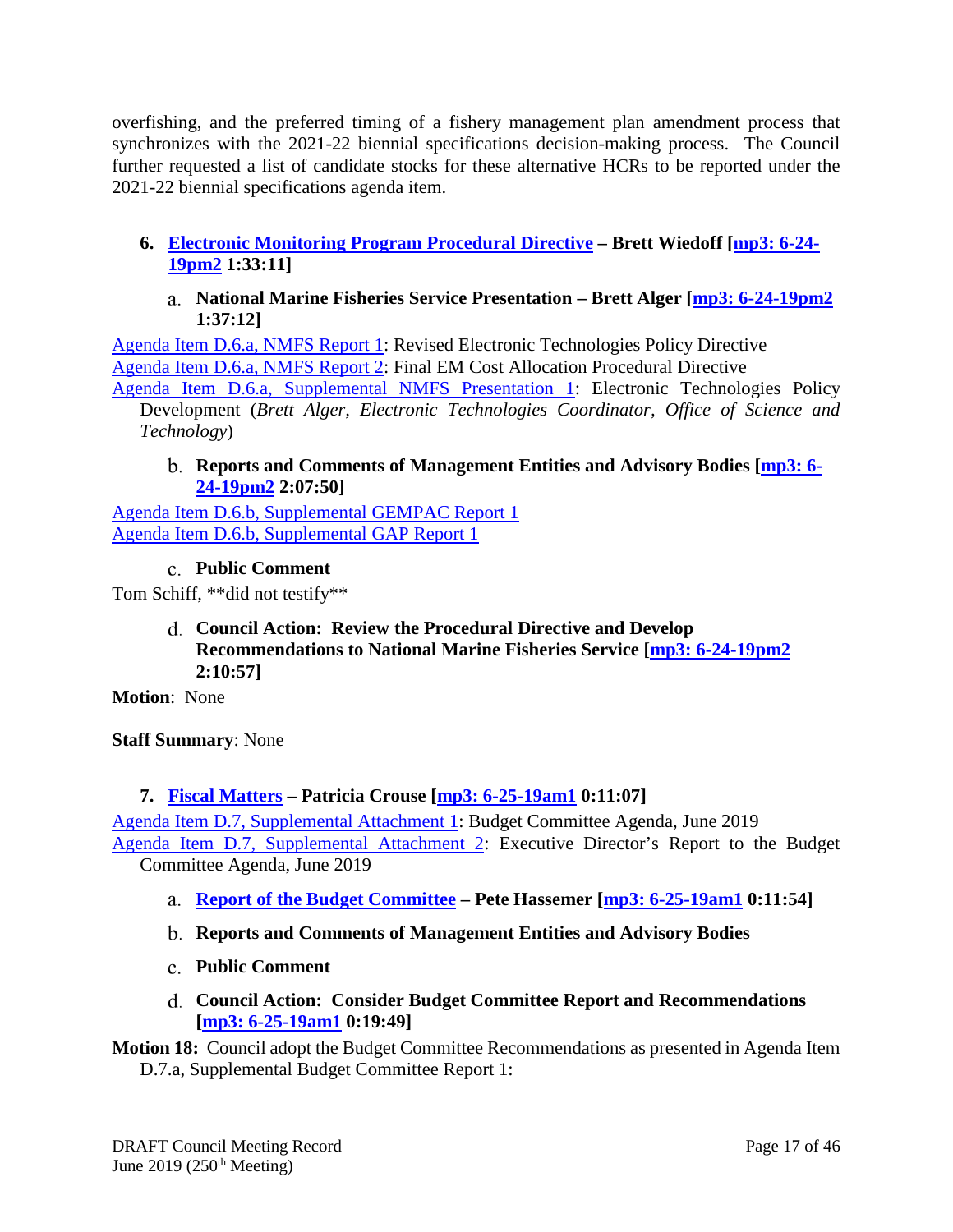overfishing, and the preferred timing of a fishery management plan amendment process that synchronizes with the 2021-22 biennial specifications decision-making process. The Council further requested a list of candidate stocks for these alternative HCRs to be reported under the 2021-22 biennial specifications agenda item.

### 6. Electronic Monitoring Program Procedural Directive – Brett Wiedoff [mp3: 6-24-19pm2 1:33:11]

#### a. National Marine Fisheries Service Presentation – Brett Alger [mp3: 6-24-19pm2 1:37:12]

Agenda Item D.6.a, NMFS Report 1: Revised Electronic Technologies Policy Directive
Agenda Item D.6.a, NMFS Report 2: Final EM Cost Allocation Procedural Directive
Agenda Item D.6.a, Supplemental NMFS Presentation 1: Electronic Technologies Policy Development (*Brett Alger, Electronic Technologies Coordinator, Office of Science and Technology*)

#### b. Reports and Comments of Management Entities and Advisory Bodies [mp3: 6-24-19pm2 2:07:50]

Agenda Item D.6.b, Supplemental GEMPAC Report 1
Agenda Item D.6.b, Supplemental GAP Report 1

#### c. Public Comment

Tom Schiff, **did not testify**

#### d. Council Action: Review the Procedural Directive and Develop Recommendations to National Marine Fisheries Service [mp3: 6-24-19pm2 2:10:57]

**Motion**: None

**Staff Summary**: None

### 7. Fiscal Matters – Patricia Crouse [mp3: 6-25-19am1 0:11:07]

Agenda Item D.7, Supplemental Attachment 1: Budget Committee Agenda, June 2019
Agenda Item D.7, Supplemental Attachment 2: Executive Director's Report to the Budget Committee Agenda, June 2019

#### a. Report of the Budget Committee – Pete Hassemer [mp3: 6-25-19am1 0:11:54]

#### b. Reports and Comments of Management Entities and Advisory Bodies

#### c. Public Comment

#### d. Council Action: Consider Budget Committee Report and Recommendations [mp3: 6-25-19am1 0:19:49]

**Motion 18:** Council adopt the Budget Committee Recommendations as presented in Agenda Item D.7.a, Supplemental Budget Committee Report 1: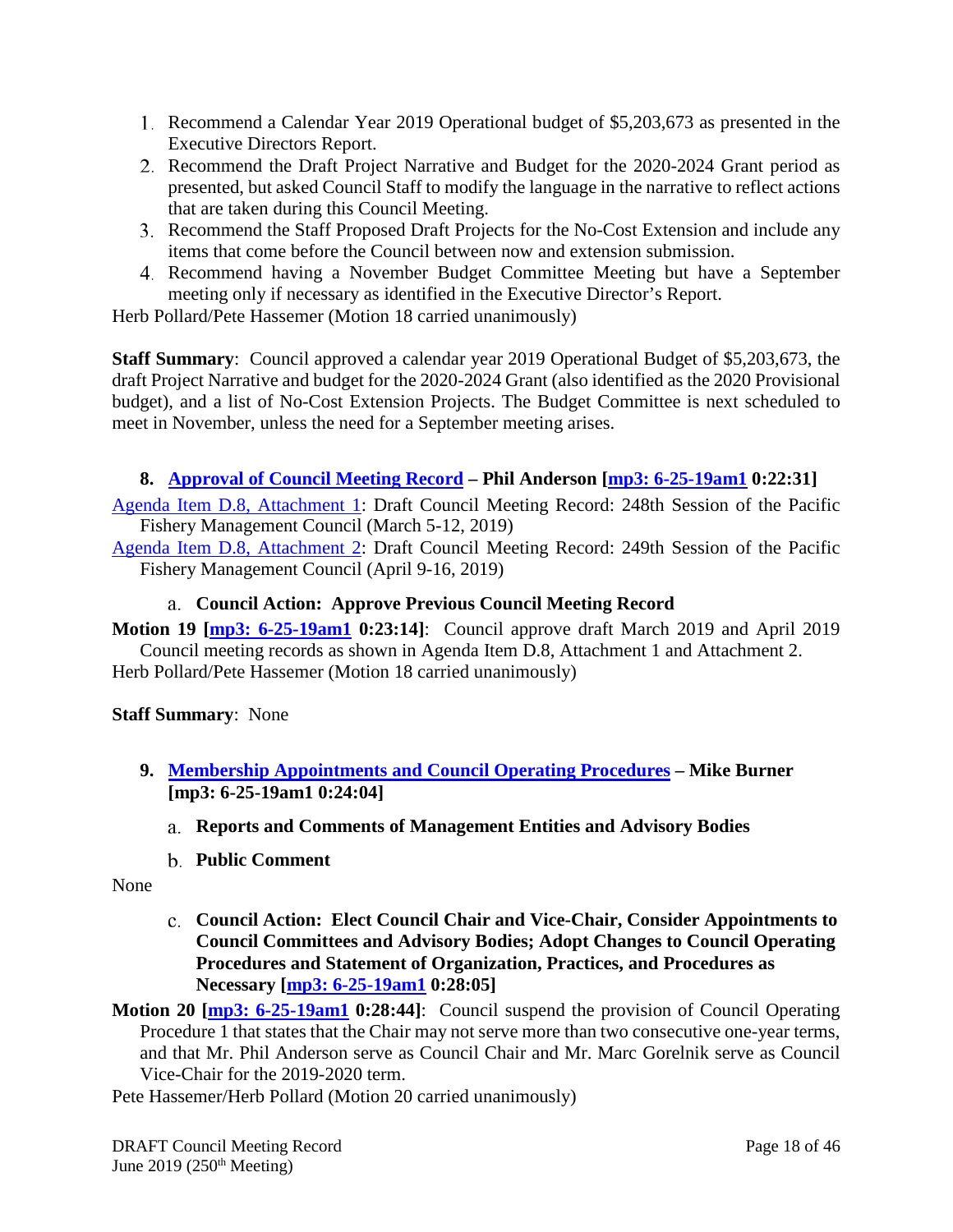1. Recommend a Calendar Year 2019 Operational budget of $5,203,673 as presented in the Executive Directors Report.
2. Recommend the Draft Project Narrative and Budget for the 2020-2024 Grant period as presented, but asked Council Staff to modify the language in the narrative to reflect actions that are taken during this Council Meeting.
3. Recommend the Staff Proposed Draft Projects for the No-Cost Extension and include any items that come before the Council between now and extension submission.
4. Recommend having a November Budget Committee Meeting but have a September meeting only if necessary as identified in the Executive Director's Report.

Herb Pollard/Pete Hassemer (Motion 18 carried unanimously)

**Staff Summary**: Council approved a calendar year 2019 Operational Budget of $5,203,673, the draft Project Narrative and budget for the 2020-2024 Grant (also identified as the 2020 Provisional budget), and a list of No-Cost Extension Projects. The Budget Committee is next scheduled to meet in November, unless the need for a September meeting arises.

### 8. Approval of Council Meeting Record – Phil Anderson [mp3: 6-25-19am1 0:22:31]

Agenda Item D.8, Attachment 1: Draft Council Meeting Record: 248th Session of the Pacific Fishery Management Council (March 5-12, 2019)

Agenda Item D.8, Attachment 2: Draft Council Meeting Record: 249th Session of the Pacific Fishery Management Council (April 9-16, 2019)

#### a. Council Action: Approve Previous Council Meeting Record

**Motion 19 [mp3: 6-25-19am1 0:23:14]**: Council approve draft March 2019 and April 2019 Council meeting records as shown in Agenda Item D.8, Attachment 1 and Attachment 2.

Herb Pollard/Pete Hassemer (Motion 18 carried unanimously)

**Staff Summary**: None

### 9. Membership Appointments and Council Operating Procedures – Mike Burner [mp3: 6-25-19am1 0:24:04]

#### a. Reports and Comments of Management Entities and Advisory Bodies

#### b. Public Comment

None

#### c. Council Action: Elect Council Chair and Vice-Chair, Consider Appointments to Council Committees and Advisory Bodies; Adopt Changes to Council Operating Procedures and Statement of Organization, Practices, and Procedures as Necessary [mp3: 6-25-19am1 0:28:05]

**Motion 20 [mp3: 6-25-19am1 0:28:44]**: Council suspend the provision of Council Operating Procedure 1 that states that the Chair may not serve more than two consecutive one-year terms, and that Mr. Phil Anderson serve as Council Chair and Mr. Marc Gorelnik serve as Council Vice-Chair for the 2019-2020 term.

Pete Hassemer/Herb Pollard (Motion 20 carried unanimously)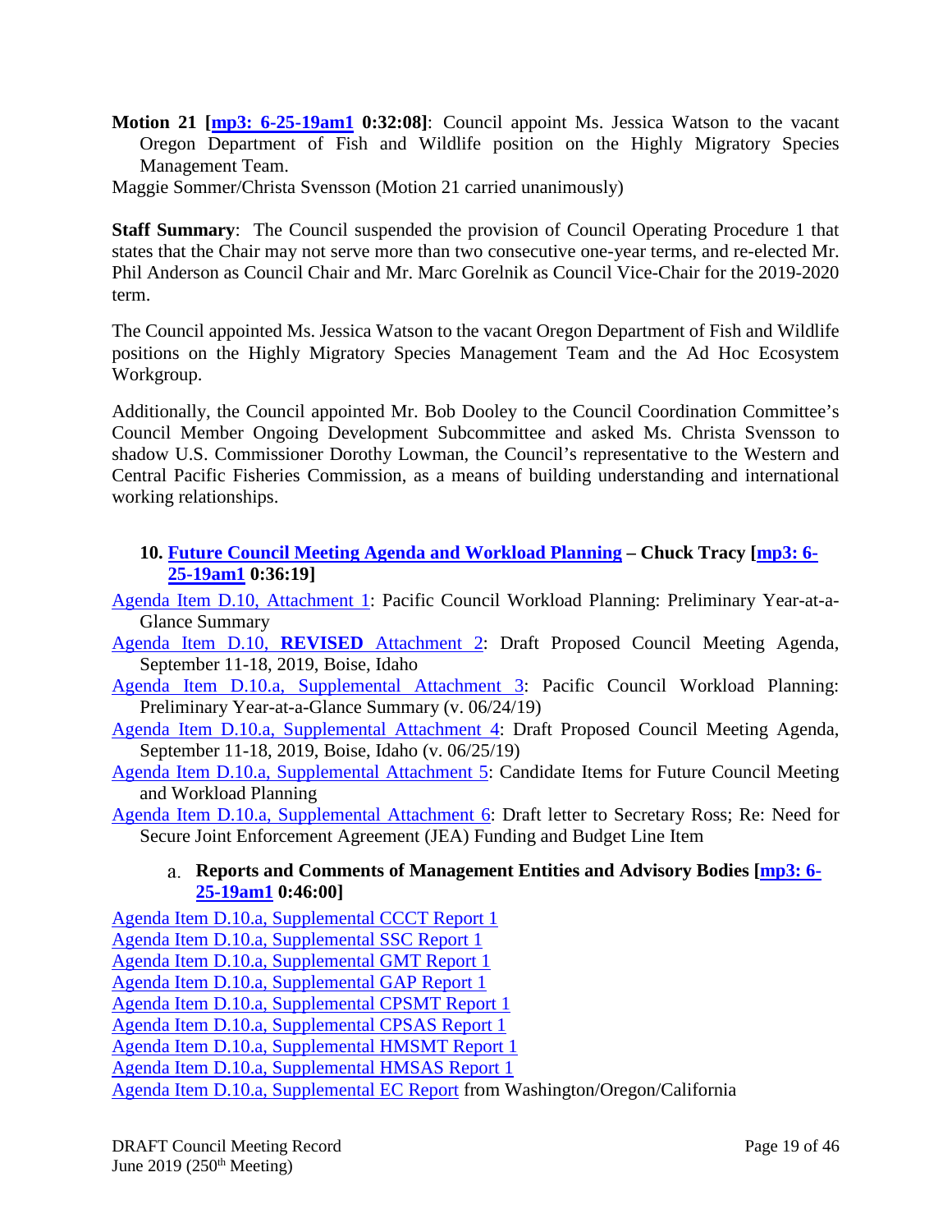**Motion 21 [mp3: 6-25-19am1 0:32:08]**: Council appoint Ms. Jessica Watson to the vacant Oregon Department of Fish and Wildlife position on the Highly Migratory Species Management Team.

Maggie Sommer/Christa Svensson (Motion 21 carried unanimously)

**Staff Summary**: The Council suspended the provision of Council Operating Procedure 1 that states that the Chair may not serve more than two consecutive one-year terms, and re-elected Mr. Phil Anderson as Council Chair and Mr. Marc Gorelnik as Council Vice-Chair for the 2019-2020 term.

The Council appointed Ms. Jessica Watson to the vacant Oregon Department of Fish and Wildlife positions on the Highly Migratory Species Management Team and the Ad Hoc Ecosystem Workgroup.

Additionally, the Council appointed Mr. Bob Dooley to the Council Coordination Committee's Council Member Ongoing Development Subcommittee and asked Ms. Christa Svensson to shadow U.S. Commissioner Dorothy Lowman, the Council's representative to the Western and Central Pacific Fisheries Commission, as a means of building understanding and international working relationships.

### 10. Future Council Meeting Agenda and Workload Planning – Chuck Tracy [mp3: 6-25-19am1 0:36:19]

Agenda Item D.10, Attachment 1: Pacific Council Workload Planning: Preliminary Year-at-a-Glance Summary

Agenda Item D.10, **REVISED** Attachment 2: Draft Proposed Council Meeting Agenda, September 11-18, 2019, Boise, Idaho

Agenda Item D.10.a, Supplemental Attachment 3: Pacific Council Workload Planning: Preliminary Year-at-a-Glance Summary (v. 06/24/19)

Agenda Item D.10.a, Supplemental Attachment 4: Draft Proposed Council Meeting Agenda, September 11-18, 2019, Boise, Idaho (v. 06/25/19)

Agenda Item D.10.a, Supplemental Attachment 5: Candidate Items for Future Council Meeting and Workload Planning

Agenda Item D.10.a, Supplemental Attachment 6: Draft letter to Secretary Ross; Re: Need for Secure Joint Enforcement Agreement (JEA) Funding and Budget Line Item

#### a. Reports and Comments of Management Entities and Advisory Bodies [mp3: 6-25-19am1 0:46:00]

Agenda Item D.10.a, Supplemental CCCT Report 1
Agenda Item D.10.a, Supplemental SSC Report 1
Agenda Item D.10.a, Supplemental GMT Report 1
Agenda Item D.10.a, Supplemental GAP Report 1
Agenda Item D.10.a, Supplemental CPSMT Report 1
Agenda Item D.10.a, Supplemental CPSAS Report 1
Agenda Item D.10.a, Supplemental HMSMT Report 1
Agenda Item D.10.a, Supplemental HMSAS Report 1
Agenda Item D.10.a, Supplemental EC Report from Washington/Oregon/California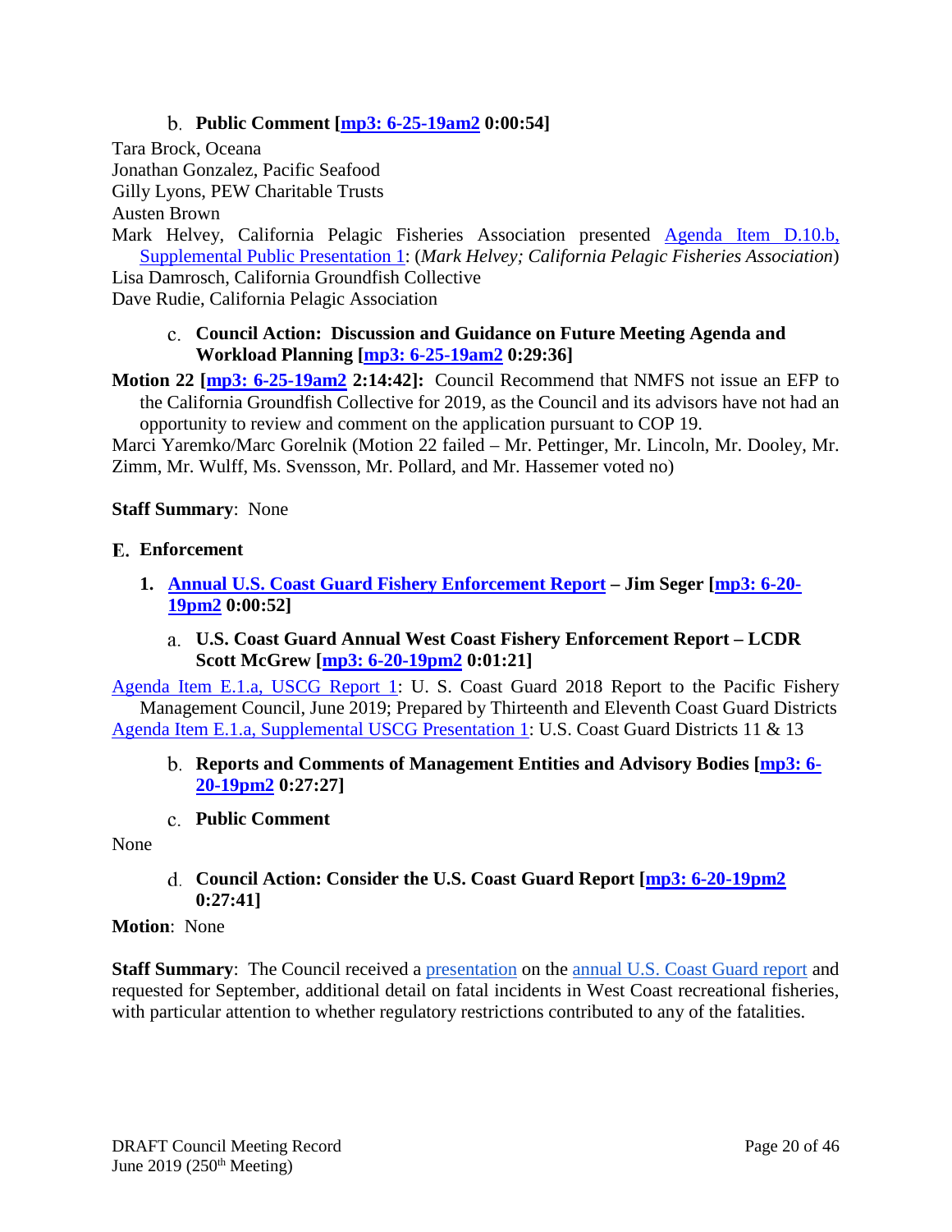b. **Public Comment [mp3: 6-25-19am2 0:00:54]**

Tara Brock, Oceana
Jonathan Gonzalez, Pacific Seafood
Gilly Lyons, PEW Charitable Trusts
Austen Brown
Mark Helvey, California Pelagic Fisheries Association presented Agenda Item D.10.b, Supplemental Public Presentation 1: (*Mark Helvey; California Pelagic Fisheries Association*)
Lisa Damrosch, California Groundfish Collective
Dave Rudie, California Pelagic Association

c. **Council Action: Discussion and Guidance on Future Meeting Agenda and Workload Planning [mp3: 6-25-19am2 0:29:36]**

**Motion 22 [mp3: 6-25-19am2 2:14:42]:** Council Recommend that NMFS not issue an EFP to the California Groundfish Collective for 2019, as the Council and its advisors have not had an opportunity to review and comment on the application pursuant to COP 19.

Marci Yaremko/Marc Gorelnik (Motion 22 failed – Mr. Pettinger, Mr. Lincoln, Mr. Dooley, Mr. Zimm, Mr. Wulff, Ms. Svensson, Mr. Pollard, and Mr. Hassemer voted no)

**Staff Summary**: None

## E. Enforcement

### 1. Annual U.S. Coast Guard Fishery Enforcement Report – Jim Seger [mp3: 6-20-19pm2 0:00:52]

a. **U.S. Coast Guard Annual West Coast Fishery Enforcement Report – LCDR Scott McGrew [mp3: 6-20-19pm2 0:01:21]**

Agenda Item E.1.a, USCG Report 1: U. S. Coast Guard 2018 Report to the Pacific Fishery Management Council, June 2019; Prepared by Thirteenth and Eleventh Coast Guard Districts
Agenda Item E.1.a, Supplemental USCG Presentation 1: U.S. Coast Guard Districts 11 & 13

b. **Reports and Comments of Management Entities and Advisory Bodies [mp3: 6-20-19pm2 0:27:27]**

c. **Public Comment**

None

d. **Council Action: Consider the U.S. Coast Guard Report [mp3: 6-20-19pm2 0:27:41]**

**Motion**: None

**Staff Summary**: The Council received a presentation on the annual U.S. Coast Guard report and requested for September, additional detail on fatal incidents in West Coast recreational fisheries, with particular attention to whether regulatory restrictions contributed to any of the fatalities.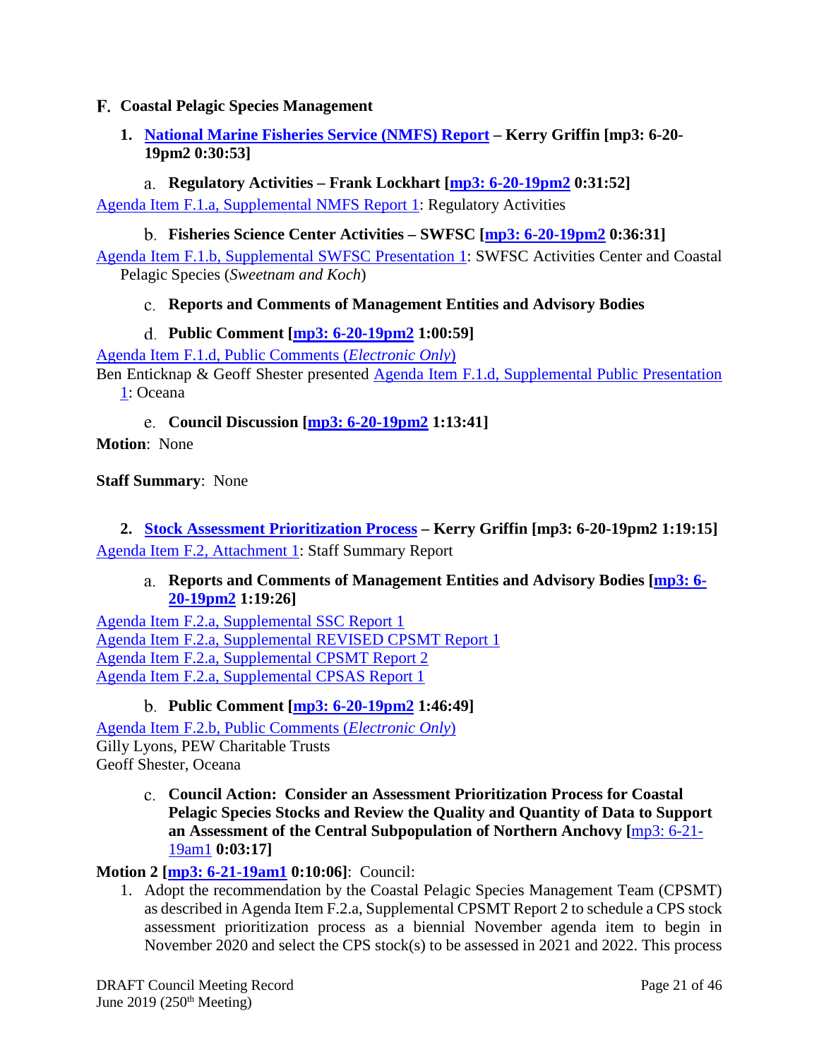## F. Coastal Pelagic Species Management

### 1. National Marine Fisheries Service (NMFS) Report – Kerry Griffin [mp3: 6-20-19pm2 0:30:53]

#### a. Regulatory Activities – Frank Lockhart [mp3: 6-20-19pm2 0:31:52]

Agenda Item F.1.a, Supplemental NMFS Report 1: Regulatory Activities

#### b. Fisheries Science Center Activities – SWFSC [mp3: 6-20-19pm2 0:36:31]

Agenda Item F.1.b, Supplemental SWFSC Presentation 1: SWFSC Activities Center and Coastal Pelagic Species (*Sweetnam and Koch*)

#### c. Reports and Comments of Management Entities and Advisory Bodies

#### d. Public Comment [mp3: 6-20-19pm2 1:00:59]

Agenda Item F.1.d, Public Comments (*Electronic Only*)

Ben Enticknap & Geoff Shester presented Agenda Item F.1.d, Supplemental Public Presentation 1: Oceana

#### e. Council Discussion [mp3: 6-20-19pm2 1:13:41]

**Motion**: None

**Staff Summary**: None

### 2. Stock Assessment Prioritization Process – Kerry Griffin [mp3: 6-20-19pm2 1:19:15]

Agenda Item F.2, Attachment 1: Staff Summary Report

#### a. Reports and Comments of Management Entities and Advisory Bodies [mp3: 6-20-19pm2 1:19:26]

Agenda Item F.2.a, Supplemental SSC Report 1
Agenda Item F.2.a, Supplemental REVISED CPSMT Report 1
Agenda Item F.2.a, Supplemental CPSMT Report 2
Agenda Item F.2.a, Supplemental CPSAS Report 1

#### b. Public Comment [mp3: 6-20-19pm2 1:46:49]

Agenda Item F.2.b, Public Comments (*Electronic Only*)
Gilly Lyons, PEW Charitable Trusts
Geoff Shester, Oceana

#### c. Council Action: Consider an Assessment Prioritization Process for Coastal Pelagic Species Stocks and Review the Quality and Quantity of Data to Support an Assessment of the Central Subpopulation of Northern Anchovy [mp3: 6-21-19am1 0:03:17]

**Motion 2 [mp3: 6-21-19am1 0:10:06]**: Council:

1. Adopt the recommendation by the Coastal Pelagic Species Management Team (CPSMT) as described in Agenda Item F.2.a, Supplemental CPSMT Report 2 to schedule a CPS stock assessment prioritization process as a biennial November agenda item to begin in November 2020 and select the CPS stock(s) to be assessed in 2021 and 2022. This process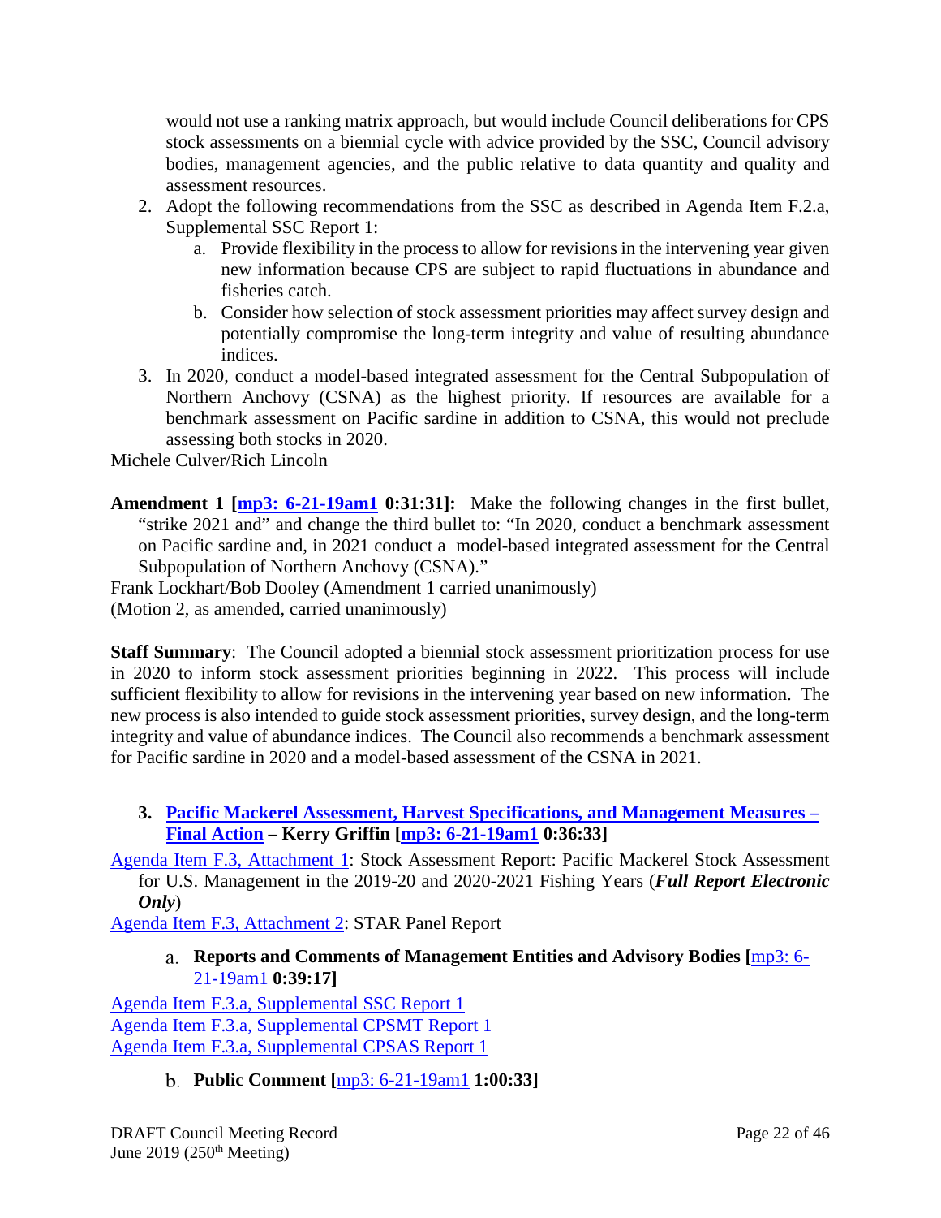would not use a ranking matrix approach, but would include Council deliberations for CPS stock assessments on a biennial cycle with advice provided by the SSC, Council advisory bodies, management agencies, and the public relative to data quantity and quality and assessment resources.

2. Adopt the following recommendations from the SSC as described in Agenda Item F.2.a, Supplemental SSC Report 1:
   a. Provide flexibility in the process to allow for revisions in the intervening year given new information because CPS are subject to rapid fluctuations in abundance and fisheries catch.
   b. Consider how selection of stock assessment priorities may affect survey design and potentially compromise the long-term integrity and value of resulting abundance indices.
3. In 2020, conduct a model-based integrated assessment for the Central Subpopulation of Northern Anchovy (CSNA) as the highest priority. If resources are available for a benchmark assessment on Pacific sardine in addition to CSNA, this would not preclude assessing both stocks in 2020.

Michele Culver/Rich Lincoln

**Amendment 1 [mp3: 6-21-19am1 0:31:31]:** Make the following changes in the first bullet, "strike 2021 and" and change the third bullet to: "In 2020, conduct a benchmark assessment on Pacific sardine and, in 2021 conduct a model-based integrated assessment for the Central Subpopulation of Northern Anchovy (CSNA)."

Frank Lockhart/Bob Dooley (Amendment 1 carried unanimously)
(Motion 2, as amended, carried unanimously)

**Staff Summary**: The Council adopted a biennial stock assessment prioritization process for use in 2020 to inform stock assessment priorities beginning in 2022. This process will include sufficient flexibility to allow for revisions in the intervening year based on new information. The new process is also intended to guide stock assessment priorities, survey design, and the long-term integrity and value of abundance indices. The Council also recommends a benchmark assessment for Pacific sardine in 2020 and a model-based assessment of the CSNA in 2021.

### 3. Pacific Mackerel Assessment, Harvest Specifications, and Management Measures – Final Action – Kerry Griffin [mp3: 6-21-19am1 0:36:33]

Agenda Item F.3, Attachment 1: Stock Assessment Report: Pacific Mackerel Stock Assessment for U.S. Management in the 2019-20 and 2020-2021 Fishing Years (***Full Report Electronic Only***)

Agenda Item F.3, Attachment 2: STAR Panel Report

#### a. Reports and Comments of Management Entities and Advisory Bodies [mp3: 6-21-19am1 0:39:17]

Agenda Item F.3.a, Supplemental SSC Report 1
Agenda Item F.3.a, Supplemental CPSMT Report 1
Agenda Item F.3.a, Supplemental CPSAS Report 1

#### b. Public Comment [mp3: 6-21-19am1 1:00:33]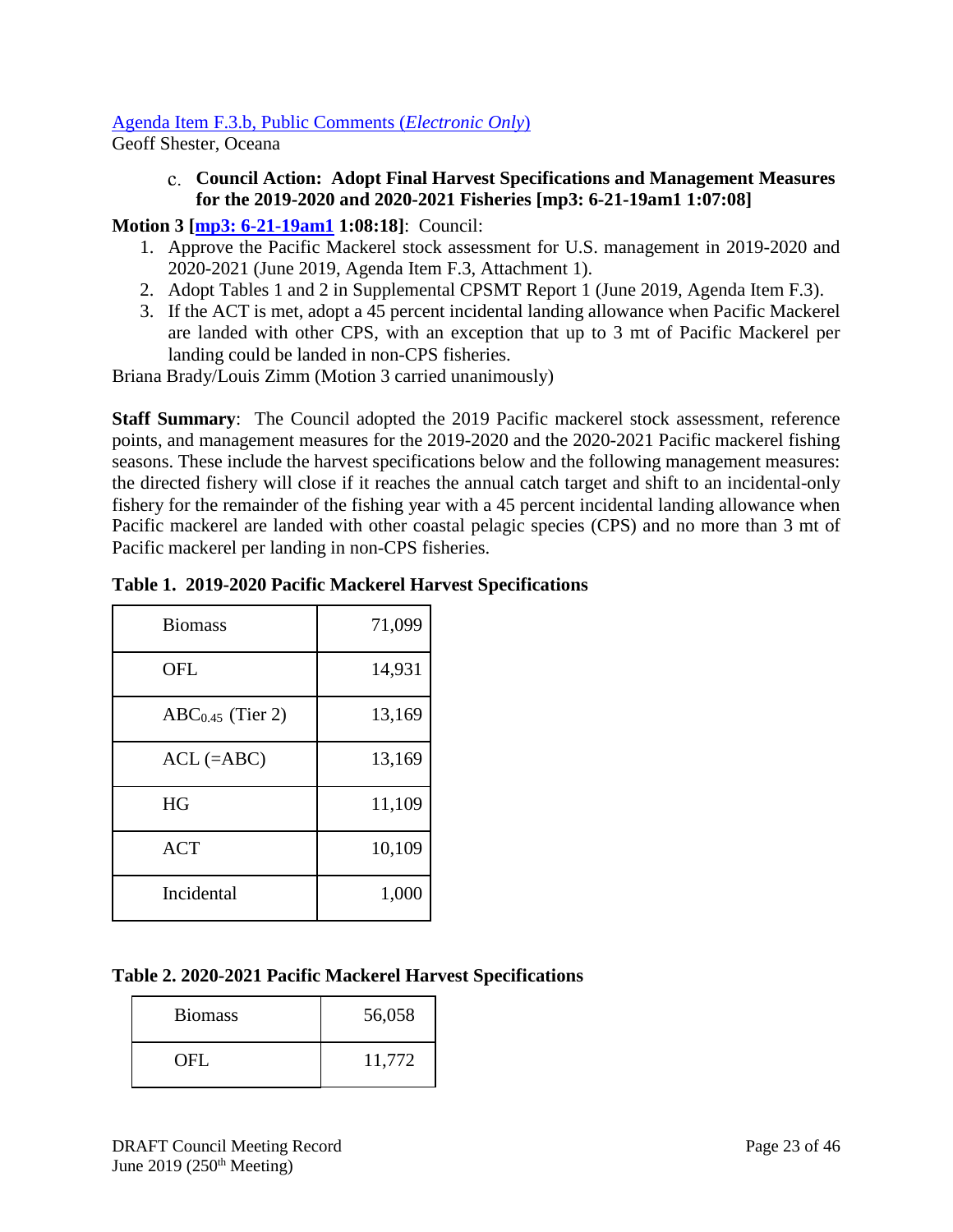[Agenda Item F.3.b, Public Comments (*Electronic Only*)](#)
Geoff Shester, Oceana

c. **Council Action: Adopt Final Harvest Specifications and Management Measures for the 2019-2020 and 2020-2021 Fisheries [mp3: 6-21-19am1 1:07:08]**

**Motion 3 [[mp3: 6-21-19am1](#) 1:08:18]**: Council:

1. Approve the Pacific Mackerel stock assessment for U.S. management in 2019-2020 and 2020-2021 (June 2019, Agenda Item F.3, Attachment 1).
2. Adopt Tables 1 and 2 in Supplemental CPSMT Report 1 (June 2019, Agenda Item F.3).
3. If the ACT is met, adopt a 45 percent incidental landing allowance when Pacific Mackerel are landed with other CPS, with an exception that up to 3 mt of Pacific Mackerel per landing could be landed in non-CPS fisheries.

Briana Brady/Louis Zimm (Motion 3 carried unanimously)

**Staff Summary**: The Council adopted the 2019 Pacific mackerel stock assessment, reference points, and management measures for the 2019-2020 and the 2020-2021 Pacific mackerel fishing seasons. These include the harvest specifications below and the following management measures: the directed fishery will close if it reaches the annual catch target and shift to an incidental-only fishery for the remainder of the fishing year with a 45 percent incidental landing allowance when Pacific mackerel are landed with other coastal pelagic species (CPS) and no more than 3 mt of Pacific mackerel per landing in non-CPS fisheries.

**Table 1. 2019-2020 Pacific Mackerel Harvest Specifications**

| | |
|---|---|
| Biomass | 71,099 |
| OFL | 14,931 |
| $ABC_{0.45}$ (Tier 2) | 13,169 |
| ACL (=ABC) | 13,169 |
| HG | 11,109 |
| ACT | 10,109 |
| Incidental | 1,000 |

**Table 2. 2020-2021 Pacific Mackerel Harvest Specifications**

| | |
|---|---|
| Biomass | 56,058 |
| OFL | 11,772 |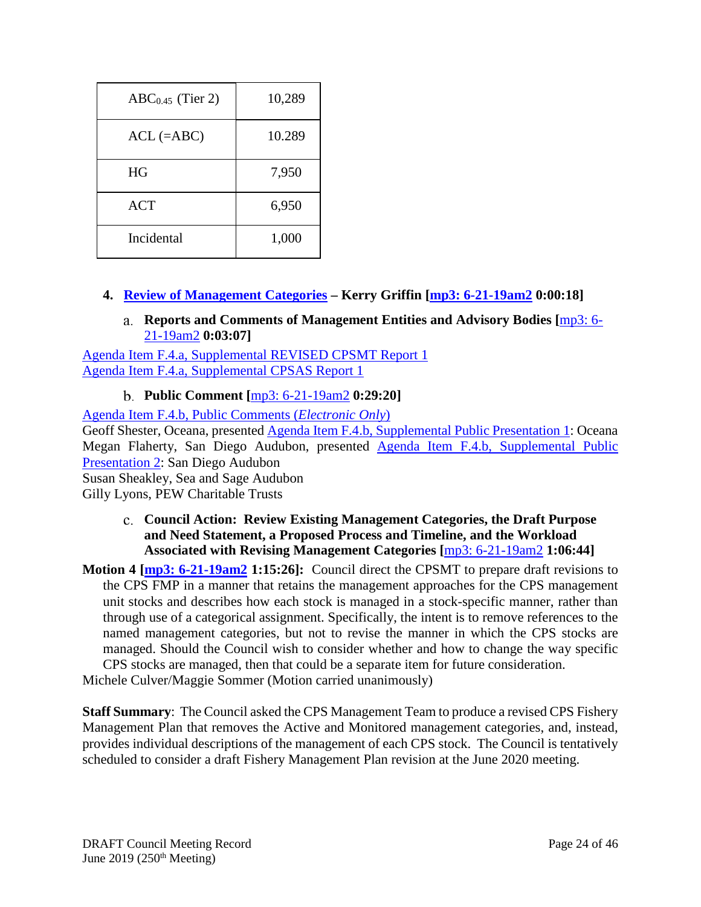| | |
|---|---|
| $ABC_{0.45}$ (Tier 2) | 10,289 |
| ACL (=ABC) | 10.289 |
| HG | 7,950 |
| ACT | 6,950 |
| Incidental | 1,000 |

4. **Review of Management Categories – Kerry Griffin [mp3: 6-21-19am2 0:00:18]**

   a. **Reports and Comments of Management Entities and Advisory Bodies [**mp3: 6-21-19am2 **0:03:07]**

Agenda Item F.4.a, Supplemental REVISED CPSMT Report 1
Agenda Item F.4.a, Supplemental CPSAS Report 1

   b. **Public Comment [**mp3: 6-21-19am2 **0:29:20]**

Agenda Item F.4.b, Public Comments (*Electronic Only*)
Geoff Shester, Oceana, presented Agenda Item F.4.b, Supplemental Public Presentation 1: Oceana
Megan Flaherty, San Diego Audubon, presented Agenda Item F.4.b, Supplemental Public Presentation 2: San Diego Audubon
Susan Sheakley, Sea and Sage Audubon
Gilly Lyons, PEW Charitable Trusts

   c. **Council Action: Review Existing Management Categories, the Draft Purpose and Need Statement, a Proposed Process and Timeline, and the Workload Associated with Revising Management Categories [**mp3: 6-21-19am2 **1:06:44]**

**Motion 4 [mp3: 6-21-19am2 1:15:26]:** Council direct the CPSMT to prepare draft revisions to the CPS FMP in a manner that retains the management approaches for the CPS management unit stocks and describes how each stock is managed in a stock-specific manner, rather than through use of a categorical assignment. Specifically, the intent is to remove references to the named management categories, but not to revise the manner in which the CPS stocks are managed. Should the Council wish to consider whether and how to change the way specific CPS stocks are managed, then that could be a separate item for future consideration.

Michele Culver/Maggie Sommer (Motion carried unanimously)

**Staff Summary**: The Council asked the CPS Management Team to produce a revised CPS Fishery Management Plan that removes the Active and Monitored management categories, and, instead, provides individual descriptions of the management of each CPS stock. The Council is tentatively scheduled to consider a draft Fishery Management Plan revision at the June 2020 meeting.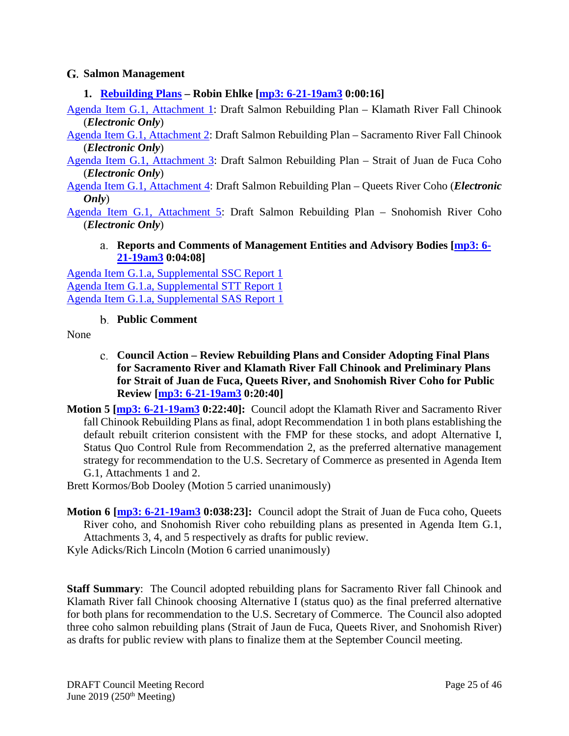## G. Salmon Management

### 1. Rebuilding Plans – Robin Ehlke [mp3: 6-21-19am3 0:00:16]

Agenda Item G.1, Attachment 1: Draft Salmon Rebuilding Plan – Klamath River Fall Chinook (***Electronic Only***)

Agenda Item G.1, Attachment 2: Draft Salmon Rebuilding Plan – Sacramento River Fall Chinook (***Electronic Only***)

Agenda Item G.1, Attachment 3: Draft Salmon Rebuilding Plan – Strait of Juan de Fuca Coho (***Electronic Only***)

Agenda Item G.1, Attachment 4: Draft Salmon Rebuilding Plan – Queets River Coho (***Electronic Only***)

Agenda Item G.1, Attachment 5: Draft Salmon Rebuilding Plan – Snohomish River Coho (***Electronic Only***)

#### a. Reports and Comments of Management Entities and Advisory Bodies [mp3: 6-21-19am3 0:04:08]

Agenda Item G.1.a, Supplemental SSC Report 1
Agenda Item G.1.a, Supplemental STT Report 1
Agenda Item G.1.a, Supplemental SAS Report 1

#### b. Public Comment

None

#### c. Council Action – Review Rebuilding Plans and Consider Adopting Final Plans for Sacramento River and Klamath River Fall Chinook and Preliminary Plans for Strait of Juan de Fuca, Queets River, and Snohomish River Coho for Public Review [mp3: 6-21-19am3 0:20:40]

**Motion 5 [mp3: 6-21-19am3 0:22:40]:** Council adopt the Klamath River and Sacramento River fall Chinook Rebuilding Plans as final, adopt Recommendation 1 in both plans establishing the default rebuilt criterion consistent with the FMP for these stocks, and adopt Alternative I, Status Quo Control Rule from Recommendation 2, as the preferred alternative management strategy for recommendation to the U.S. Secretary of Commerce as presented in Agenda Item G.1, Attachments 1 and 2.

Brett Kormos/Bob Dooley (Motion 5 carried unanimously)

**Motion 6 [mp3: 6-21-19am3 0:038:23]:** Council adopt the Strait of Juan de Fuca coho, Queets River coho, and Snohomish River coho rebuilding plans as presented in Agenda Item G.1, Attachments 3, 4, and 5 respectively as drafts for public review.

Kyle Adicks/Rich Lincoln (Motion 6 carried unanimously)

**Staff Summary**: The Council adopted rebuilding plans for Sacramento River fall Chinook and Klamath River fall Chinook choosing Alternative I (status quo) as the final preferred alternative for both plans for recommendation to the U.S. Secretary of Commerce. The Council also adopted three coho salmon rebuilding plans (Strait of Jaun de Fuca, Queets River, and Snohomish River) as drafts for public review with plans to finalize them at the September Council meeting.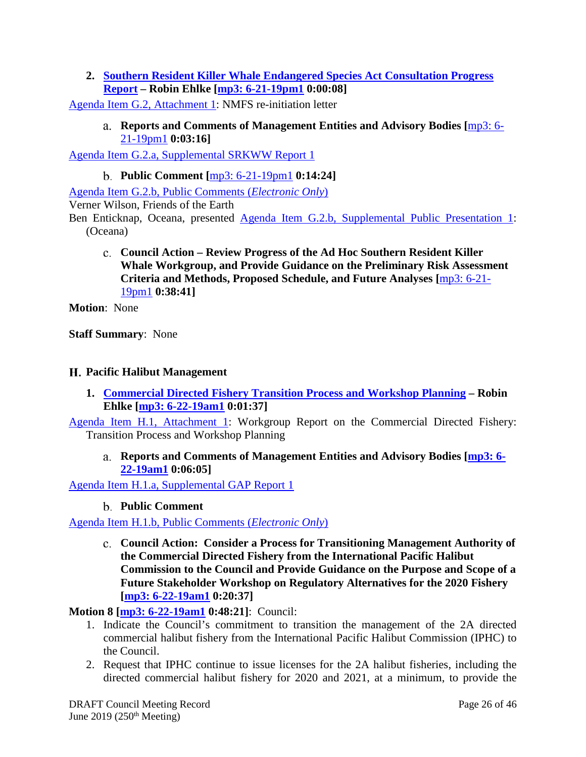2. **Southern Resident Killer Whale Endangered Species Act Consultation Progress Report – Robin Ehlke [mp3: 6-21-19pm1 0:00:08]**

Agenda Item G.2, Attachment 1: NMFS re-initiation letter

a. **Reports and Comments of Management Entities and Advisory Bodies [mp3: 6-21-19pm1 0:03:16]**

Agenda Item G.2.a, Supplemental SRKWW Report 1

b. **Public Comment [mp3: 6-21-19pm1 0:14:24]**

Agenda Item G.2.b, Public Comments (*Electronic Only*)

Verner Wilson, Friends of the Earth

Ben Enticknap, Oceana, presented Agenda Item G.2.b, Supplemental Public Presentation 1: (Oceana)

c. **Council Action – Review Progress of the Ad Hoc Southern Resident Killer Whale Workgroup, and Provide Guidance on the Preliminary Risk Assessment Criteria and Methods, Proposed Schedule, and Future Analyses [mp3: 6-21-19pm1 0:38:41]**

**Motion**: None

**Staff Summary**: None

## H. Pacific Halibut Management

1. **Commercial Directed Fishery Transition Process and Workshop Planning – Robin Ehlke [mp3: 6-22-19am1 0:01:37]**

Agenda Item H.1, Attachment 1: Workgroup Report on the Commercial Directed Fishery: Transition Process and Workshop Planning

a. **Reports and Comments of Management Entities and Advisory Bodies [mp3: 6-22-19am1 0:06:05]**

Agenda Item H.1.a, Supplemental GAP Report 1

b. **Public Comment**

Agenda Item H.1.b, Public Comments (*Electronic Only*)

c. **Council Action: Consider a Process for Transitioning Management Authority of the Commercial Directed Fishery from the International Pacific Halibut Commission to the Council and Provide Guidance on the Purpose and Scope of a Future Stakeholder Workshop on Regulatory Alternatives for the 2020 Fishery [mp3: 6-22-19am1 0:20:37]**

**Motion 8 [mp3: 6-22-19am1 0:48:21]**: Council:

1. Indicate the Council's commitment to transition the management of the 2A directed commercial halibut fishery from the International Pacific Halibut Commission (IPHC) to the Council.
2. Request that IPHC continue to issue licenses for the 2A halibut fisheries, including the directed commercial halibut fishery for 2020 and 2021, at a minimum, to provide the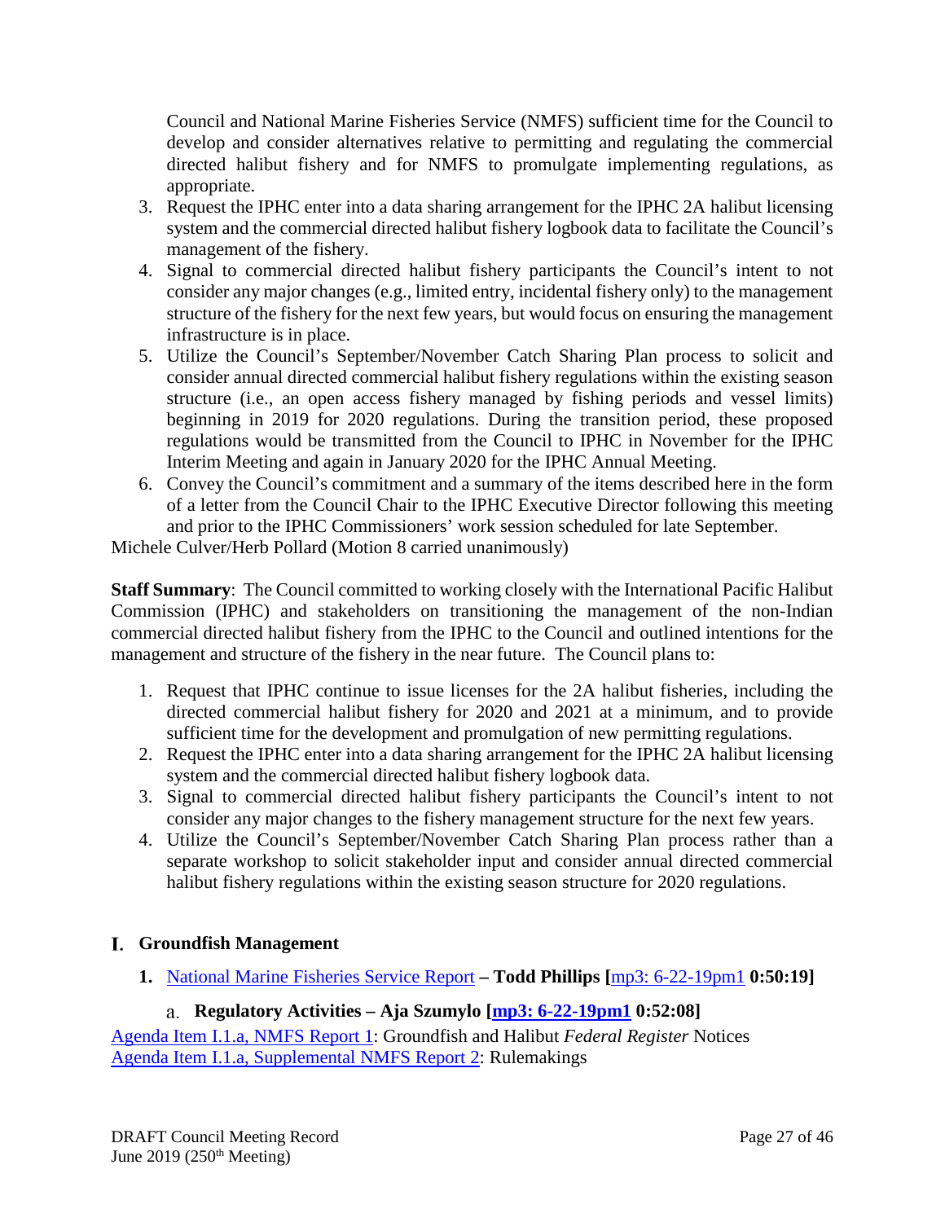Council and National Marine Fisheries Service (NMFS) sufficient time for the Council to develop and consider alternatives relative to permitting and regulating the commercial directed halibut fishery and for NMFS to promulgate implementing regulations, as appropriate.

3. Request the IPHC enter into a data sharing arrangement for the IPHC 2A halibut licensing system and the commercial directed halibut fishery logbook data to facilitate the Council's management of the fishery.
4. Signal to commercial directed halibut fishery participants the Council's intent to not consider any major changes (e.g., limited entry, incidental fishery only) to the management structure of the fishery for the next few years, but would focus on ensuring the management infrastructure is in place.
5. Utilize the Council's September/November Catch Sharing Plan process to solicit and consider annual directed commercial halibut fishery regulations within the existing season structure (i.e., an open access fishery managed by fishing periods and vessel limits) beginning in 2019 for 2020 regulations. During the transition period, these proposed regulations would be transmitted from the Council to IPHC in November for the IPHC Interim Meeting and again in January 2020 for the IPHC Annual Meeting.
6. Convey the Council's commitment and a summary of the items described here in the form of a letter from the Council Chair to the IPHC Executive Director following this meeting and prior to the IPHC Commissioners' work session scheduled for late September.

Michele Culver/Herb Pollard (Motion 8 carried unanimously)

**Staff Summary**: The Council committed to working closely with the International Pacific Halibut Commission (IPHC) and stakeholders on transitioning the management of the non-Indian commercial directed halibut fishery from the IPHC to the Council and outlined intentions for the management and structure of the fishery in the near future. The Council plans to:

1. Request that IPHC continue to issue licenses for the 2A halibut fisheries, including the directed commercial halibut fishery for 2020 and 2021 at a minimum, and to provide sufficient time for the development and promulgation of new permitting regulations.
2. Request the IPHC enter into a data sharing arrangement for the IPHC 2A halibut licensing system and the commercial directed halibut fishery logbook data.
3. Signal to commercial directed halibut fishery participants the Council's intent to not consider any major changes to the fishery management structure for the next few years.
4. Utilize the Council's September/November Catch Sharing Plan process rather than a separate workshop to solicit stakeholder input and consider annual directed commercial halibut fishery regulations within the existing season structure for 2020 regulations.

## I. Groundfish Management

### 1. National Marine Fisheries Service Report – Todd Phillips [mp3: 6-22-19pm1 0:50:19]

#### a. Regulatory Activities – Aja Szumylo [mp3: 6-22-19pm1 0:52:08]

Agenda Item I.1.a, NMFS Report 1: Groundfish and Halibut *Federal Register* Notices
Agenda Item I.1.a, Supplemental NMFS Report 2: Rulemakings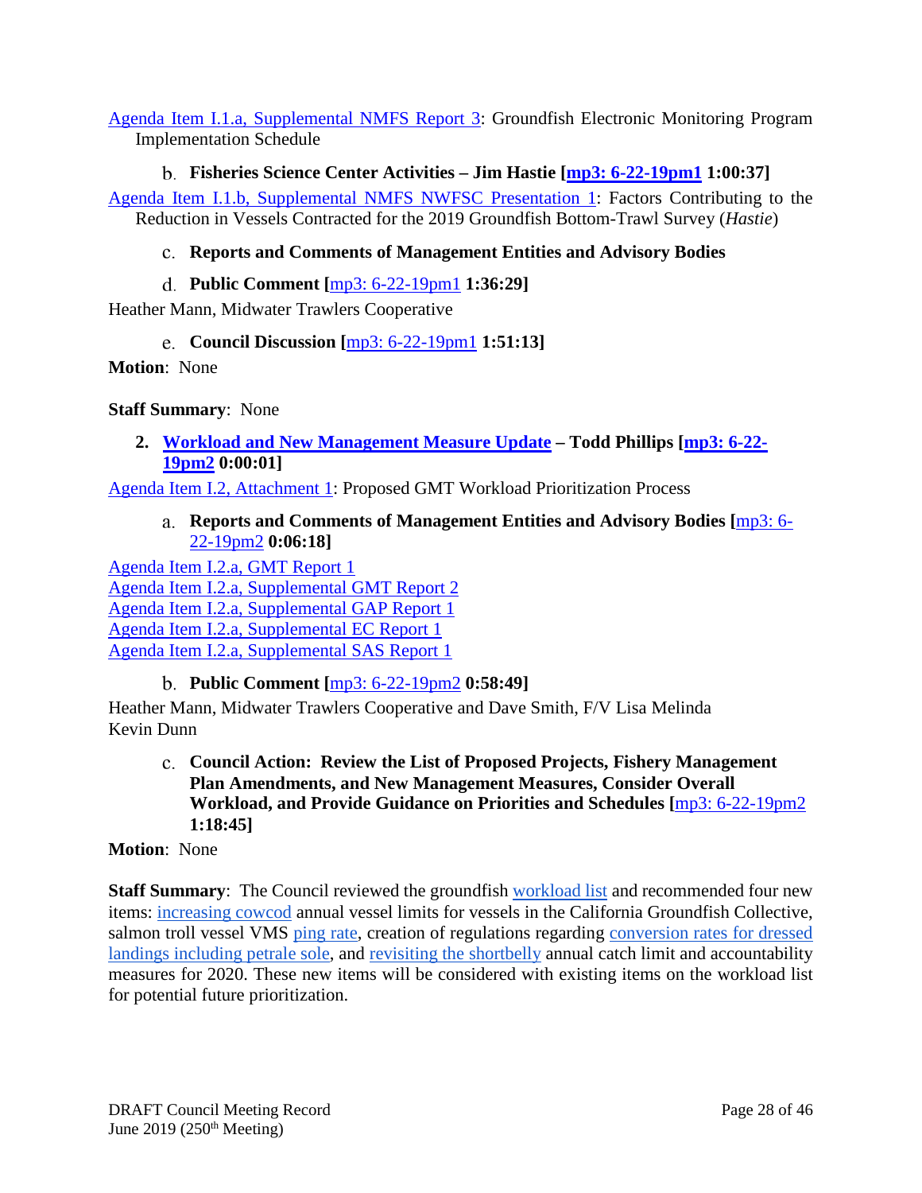Agenda Item I.1.a, Supplemental NMFS Report 3: Groundfish Electronic Monitoring Program Implementation Schedule

b. **Fisheries Science Center Activities – Jim Hastie [mp3: 6-22-19pm1 1:00:37]**

Agenda Item I.1.b, Supplemental NMFS NWFSC Presentation 1: Factors Contributing to the Reduction in Vessels Contracted for the 2019 Groundfish Bottom-Trawl Survey (*Hastie*)

c. **Reports and Comments of Management Entities and Advisory Bodies**

d. **Public Comment [mp3: 6-22-19pm1 1:36:29]**

Heather Mann, Midwater Trawlers Cooperative

e. **Council Discussion [mp3: 6-22-19pm1 1:51:13]**

**Motion**: None

**Staff Summary**: None

2. **Workload and New Management Measure Update – Todd Phillips [mp3: 6-22-19pm2 0:00:01]**

Agenda Item I.2, Attachment 1: Proposed GMT Workload Prioritization Process

a. **Reports and Comments of Management Entities and Advisory Bodies [mp3: 6-22-19pm2 0:06:18]**

Agenda Item I.2.a, GMT Report 1
Agenda Item I.2.a, Supplemental GMT Report 2
Agenda Item I.2.a, Supplemental GAP Report 1
Agenda Item I.2.a, Supplemental EC Report 1
Agenda Item I.2.a, Supplemental SAS Report 1

b. **Public Comment [mp3: 6-22-19pm2 0:58:49]**

Heather Mann, Midwater Trawlers Cooperative and Dave Smith, F/V Lisa Melinda
Kevin Dunn

c. **Council Action: Review the List of Proposed Projects, Fishery Management Plan Amendments, and New Management Measures, Consider Overall Workload, and Provide Guidance on Priorities and Schedules [mp3: 6-22-19pm2 1:18:45]**

**Motion**: None

**Staff Summary**: The Council reviewed the groundfish workload list and recommended four new items: increasing cowcod annual vessel limits for vessels in the California Groundfish Collective, salmon troll vessel VMS ping rate, creation of regulations regarding conversion rates for dressed landings including petrale sole, and revisiting the shortbelly annual catch limit and accountability measures for 2020. These new items will be considered with existing items on the workload list for potential future prioritization.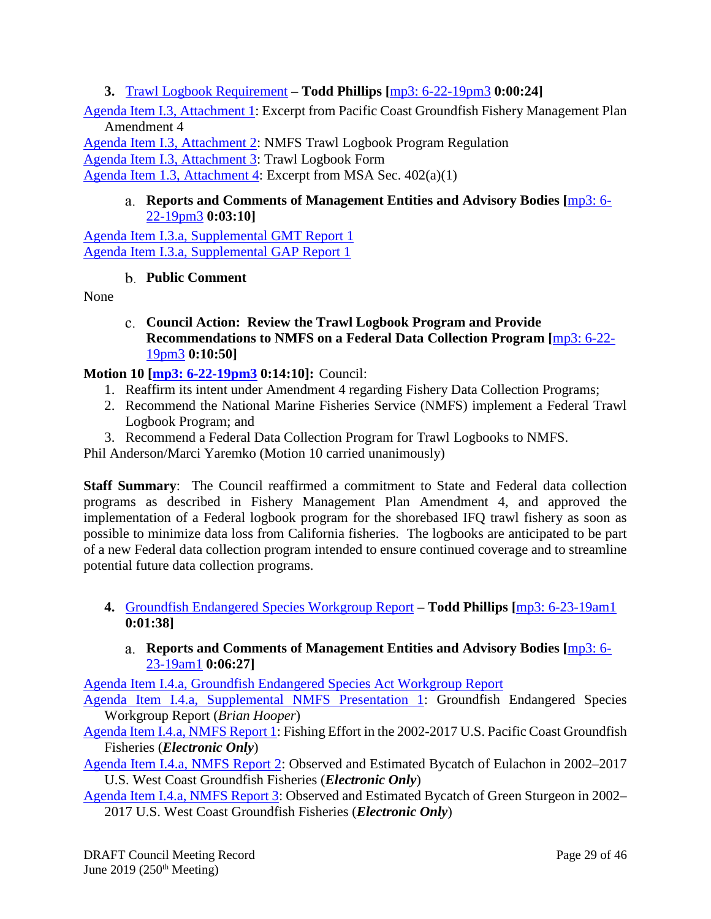**3.** Trawl Logbook Requirement **– Todd Phillips [**mp3: 6-22-19pm3 **0:00:24]**

Agenda Item I.3, Attachment 1: Excerpt from Pacific Coast Groundfish Fishery Management Plan Amendment 4
Agenda Item I.3, Attachment 2: NMFS Trawl Logbook Program Regulation
Agenda Item I.3, Attachment 3: Trawl Logbook Form
Agenda Item 1.3, Attachment 4: Excerpt from MSA Sec. 402(a)(1)

a. **Reports and Comments of Management Entities and Advisory Bodies [**mp3: 6-22-19pm3 **0:03:10]**

Agenda Item I.3.a, Supplemental GMT Report 1
Agenda Item I.3.a, Supplemental GAP Report 1

b. **Public Comment**

None

c. **Council Action: Review the Trawl Logbook Program and Provide Recommendations to NMFS on a Federal Data Collection Program [**mp3: 6-22-19pm3 **0:10:50]**

**Motion 10 [mp3: 6-22-19pm3 0:14:10]:** Council:

1. Reaffirm its intent under Amendment 4 regarding Fishery Data Collection Programs;
2. Recommend the National Marine Fisheries Service (NMFS) implement a Federal Trawl Logbook Program; and
3. Recommend a Federal Data Collection Program for Trawl Logbooks to NMFS.

Phil Anderson/Marci Yaremko (Motion 10 carried unanimously)

**Staff Summary**: The Council reaffirmed a commitment to State and Federal data collection programs as described in Fishery Management Plan Amendment 4, and approved the implementation of a Federal logbook program for the shorebased IFQ trawl fishery as soon as possible to minimize data loss from California fisheries. The logbooks are anticipated to be part of a new Federal data collection program intended to ensure continued coverage and to streamline potential future data collection programs.

**4.** Groundfish Endangered Species Workgroup Report **– Todd Phillips [**mp3: 6-23-19am1 **0:01:38]**

a. **Reports and Comments of Management Entities and Advisory Bodies [**mp3: 6-23-19am1 **0:06:27]**

Agenda Item I.4.a, Groundfish Endangered Species Act Workgroup Report
Agenda Item I.4.a, Supplemental NMFS Presentation 1: Groundfish Endangered Species Workgroup Report (*Brian Hooper*)
Agenda Item I.4.a, NMFS Report 1: Fishing Effort in the 2002-2017 U.S. Pacific Coast Groundfish Fisheries (***Electronic Only***)
Agenda Item I.4.a, NMFS Report 2: Observed and Estimated Bycatch of Eulachon in 2002–2017 U.S. West Coast Groundfish Fisheries (***Electronic Only***)
Agenda Item I.4.a, NMFS Report 3: Observed and Estimated Bycatch of Green Sturgeon in 2002–2017 U.S. West Coast Groundfish Fisheries (***Electronic Only***)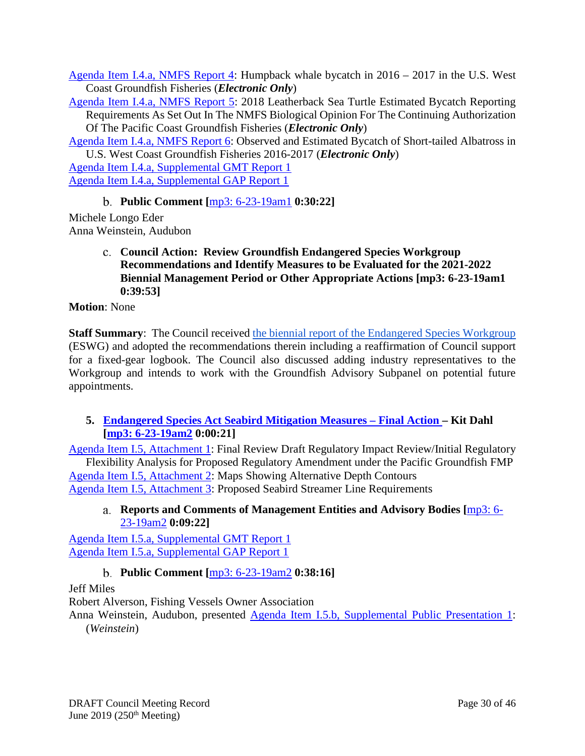Agenda Item I.4.a, NMFS Report 4: Humpback whale bycatch in 2016 – 2017 in the U.S. West Coast Groundfish Fisheries (***Electronic Only***)

Agenda Item I.4.a, NMFS Report 5: 2018 Leatherback Sea Turtle Estimated Bycatch Reporting Requirements As Set Out In The NMFS Biological Opinion For The Continuing Authorization Of The Pacific Coast Groundfish Fisheries (***Electronic Only***)

Agenda Item I.4.a, NMFS Report 6: Observed and Estimated Bycatch of Short-tailed Albatross in U.S. West Coast Groundfish Fisheries 2016-2017 (***Electronic Only***)

Agenda Item I.4.a, Supplemental GMT Report 1

Agenda Item I.4.a, Supplemental GAP Report 1

b. **Public Comment [**mp3: 6-23-19am1 **0:30:22]**

Michele Longo Eder
Anna Weinstein, Audubon

c. **Council Action: Review Groundfish Endangered Species Workgroup Recommendations and Identify Measures to be Evaluated for the 2021-2022 Biennial Management Period or Other Appropriate Actions [mp3: 6-23-19am1 0:39:53]**

**Motion**: None

**Staff Summary**: The Council received the biennial report of the Endangered Species Workgroup (ESWG) and adopted the recommendations therein including a reaffirmation of Council support for a fixed-gear logbook. The Council also discussed adding industry representatives to the Workgroup and intends to work with the Groundfish Advisory Subpanel on potential future appointments.

**5. Endangered Species Act Seabird Mitigation Measures – Final Action – Kit Dahl [mp3: 6-23-19am2 0:00:21]**

Agenda Item I.5, Attachment 1: Final Review Draft Regulatory Impact Review/Initial Regulatory Flexibility Analysis for Proposed Regulatory Amendment under the Pacific Groundfish FMP

Agenda Item I.5, Attachment 2: Maps Showing Alternative Depth Contours

Agenda Item I.5, Attachment 3: Proposed Seabird Streamer Line Requirements

a. **Reports and Comments of Management Entities and Advisory Bodies [**mp3: 6-23-19am2 **0:09:22]**

Agenda Item I.5.a, Supplemental GMT Report 1

Agenda Item I.5.a, Supplemental GAP Report 1

b. **Public Comment [**mp3: 6-23-19am2 **0:38:16]**

Jeff Miles
Robert Alverson, Fishing Vessels Owner Association
Anna Weinstein, Audubon, presented Agenda Item I.5.b, Supplemental Public Presentation 1: (*Weinstein*)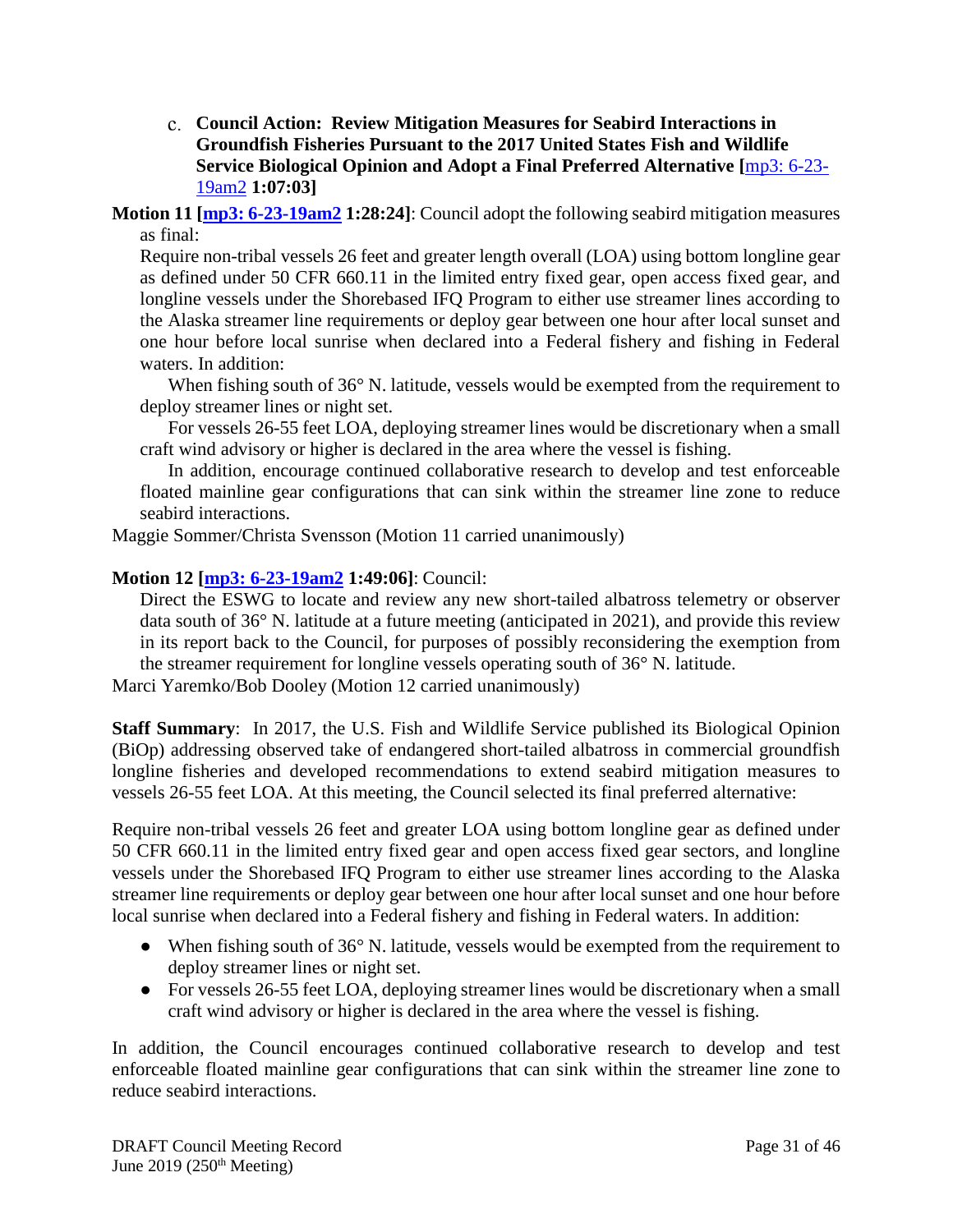c. **Council Action: Review Mitigation Measures for Seabird Interactions in Groundfish Fisheries Pursuant to the 2017 United States Fish and Wildlife Service Biological Opinion and Adopt a Final Preferred Alternative [**mp3: 6-23-19am2 **1:07:03]**

**Motion 11 [mp3: 6-23-19am2 1:28:24]**: Council adopt the following seabird mitigation measures as final:

Require non-tribal vessels 26 feet and greater length overall (LOA) using bottom longline gear as defined under 50 CFR 660.11 in the limited entry fixed gear, open access fixed gear, and longline vessels under the Shorebased IFQ Program to either use streamer lines according to the Alaska streamer line requirements or deploy gear between one hour after local sunset and one hour before local sunrise when declared into a Federal fishery and fishing in Federal waters. In addition:

When fishing south of 36° N. latitude, vessels would be exempted from the requirement to deploy streamer lines or night set.

For vessels 26-55 feet LOA, deploying streamer lines would be discretionary when a small craft wind advisory or higher is declared in the area where the vessel is fishing.

In addition, encourage continued collaborative research to develop and test enforceable floated mainline gear configurations that can sink within the streamer line zone to reduce seabird interactions.

Maggie Sommer/Christa Svensson (Motion 11 carried unanimously)

**Motion 12 [mp3: 6-23-19am2 1:49:06]**: Council:

Direct the ESWG to locate and review any new short-tailed albatross telemetry or observer data south of 36° N. latitude at a future meeting (anticipated in 2021), and provide this review in its report back to the Council, for purposes of possibly reconsidering the exemption from the streamer requirement for longline vessels operating south of 36° N. latitude.

Marci Yaremko/Bob Dooley (Motion 12 carried unanimously)

**Staff Summary**: In 2017, the U.S. Fish and Wildlife Service published its Biological Opinion (BiOp) addressing observed take of endangered short-tailed albatross in commercial groundfish longline fisheries and developed recommendations to extend seabird mitigation measures to vessels 26-55 feet LOA. At this meeting, the Council selected its final preferred alternative:

Require non-tribal vessels 26 feet and greater LOA using bottom longline gear as defined under 50 CFR 660.11 in the limited entry fixed gear and open access fixed gear sectors, and longline vessels under the Shorebased IFQ Program to either use streamer lines according to the Alaska streamer line requirements or deploy gear between one hour after local sunset and one hour before local sunrise when declared into a Federal fishery and fishing in Federal waters. In addition:

- When fishing south of 36° N. latitude, vessels would be exempted from the requirement to deploy streamer lines or night set.
- For vessels 26-55 feet LOA, deploying streamer lines would be discretionary when a small craft wind advisory or higher is declared in the area where the vessel is fishing.

In addition, the Council encourages continued collaborative research to develop and test enforceable floated mainline gear configurations that can sink within the streamer line zone to reduce seabird interactions.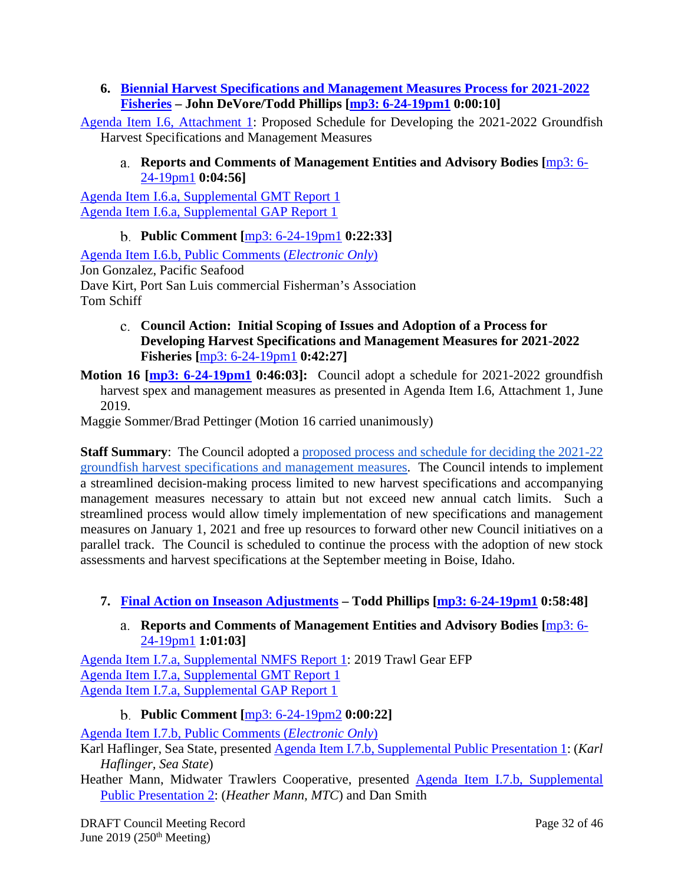### 6. Biennial Harvest Specifications and Management Measures Process for 2021-2022 Fisheries – John DeVore/Todd Phillips [mp3: 6-24-19pm1 0:00:10]

Agenda Item I.6, Attachment 1: Proposed Schedule for Developing the 2021-2022 Groundfish Harvest Specifications and Management Measures

#### a. Reports and Comments of Management Entities and Advisory Bodies [mp3: 6-24-19pm1 0:04:56]

Agenda Item I.6.a, Supplemental GMT Report 1
Agenda Item I.6.a, Supplemental GAP Report 1

#### b. Public Comment [mp3: 6-24-19pm1 0:22:33]

Agenda Item I.6.b, Public Comments (*Electronic Only*)
Jon Gonzalez, Pacific Seafood
Dave Kirt, Port San Luis commercial Fisherman's Association
Tom Schiff

#### c. Council Action: Initial Scoping of Issues and Adoption of a Process for Developing Harvest Specifications and Management Measures for 2021-2022 Fisheries [mp3: 6-24-19pm1 0:42:27]

**Motion 16 [mp3: 6-24-19pm1 0:46:03]:** Council adopt a schedule for 2021-2022 groundfish harvest spex and management measures as presented in Agenda Item I.6, Attachment 1, June 2019.

Maggie Sommer/Brad Pettinger (Motion 16 carried unanimously)

**Staff Summary**: The Council adopted a proposed process and schedule for deciding the 2021-22 groundfish harvest specifications and management measures. The Council intends to implement a streamlined decision-making process limited to new harvest specifications and accompanying management measures necessary to attain but not exceed new annual catch limits. Such a streamlined process would allow timely implementation of new specifications and management measures on January 1, 2021 and free up resources to forward other new Council initiatives on a parallel track. The Council is scheduled to continue the process with the adoption of new stock assessments and harvest specifications at the September meeting in Boise, Idaho.

### 7. Final Action on Inseason Adjustments – Todd Phillips [mp3: 6-24-19pm1 0:58:48]

#### a. Reports and Comments of Management Entities and Advisory Bodies [mp3: 6-24-19pm1 1:01:03]

Agenda Item I.7.a, Supplemental NMFS Report 1: 2019 Trawl Gear EFP
Agenda Item I.7.a, Supplemental GMT Report 1
Agenda Item I.7.a, Supplemental GAP Report 1

#### b. Public Comment [mp3: 6-24-19pm2 0:00:22]

Agenda Item I.7.b, Public Comments (*Electronic Only*)
Karl Haflinger, Sea State, presented Agenda Item I.7.b, Supplemental Public Presentation 1: (*Karl Haflinger, Sea State*)
Heather Mann, Midwater Trawlers Cooperative, presented Agenda Item I.7.b, Supplemental Public Presentation 2: (*Heather Mann, MTC*) and Dan Smith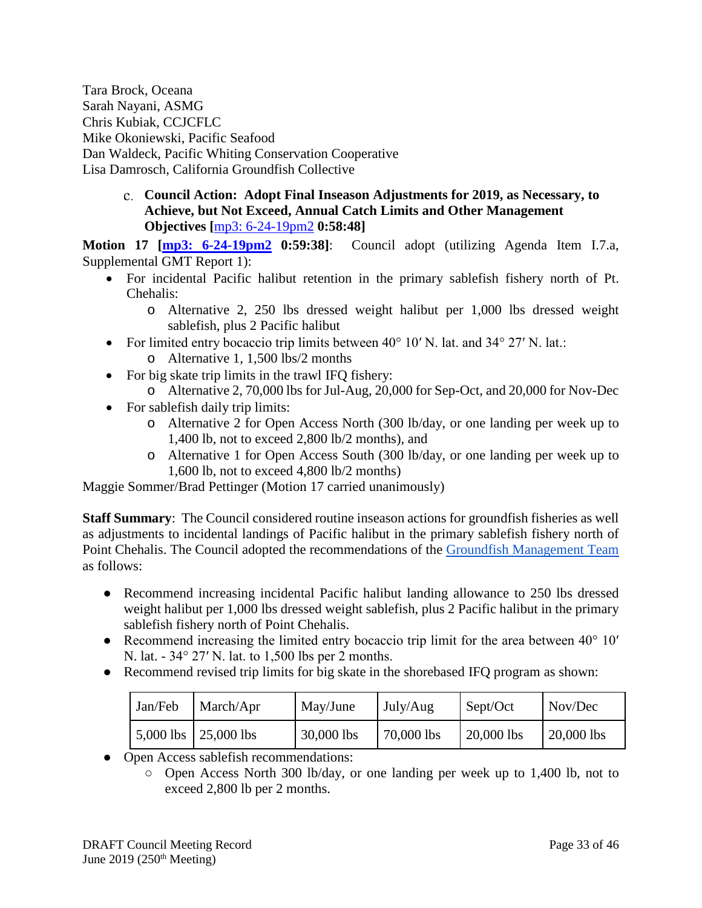Tara Brock, Oceana
Sarah Nayani, ASMG
Chris Kubiak, CCJCFLC
Mike Okoniewski, Pacific Seafood
Dan Waldeck, Pacific Whiting Conservation Cooperative
Lisa Damrosch, California Groundfish Collective

c. **Council Action: Adopt Final Inseason Adjustments for 2019, as Necessary, to Achieve, but Not Exceed, Annual Catch Limits and Other Management Objectives [**[mp3: 6-24-19pm2](mp3: 6-24-19pm2) **0:58:48]**

**Motion 17 [**[**mp3: 6-24-19pm2**](mp3: 6-24-19pm2) **0:59:38]**: Council adopt (utilizing Agenda Item I.7.a, Supplemental GMT Report 1):

- For incidental Pacific halibut retention in the primary sablefish fishery north of Pt. Chehalis:
  - Alternative 2, 250 lbs dressed weight halibut per 1,000 lbs dressed weight sablefish, plus 2 Pacific halibut
- For limited entry bocaccio trip limits between 40° 10′ N. lat. and 34° 27′ N. lat.:
  - Alternative 1, 1,500 lbs/2 months
- For big skate trip limits in the trawl IFQ fishery:
  - Alternative 2, 70,000 lbs for Jul-Aug, 20,000 for Sep-Oct, and 20,000 for Nov-Dec
- For sablefish daily trip limits:
  - Alternative 2 for Open Access North (300 lb/day, or one landing per week up to 1,400 lb, not to exceed 2,800 lb/2 months), and
  - Alternative 1 for Open Access South (300 lb/day, or one landing per week up to 1,600 lb, not to exceed 4,800 lb/2 months)

Maggie Sommer/Brad Pettinger (Motion 17 carried unanimously)

**Staff Summary**: The Council considered routine inseason actions for groundfish fisheries as well as adjustments to incidental landings of Pacific halibut in the primary sablefish fishery north of Point Chehalis. The Council adopted the recommendations of the Groundfish Management Team as follows:

- Recommend increasing incidental Pacific halibut landing allowance to 250 lbs dressed weight halibut per 1,000 lbs dressed weight sablefish, plus 2 Pacific halibut in the primary sablefish fishery north of Point Chehalis.
- Recommend increasing the limited entry bocaccio trip limit for the area between 40° 10′ N. lat. - 34° 27′ N. lat. to 1,500 lbs per 2 months.
- Recommend revised trip limits for big skate in the shorebased IFQ program as shown:

| Jan/Feb | March/Apr | May/June | July/Aug | Sept/Oct | Nov/Dec |
|---|---|---|---|---|---|
| 5,000 lbs | 25,000 lbs | 30,000 lbs | 70,000 lbs | 20,000 lbs | 20,000 lbs |

- Open Access sablefish recommendations:
  - Open Access North 300 lb/day, or one landing per week up to 1,400 lb, not to exceed 2,800 lb per 2 months.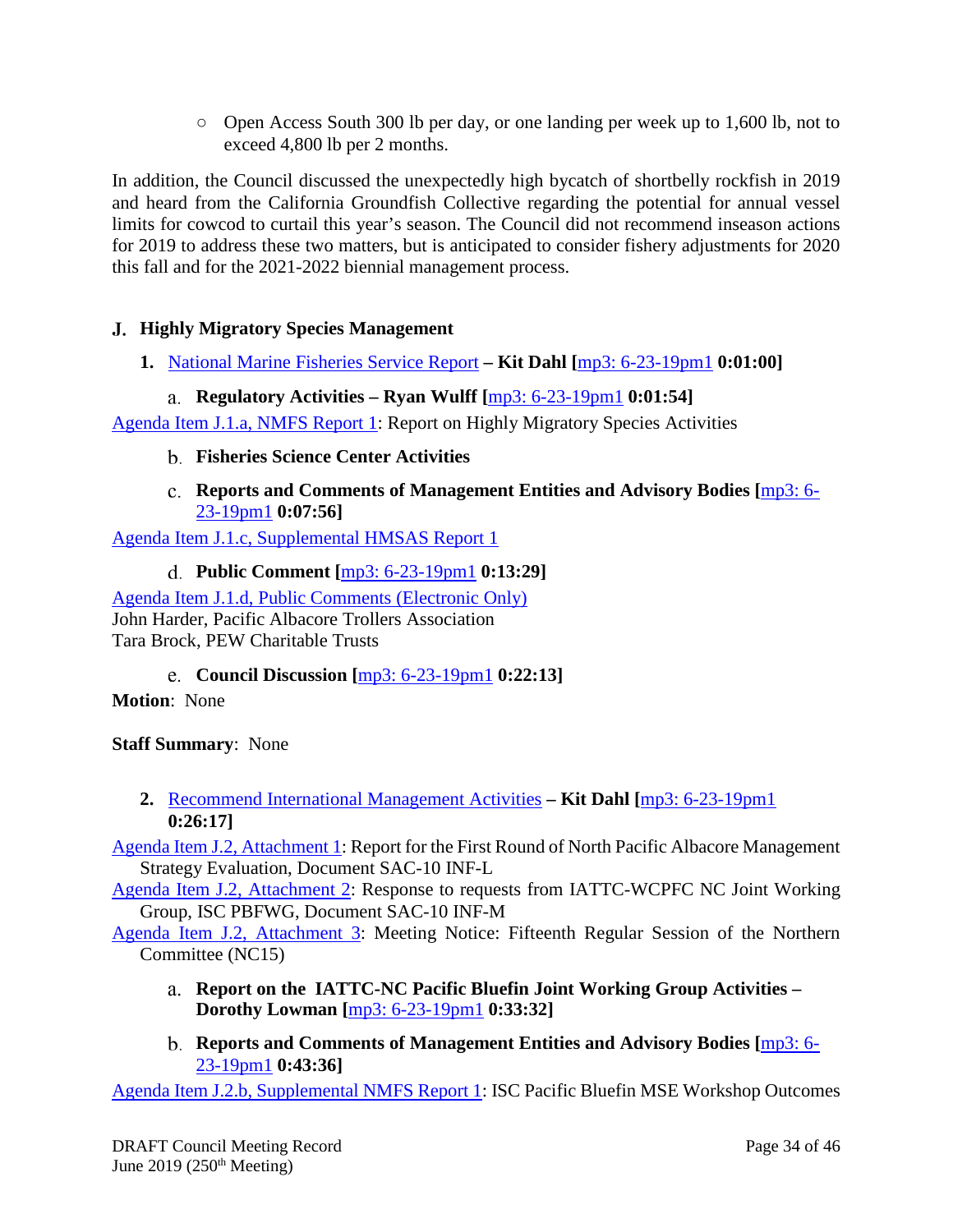- Open Access South 300 lb per day, or one landing per week up to 1,600 lb, not to exceed 4,800 lb per 2 months.

In addition, the Council discussed the unexpectedly high bycatch of shortbelly rockfish in 2019 and heard from the California Groundfish Collective regarding the potential for annual vessel limits for cowcod to curtail this year's season. The Council did not recommend inseason actions for 2019 to address these two matters, but is anticipated to consider fishery adjustments for 2020 this fall and for the 2021-2022 biennial management process.

## J. Highly Migratory Species Management

### 1. National Marine Fisheries Service Report – Kit Dahl [mp3: 6-23-19pm1 0:01:00]

**a. Regulatory Activities – Ryan Wulff [mp3: 6-23-19pm1 0:01:54]**

Agenda Item J.1.a, NMFS Report 1: Report on Highly Migratory Species Activities

**b. Fisheries Science Center Activities**

**c. Reports and Comments of Management Entities and Advisory Bodies [mp3: 6-23-19pm1 0:07:56]**

Agenda Item J.1.c, Supplemental HMSAS Report 1

**d. Public Comment [mp3: 6-23-19pm1 0:13:29]**

Agenda Item J.1.d, Public Comments (Electronic Only)
John Harder, Pacific Albacore Trollers Association
Tara Brock, PEW Charitable Trusts

**e. Council Discussion [mp3: 6-23-19pm1 0:22:13]**

**Motion**: None

**Staff Summary**: None

### 2. Recommend International Management Activities – Kit Dahl [mp3: 6-23-19pm1 0:26:17]

Agenda Item J.2, Attachment 1: Report for the First Round of North Pacific Albacore Management Strategy Evaluation, Document SAC-10 INF-L

Agenda Item J.2, Attachment 2: Response to requests from IATTC-WCPFC NC Joint Working Group, ISC PBFWG, Document SAC-10 INF-M

Agenda Item J.2, Attachment 3: Meeting Notice: Fifteenth Regular Session of the Northern Committee (NC15)

**a. Report on the IATTC-NC Pacific Bluefin Joint Working Group Activities – Dorothy Lowman [mp3: 6-23-19pm1 0:33:32]**

**b. Reports and Comments of Management Entities and Advisory Bodies [mp3: 6-23-19pm1 0:43:36]**

Agenda Item J.2.b, Supplemental NMFS Report 1: ISC Pacific Bluefin MSE Workshop Outcomes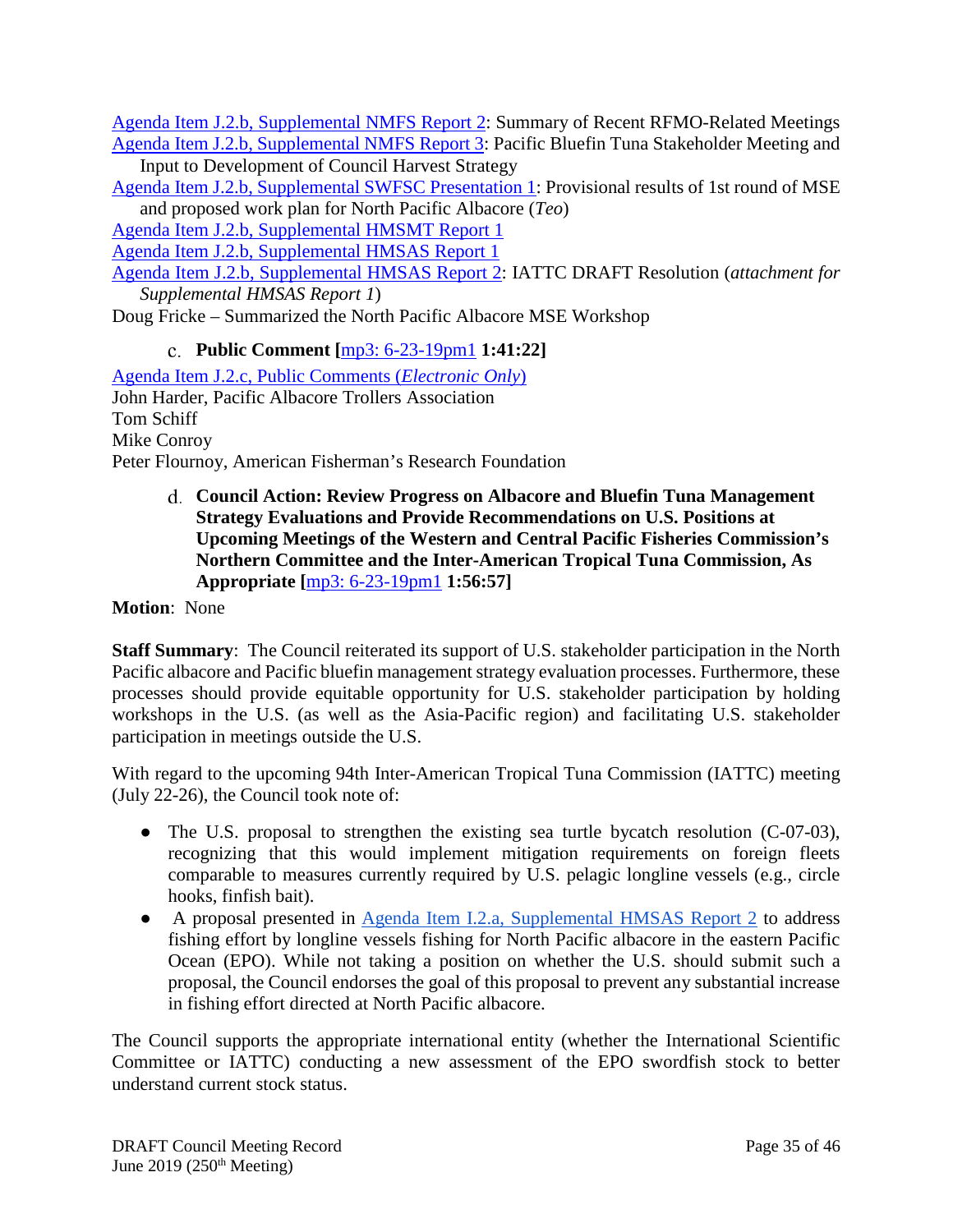Agenda Item J.2.b, Supplemental NMFS Report 2: Summary of Recent RFMO-Related Meetings
Agenda Item J.2.b, Supplemental NMFS Report 3: Pacific Bluefin Tuna Stakeholder Meeting and Input to Development of Council Harvest Strategy
Agenda Item J.2.b, Supplemental SWFSC Presentation 1: Provisional results of 1st round of MSE and proposed work plan for North Pacific Albacore (*Teo*)
Agenda Item J.2.b, Supplemental HMSMT Report 1
Agenda Item J.2.b, Supplemental HMSAS Report 1
Agenda Item J.2.b, Supplemental HMSAS Report 2: IATTC DRAFT Resolution (*attachment for Supplemental HMSAS Report 1*)
Doug Fricke – Summarized the North Pacific Albacore MSE Workshop

c. **Public Comment [mp3: 6-23-19pm1 1:41:22]**

Agenda Item J.2.c, Public Comments (*Electronic Only*)
John Harder, Pacific Albacore Trollers Association
Tom Schiff
Mike Conroy
Peter Flournoy, American Fisherman's Research Foundation

d. **Council Action: Review Progress on Albacore and Bluefin Tuna Management Strategy Evaluations and Provide Recommendations on U.S. Positions at Upcoming Meetings of the Western and Central Pacific Fisheries Commission's Northern Committee and the Inter-American Tropical Tuna Commission, As Appropriate [mp3: 6-23-19pm1 1:56:57]**

**Motion**: None

**Staff Summary**: The Council reiterated its support of U.S. stakeholder participation in the North Pacific albacore and Pacific bluefin management strategy evaluation processes. Furthermore, these processes should provide equitable opportunity for U.S. stakeholder participation by holding workshops in the U.S. (as well as the Asia-Pacific region) and facilitating U.S. stakeholder participation in meetings outside the U.S.

With regard to the upcoming 94th Inter-American Tropical Tuna Commission (IATTC) meeting (July 22-26), the Council took note of:

- The U.S. proposal to strengthen the existing sea turtle bycatch resolution (C-07-03), recognizing that this would implement mitigation requirements on foreign fleets comparable to measures currently required by U.S. pelagic longline vessels (e.g., circle hooks, finfish bait).
- A proposal presented in Agenda Item I.2.a, Supplemental HMSAS Report 2 to address fishing effort by longline vessels fishing for North Pacific albacore in the eastern Pacific Ocean (EPO). While not taking a position on whether the U.S. should submit such a proposal, the Council endorses the goal of this proposal to prevent any substantial increase in fishing effort directed at North Pacific albacore.

The Council supports the appropriate international entity (whether the International Scientific Committee or IATTC) conducting a new assessment of the EPO swordfish stock to better understand current stock status.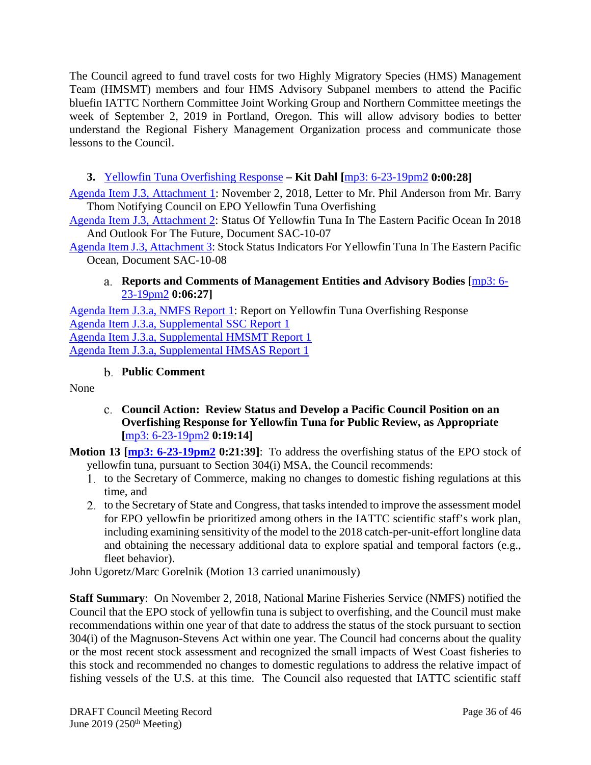The Council agreed to fund travel costs for two Highly Migratory Species (HMS) Management Team (HMSMT) members and four HMS Advisory Subpanel members to attend the Pacific bluefin IATTC Northern Committee Joint Working Group and Northern Committee meetings the week of September 2, 2019 in Portland, Oregon. This will allow advisory bodies to better understand the Regional Fishery Management Organization process and communicate those lessons to the Council.

### 3. Yellowfin Tuna Overfishing Response – Kit Dahl [mp3: 6-23-19pm2 0:00:28]

Agenda Item J.3, Attachment 1: November 2, 2018, Letter to Mr. Phil Anderson from Mr. Barry Thom Notifying Council on EPO Yellowfin Tuna Overfishing

Agenda Item J.3, Attachment 2: Status Of Yellowfin Tuna In The Eastern Pacific Ocean In 2018 And Outlook For The Future, Document SAC-10-07

Agenda Item J.3, Attachment 3: Stock Status Indicators For Yellowfin Tuna In The Eastern Pacific Ocean, Document SAC-10-08

#### a. Reports and Comments of Management Entities and Advisory Bodies [mp3: 6-23-19pm2 0:06:27]

Agenda Item J.3.a, NMFS Report 1: Report on Yellowfin Tuna Overfishing Response
Agenda Item J.3.a, Supplemental SSC Report 1
Agenda Item J.3.a, Supplemental HMSMT Report 1
Agenda Item J.3.a, Supplemental HMSAS Report 1

#### b. Public Comment

None

#### c. Council Action: Review Status and Develop a Pacific Council Position on an Overfishing Response for Yellowfin Tuna for Public Review, as Appropriate [mp3: 6-23-19pm2 0:19:14]

**Motion 13 [mp3: 6-23-19pm2 0:21:39]**: To address the overfishing status of the EPO stock of yellowfin tuna, pursuant to Section 304(i) MSA, the Council recommends:

1. to the Secretary of Commerce, making no changes to domestic fishing regulations at this time, and
2. to the Secretary of State and Congress, that tasks intended to improve the assessment model for EPO yellowfin be prioritized among others in the IATTC scientific staff's work plan, including examining sensitivity of the model to the 2018 catch-per-unit-effort longline data and obtaining the necessary additional data to explore spatial and temporal factors (e.g., fleet behavior).

John Ugoretz/Marc Gorelnik (Motion 13 carried unanimously)

**Staff Summary**: On November 2, 2018, National Marine Fisheries Service (NMFS) notified the Council that the EPO stock of yellowfin tuna is subject to overfishing, and the Council must make recommendations within one year of that date to address the status of the stock pursuant to section 304(i) of the Magnuson-Stevens Act within one year. The Council had concerns about the quality or the most recent stock assessment and recognized the small impacts of West Coast fisheries to this stock and recommended no changes to domestic regulations to address the relative impact of fishing vessels of the U.S. at this time. The Council also requested that IATTC scientific staff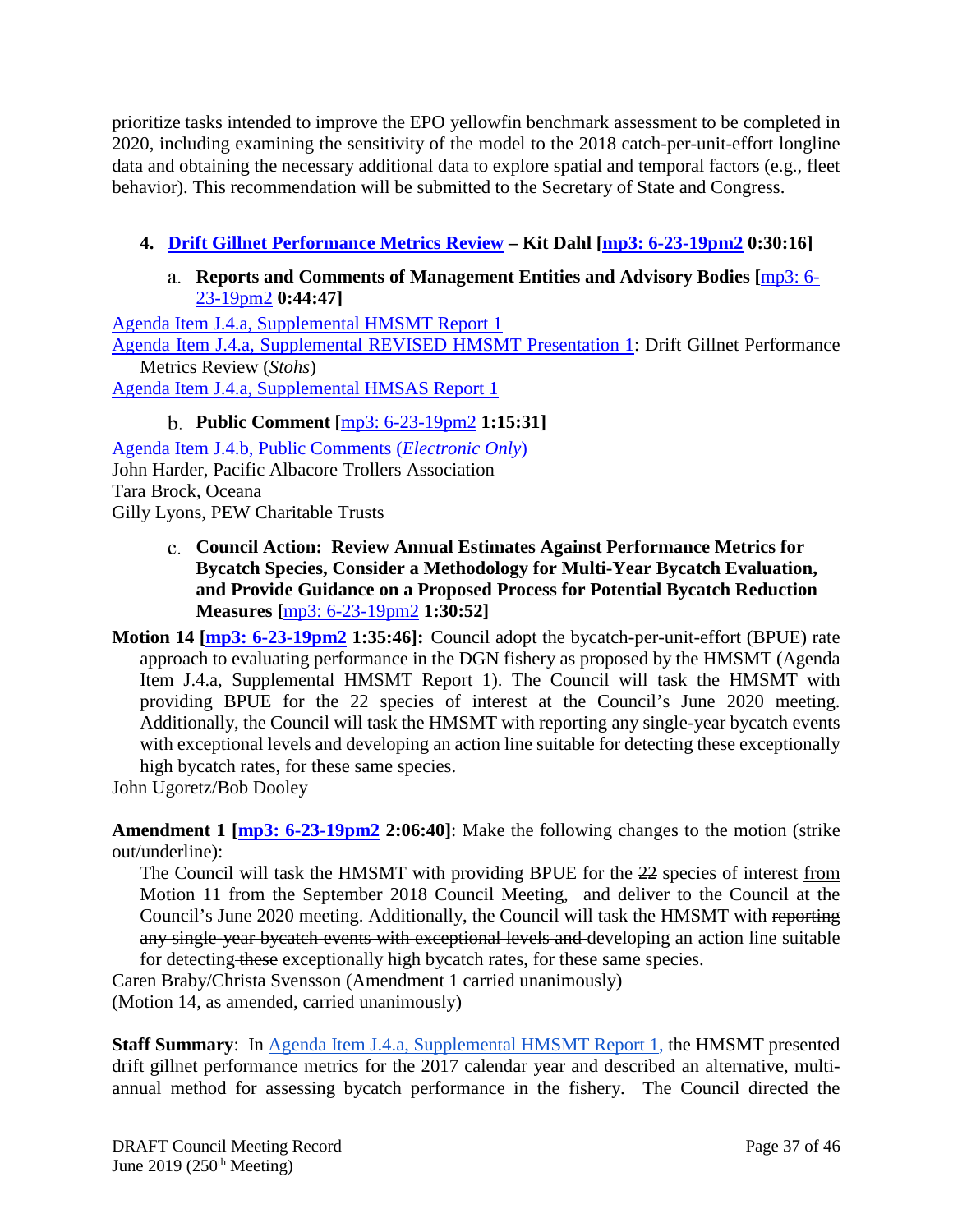prioritize tasks intended to improve the EPO yellowfin benchmark assessment to be completed in 2020, including examining the sensitivity of the model to the 2018 catch-per-unit-effort longline data and obtaining the necessary additional data to explore spatial and temporal factors (e.g., fleet behavior). This recommendation will be submitted to the Secretary of State and Congress.

### 4. Drift Gillnet Performance Metrics Review – Kit Dahl [mp3: 6-23-19pm2 0:30:16]

#### a. Reports and Comments of Management Entities and Advisory Bodies [mp3: 6-23-19pm2 0:44:47]

Agenda Item J.4.a, Supplemental HMSMT Report 1
Agenda Item J.4.a, Supplemental REVISED HMSMT Presentation 1: Drift Gillnet Performance Metrics Review (*Stohs*)
Agenda Item J.4.a, Supplemental HMSAS Report 1

#### b. Public Comment [mp3: 6-23-19pm2 1:15:31]

Agenda Item J.4.b, Public Comments (*Electronic Only*)
John Harder, Pacific Albacore Trollers Association
Tara Brock, Oceana
Gilly Lyons, PEW Charitable Trusts

#### c. Council Action: Review Annual Estimates Against Performance Metrics for Bycatch Species, Consider a Methodology for Multi-Year Bycatch Evaluation, and Provide Guidance on a Proposed Process for Potential Bycatch Reduction Measures [mp3: 6-23-19pm2 1:30:52]

**Motion 14 [mp3: 6-23-19pm2 1:35:46]:** Council adopt the bycatch-per-unit-effort (BPUE) rate approach to evaluating performance in the DGN fishery as proposed by the HMSMT (Agenda Item J.4.a, Supplemental HMSMT Report 1). The Council will task the HMSMT with providing BPUE for the 22 species of interest at the Council's June 2020 meeting. Additionally, the Council will task the HMSMT with reporting any single-year bycatch events with exceptional levels and developing an action line suitable for detecting these exceptionally high bycatch rates, for these same species.

John Ugoretz/Bob Dooley

**Amendment 1 [mp3: 6-23-19pm2 2:06:40]**: Make the following changes to the motion (strike out/underline):

The Council will task the HMSMT with providing BPUE for the ~~22~~ species of interest <u>from Motion 11 from the September 2018 Council Meeting, and deliver to the Council</u> at the Council's June 2020 meeting. Additionally, the Council will task the HMSMT with ~~reporting any single-year bycatch events with exceptional levels and~~ developing an action line suitable for detecting ~~these~~ exceptionally high bycatch rates, for these same species.

Caren Braby/Christa Svensson (Amendment 1 carried unanimously)
(Motion 14, as amended, carried unanimously)

**Staff Summary**: In Agenda Item J.4.a, Supplemental HMSMT Report 1, the HMSMT presented drift gillnet performance metrics for the 2017 calendar year and described an alternative, multi-annual method for assessing bycatch performance in the fishery. The Council directed the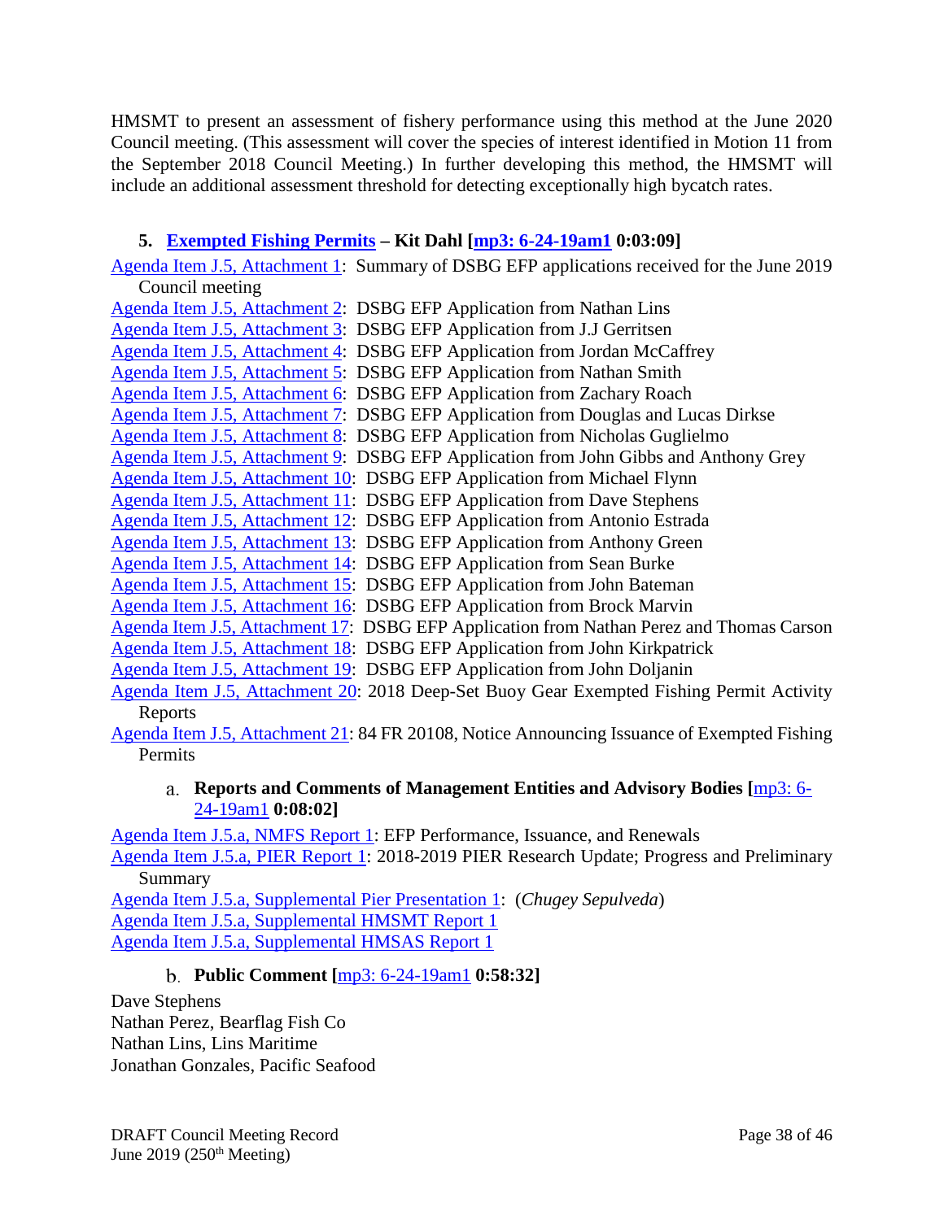HMSMT to present an assessment of fishery performance using this method at the June 2020 Council meeting. (This assessment will cover the species of interest identified in Motion 11 from the September 2018 Council Meeting.) In further developing this method, the HMSMT will include an additional assessment threshold for detecting exceptionally high bycatch rates.

### 5. Exempted Fishing Permits – Kit Dahl [mp3: 6-24-19am1 0:03:09]

Agenda Item J.5, Attachment 1: Summary of DSBG EFP applications received for the June 2019 Council meeting
Agenda Item J.5, Attachment 2: DSBG EFP Application from Nathan Lins
Agenda Item J.5, Attachment 3: DSBG EFP Application from J.J Gerritsen
Agenda Item J.5, Attachment 4: DSBG EFP Application from Jordan McCaffrey
Agenda Item J.5, Attachment 5: DSBG EFP Application from Nathan Smith
Agenda Item J.5, Attachment 6: DSBG EFP Application from Zachary Roach
Agenda Item J.5, Attachment 7: DSBG EFP Application from Douglas and Lucas Dirkse
Agenda Item J.5, Attachment 8: DSBG EFP Application from Nicholas Guglielmo
Agenda Item J.5, Attachment 9: DSBG EFP Application from John Gibbs and Anthony Grey
Agenda Item J.5, Attachment 10: DSBG EFP Application from Michael Flynn
Agenda Item J.5, Attachment 11: DSBG EFP Application from Dave Stephens
Agenda Item J.5, Attachment 12: DSBG EFP Application from Antonio Estrada
Agenda Item J.5, Attachment 13: DSBG EFP Application from Anthony Green
Agenda Item J.5, Attachment 14: DSBG EFP Application from Sean Burke
Agenda Item J.5, Attachment 15: DSBG EFP Application from John Bateman
Agenda Item J.5, Attachment 16: DSBG EFP Application from Brock Marvin
Agenda Item J.5, Attachment 17: DSBG EFP Application from Nathan Perez and Thomas Carson
Agenda Item J.5, Attachment 18: DSBG EFP Application from John Kirkpatrick
Agenda Item J.5, Attachment 19: DSBG EFP Application from John Doljanin
Agenda Item J.5, Attachment 20: 2018 Deep-Set Buoy Gear Exempted Fishing Permit Activity Reports
Agenda Item J.5, Attachment 21: 84 FR 20108, Notice Announcing Issuance of Exempted Fishing Permits

#### a. Reports and Comments of Management Entities and Advisory Bodies [mp3: 6-24-19am1 0:08:02]

Agenda Item J.5.a, NMFS Report 1: EFP Performance, Issuance, and Renewals
Agenda Item J.5.a, PIER Report 1: 2018-2019 PIER Research Update; Progress and Preliminary Summary
Agenda Item J.5.a, Supplemental Pier Presentation 1: (*Chugey Sepulveda*)
Agenda Item J.5.a, Supplemental HMSMT Report 1
Agenda Item J.5.a, Supplemental HMSAS Report 1

#### b. Public Comment [mp3: 6-24-19am1 0:58:32]

Dave Stephens
Nathan Perez, Bearflag Fish Co
Nathan Lins, Lins Maritime
Jonathan Gonzales, Pacific Seafood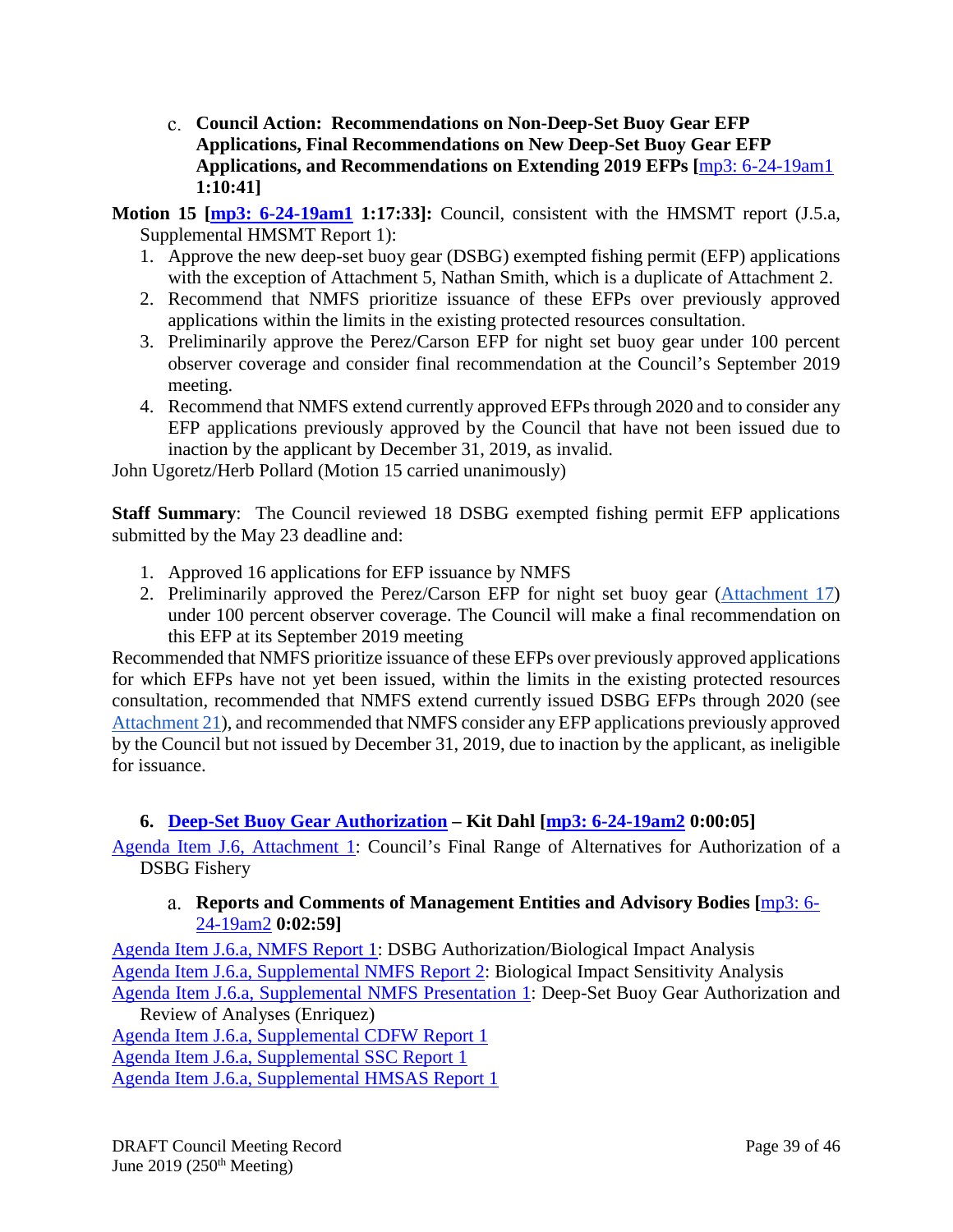c. **Council Action: Recommendations on Non-Deep-Set Buoy Gear EFP Applications, Final Recommendations on New Deep-Set Buoy Gear EFP Applications, and Recommendations on Extending 2019 EFPs [**mp3: 6-24-19am1 **1:10:41]**

**Motion 15 [mp3: 6-24-19am1 1:17:33]:** Council, consistent with the HMSMT report (J.5.a, Supplemental HMSMT Report 1):

1. Approve the new deep-set buoy gear (DSBG) exempted fishing permit (EFP) applications with the exception of Attachment 5, Nathan Smith, which is a duplicate of Attachment 2.
2. Recommend that NMFS prioritize issuance of these EFPs over previously approved applications within the limits in the existing protected resources consultation.
3. Preliminarily approve the Perez/Carson EFP for night set buoy gear under 100 percent observer coverage and consider final recommendation at the Council's September 2019 meeting.
4. Recommend that NMFS extend currently approved EFPs through 2020 and to consider any EFP applications previously approved by the Council that have not been issued due to inaction by the applicant by December 31, 2019, as invalid.

John Ugoretz/Herb Pollard (Motion 15 carried unanimously)

**Staff Summary**: The Council reviewed 18 DSBG exempted fishing permit EFP applications submitted by the May 23 deadline and:

1. Approved 16 applications for EFP issuance by NMFS
2. Preliminarily approved the Perez/Carson EFP for night set buoy gear (Attachment 17) under 100 percent observer coverage. The Council will make a final recommendation on this EFP at its September 2019 meeting

Recommended that NMFS prioritize issuance of these EFPs over previously approved applications for which EFPs have not yet been issued, within the limits in the existing protected resources consultation, recommended that NMFS extend currently issued DSBG EFPs through 2020 (see Attachment 21), and recommended that NMFS consider any EFP applications previously approved by the Council but not issued by December 31, 2019, due to inaction by the applicant, as ineligible for issuance.

### 6. Deep-Set Buoy Gear Authorization – Kit Dahl [mp3: 6-24-19am2 0:00:05]

Agenda Item J.6, Attachment 1: Council's Final Range of Alternatives for Authorization of a DSBG Fishery

a. **Reports and Comments of Management Entities and Advisory Bodies [**mp3: 6-24-19am2 **0:02:59]**

Agenda Item J.6.a, NMFS Report 1: DSBG Authorization/Biological Impact Analysis
Agenda Item J.6.a, Supplemental NMFS Report 2: Biological Impact Sensitivity Analysis
Agenda Item J.6.a, Supplemental NMFS Presentation 1: Deep-Set Buoy Gear Authorization and Review of Analyses (Enriquez)
Agenda Item J.6.a, Supplemental CDFW Report 1
Agenda Item J.6.a, Supplemental SSC Report 1
Agenda Item J.6.a, Supplemental HMSAS Report 1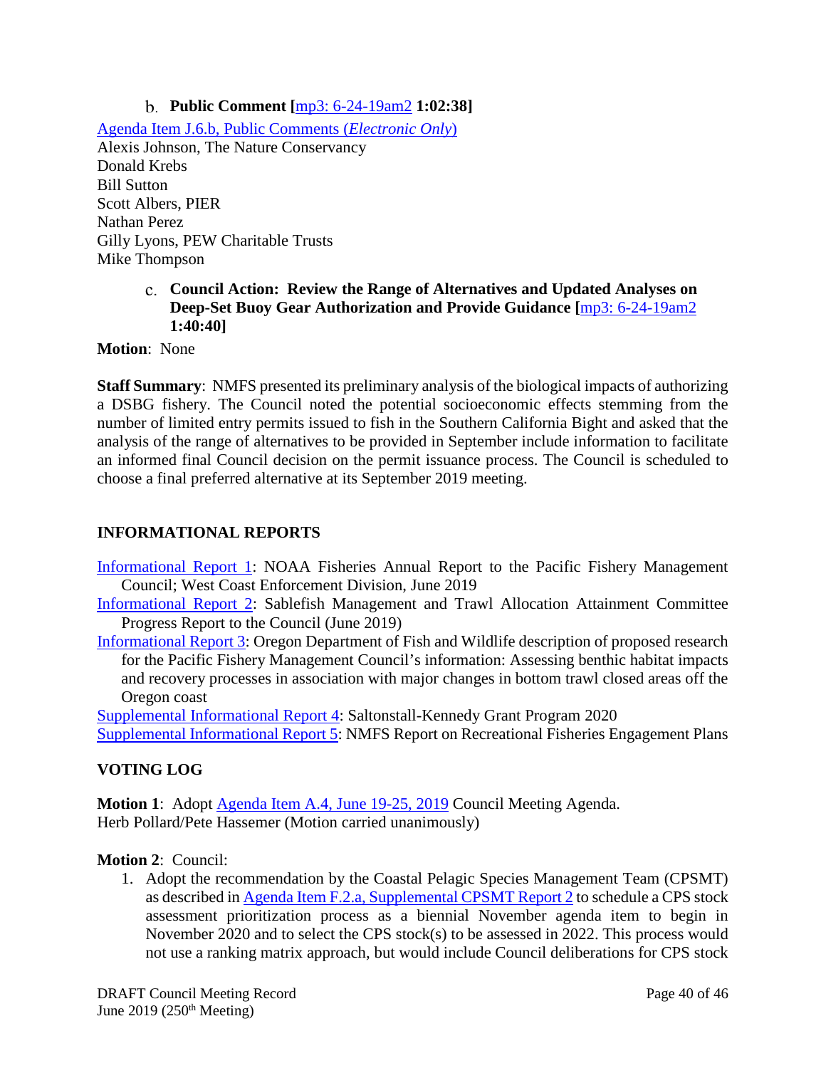b. **Public Comment [**mp3: 6-24-19am2 **1:02:38]**

Agenda Item J.6.b, Public Comments (*Electronic Only*)
Alexis Johnson, The Nature Conservancy
Donald Krebs
Bill Sutton
Scott Albers, PIER
Nathan Perez
Gilly Lyons, PEW Charitable Trusts
Mike Thompson

c. **Council Action: Review the Range of Alternatives and Updated Analyses on Deep-Set Buoy Gear Authorization and Provide Guidance [**mp3: 6-24-19am2 **1:40:40]**

**Motion**: None

**Staff Summary**: NMFS presented its preliminary analysis of the biological impacts of authorizing a DSBG fishery. The Council noted the potential socioeconomic effects stemming from the number of limited entry permits issued to fish in the Southern California Bight and asked that the analysis of the range of alternatives to be provided in September include information to facilitate an informed final Council decision on the permit issuance process. The Council is scheduled to choose a final preferred alternative at its September 2019 meeting.

## INFORMATIONAL REPORTS

Informational Report 1: NOAA Fisheries Annual Report to the Pacific Fishery Management Council; West Coast Enforcement Division, June 2019

Informational Report 2: Sablefish Management and Trawl Allocation Attainment Committee Progress Report to the Council (June 2019)

Informational Report 3: Oregon Department of Fish and Wildlife description of proposed research for the Pacific Fishery Management Council's information: Assessing benthic habitat impacts and recovery processes in association with major changes in bottom trawl closed areas off the Oregon coast

Supplemental Informational Report 4: Saltonstall-Kennedy Grant Program 2020

Supplemental Informational Report 5: NMFS Report on Recreational Fisheries Engagement Plans

## VOTING LOG

**Motion 1**: Adopt Agenda Item A.4, June 19-25, 2019 Council Meeting Agenda.
Herb Pollard/Pete Hassemer (Motion carried unanimously)

**Motion 2**: Council:

1. Adopt the recommendation by the Coastal Pelagic Species Management Team (CPSMT) as described in Agenda Item F.2.a, Supplemental CPSMT Report 2 to schedule a CPS stock assessment prioritization process as a biennial November agenda item to begin in November 2020 and to select the CPS stock(s) to be assessed in 2022. This process would not use a ranking matrix approach, but would include Council deliberations for CPS stock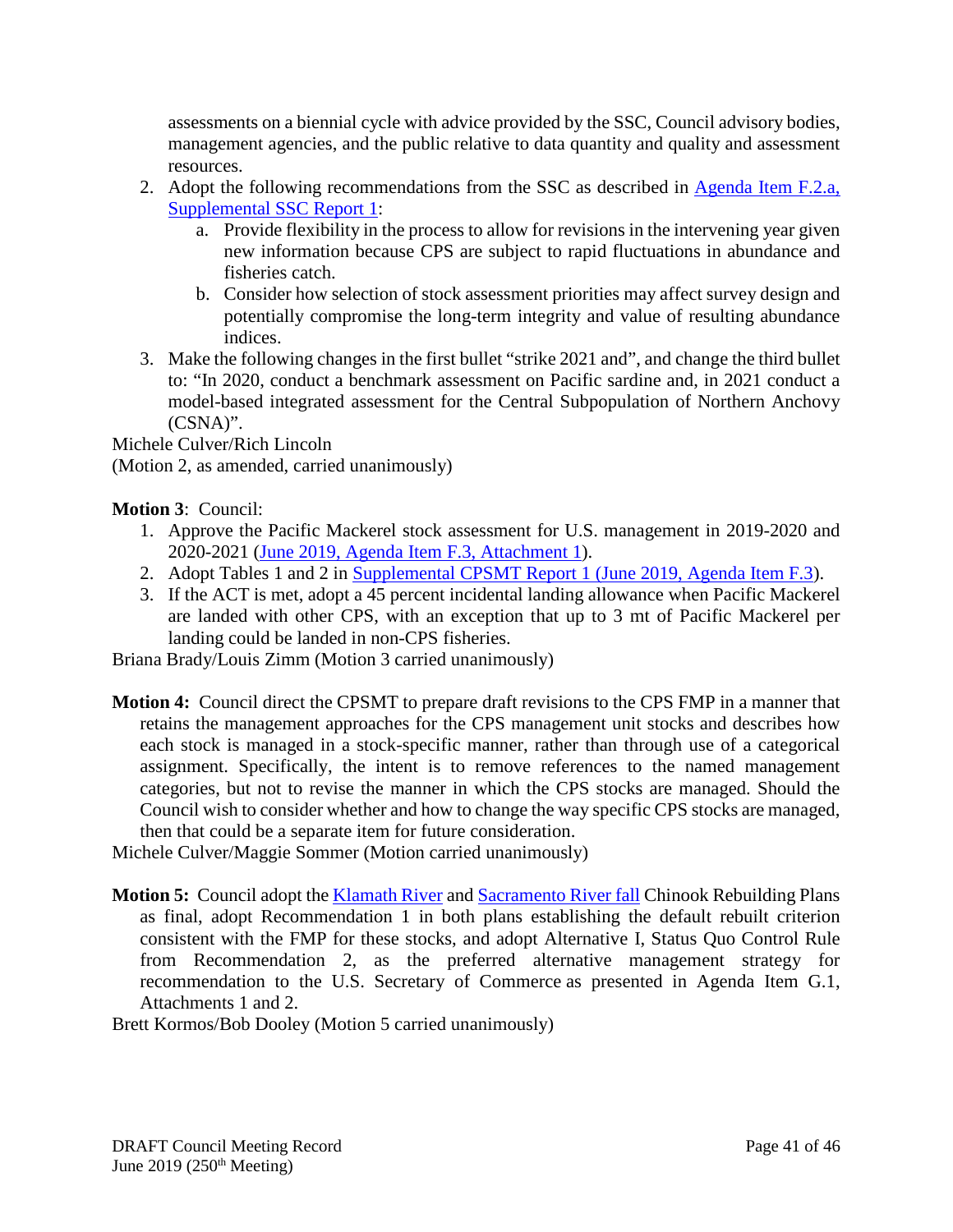assessments on a biennial cycle with advice provided by the SSC, Council advisory bodies, management agencies, and the public relative to data quantity and quality and assessment resources.

2. Adopt the following recommendations from the SSC as described in Agenda Item F.2.a, Supplemental SSC Report 1:
   a. Provide flexibility in the process to allow for revisions in the intervening year given new information because CPS are subject to rapid fluctuations in abundance and fisheries catch.
   b. Consider how selection of stock assessment priorities may affect survey design and potentially compromise the long-term integrity and value of resulting abundance indices.
3. Make the following changes in the first bullet "strike 2021 and", and change the third bullet to: "In 2020, conduct a benchmark assessment on Pacific sardine and, in 2021 conduct a model-based integrated assessment for the Central Subpopulation of Northern Anchovy (CSNA)".

Michele Culver/Rich Lincoln
(Motion 2, as amended, carried unanimously)

**Motion 3**: Council:

1. Approve the Pacific Mackerel stock assessment for U.S. management in 2019-2020 and 2020-2021 (June 2019, Agenda Item F.3, Attachment 1).
2. Adopt Tables 1 and 2 in Supplemental CPSMT Report 1 (June 2019, Agenda Item F.3).
3. If the ACT is met, adopt a 45 percent incidental landing allowance when Pacific Mackerel are landed with other CPS, with an exception that up to 3 mt of Pacific Mackerel per landing could be landed in non-CPS fisheries.

Briana Brady/Louis Zimm (Motion 3 carried unanimously)

**Motion 4:** Council direct the CPSMT to prepare draft revisions to the CPS FMP in a manner that retains the management approaches for the CPS management unit stocks and describes how each stock is managed in a stock-specific manner, rather than through use of a categorical assignment. Specifically, the intent is to remove references to the named management categories, but not to revise the manner in which the CPS stocks are managed. Should the Council wish to consider whether and how to change the way specific CPS stocks are managed, then that could be a separate item for future consideration.

Michele Culver/Maggie Sommer (Motion carried unanimously)

**Motion 5:** Council adopt the Klamath River and Sacramento River fall Chinook Rebuilding Plans as final, adopt Recommendation 1 in both plans establishing the default rebuilt criterion consistent with the FMP for these stocks, and adopt Alternative I, Status Quo Control Rule from Recommendation 2, as the preferred alternative management strategy for recommendation to the U.S. Secretary of Commerce as presented in Agenda Item G.1, Attachments 1 and 2.

Brett Kormos/Bob Dooley (Motion 5 carried unanimously)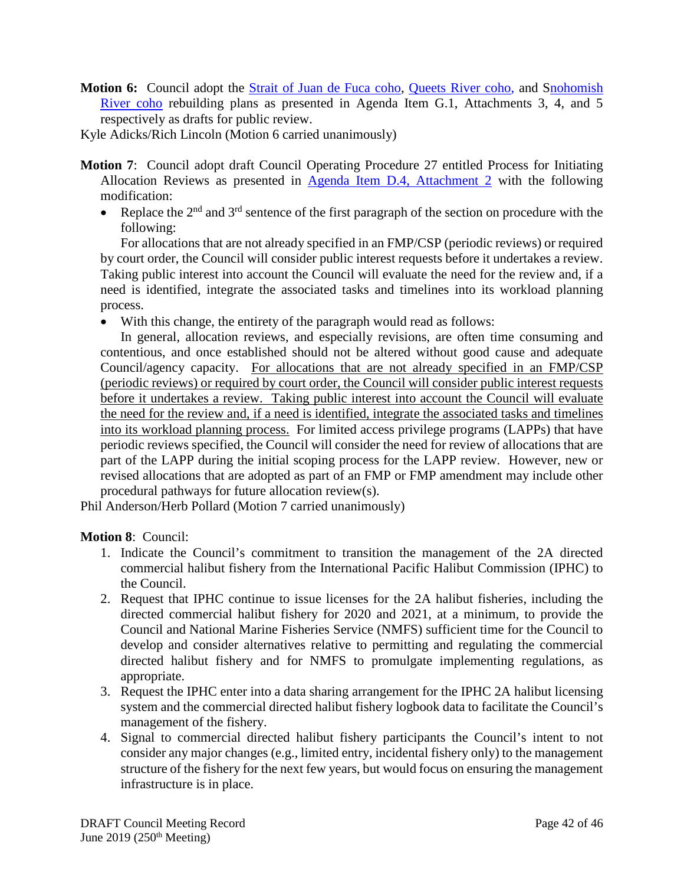**Motion 6:** Council adopt the Strait of Juan de Fuca coho, Queets River coho, and Snohomish River coho rebuilding plans as presented in Agenda Item G.1, Attachments 3, 4, and 5 respectively as drafts for public review.

Kyle Adicks/Rich Lincoln (Motion 6 carried unanimously)

**Motion 7**: Council adopt draft Council Operating Procedure 27 entitled Process for Initiating Allocation Reviews as presented in Agenda Item D.4, Attachment 2 with the following modification:

- Replace the 2nd and 3rd sentence of the first paragraph of the section on procedure with the following:

  For allocations that are not already specified in an FMP/CSP (periodic reviews) or required by court order, the Council will consider public interest requests before it undertakes a review. Taking public interest into account the Council will evaluate the need for the review and, if a need is identified, integrate the associated tasks and timelines into its workload planning process.

- With this change, the entirety of the paragraph would read as follows:

  In general, allocation reviews, and especially revisions, are often time consuming and contentious, and once established should not be altered without good cause and adequate Council/agency capacity. <u>For allocations that are not already specified in an FMP/CSP (periodic reviews) or required by court order, the Council will consider public interest requests before it undertakes a review. Taking public interest into account the Council will evaluate the need for the review and, if a need is identified, integrate the associated tasks and timelines into its workload planning process.</u> For limited access privilege programs (LAPPs) that have periodic reviews specified, the Council will consider the need for review of allocations that are part of the LAPP during the initial scoping process for the LAPP review. However, new or revised allocations that are adopted as part of an FMP or FMP amendment may include other procedural pathways for future allocation review(s).

Phil Anderson/Herb Pollard (Motion 7 carried unanimously)

**Motion 8**: Council:

1. Indicate the Council's commitment to transition the management of the 2A directed commercial halibut fishery from the International Pacific Halibut Commission (IPHC) to the Council.
2. Request that IPHC continue to issue licenses for the 2A halibut fisheries, including the directed commercial halibut fishery for 2020 and 2021, at a minimum, to provide the Council and National Marine Fisheries Service (NMFS) sufficient time for the Council to develop and consider alternatives relative to permitting and regulating the commercial directed halibut fishery and for NMFS to promulgate implementing regulations, as appropriate.
3. Request the IPHC enter into a data sharing arrangement for the IPHC 2A halibut licensing system and the commercial directed halibut fishery logbook data to facilitate the Council's management of the fishery.
4. Signal to commercial directed halibut fishery participants the Council's intent to not consider any major changes (e.g., limited entry, incidental fishery only) to the management structure of the fishery for the next few years, but would focus on ensuring the management infrastructure is in place.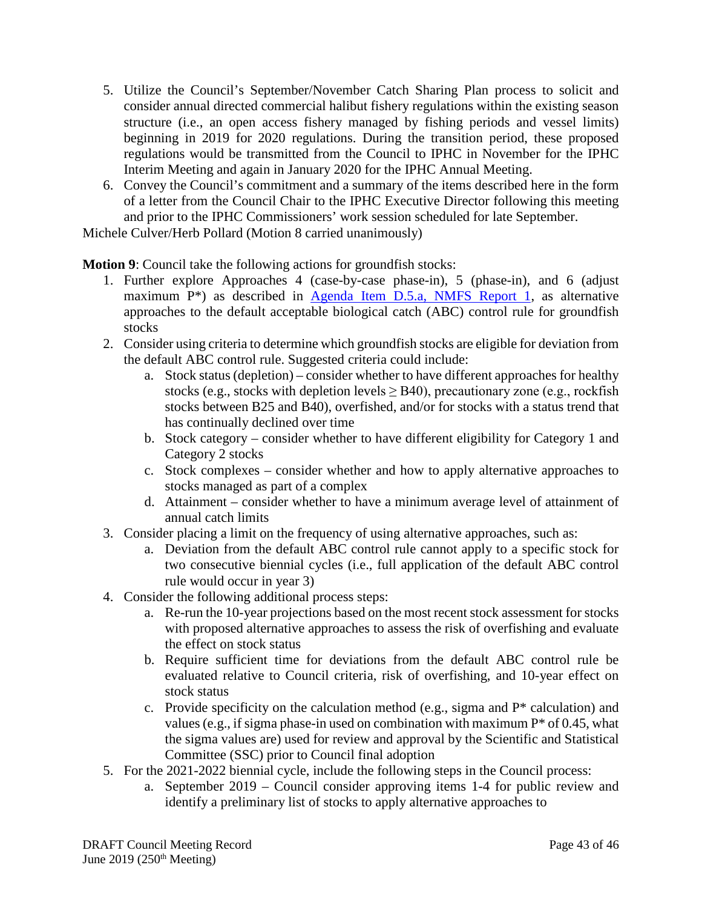5. Utilize the Council's September/November Catch Sharing Plan process to solicit and consider annual directed commercial halibut fishery regulations within the existing season structure (i.e., an open access fishery managed by fishing periods and vessel limits) beginning in 2019 for 2020 regulations. During the transition period, these proposed regulations would be transmitted from the Council to IPHC in November for the IPHC Interim Meeting and again in January 2020 for the IPHC Annual Meeting.
6. Convey the Council's commitment and a summary of the items described here in the form of a letter from the Council Chair to the IPHC Executive Director following this meeting and prior to the IPHC Commissioners' work session scheduled for late September.

Michele Culver/Herb Pollard (Motion 8 carried unanimously)

**Motion 9**: Council take the following actions for groundfish stocks:

1. Further explore Approaches 4 (case-by-case phase-in), 5 (phase-in), and 6 (adjust maximum P*) as described in [Agenda Item D.5.a, NMFS Report 1](), as alternative approaches to the default acceptable biological catch (ABC) control rule for groundfish stocks
2. Consider using criteria to determine which groundfish stocks are eligible for deviation from the default ABC control rule. Suggested criteria could include:
   a. Stock status (depletion) – consider whether to have different approaches for healthy stocks (e.g., stocks with depletion levels ≥ B40), precautionary zone (e.g., rockfish stocks between B25 and B40), overfished, and/or for stocks with a status trend that has continually declined over time
   b. Stock category – consider whether to have different eligibility for Category 1 and Category 2 stocks
   c. Stock complexes – consider whether and how to apply alternative approaches to stocks managed as part of a complex
   d. Attainment – consider whether to have a minimum average level of attainment of annual catch limits
3. Consider placing a limit on the frequency of using alternative approaches, such as:
   a. Deviation from the default ABC control rule cannot apply to a specific stock for two consecutive biennial cycles (i.e., full application of the default ABC control rule would occur in year 3)
4. Consider the following additional process steps:
   a. Re-run the 10-year projections based on the most recent stock assessment for stocks with proposed alternative approaches to assess the risk of overfishing and evaluate the effect on stock status
   b. Require sufficient time for deviations from the default ABC control rule be evaluated relative to Council criteria, risk of overfishing, and 10-year effect on stock status
   c. Provide specificity on the calculation method (e.g., sigma and P* calculation) and values (e.g., if sigma phase-in used on combination with maximum P* of 0.45, what the sigma values are) used for review and approval by the Scientific and Statistical Committee (SSC) prior to Council final adoption
5. For the 2021-2022 biennial cycle, include the following steps in the Council process:
   a. September 2019 – Council consider approving items 1-4 for public review and identify a preliminary list of stocks to apply alternative approaches to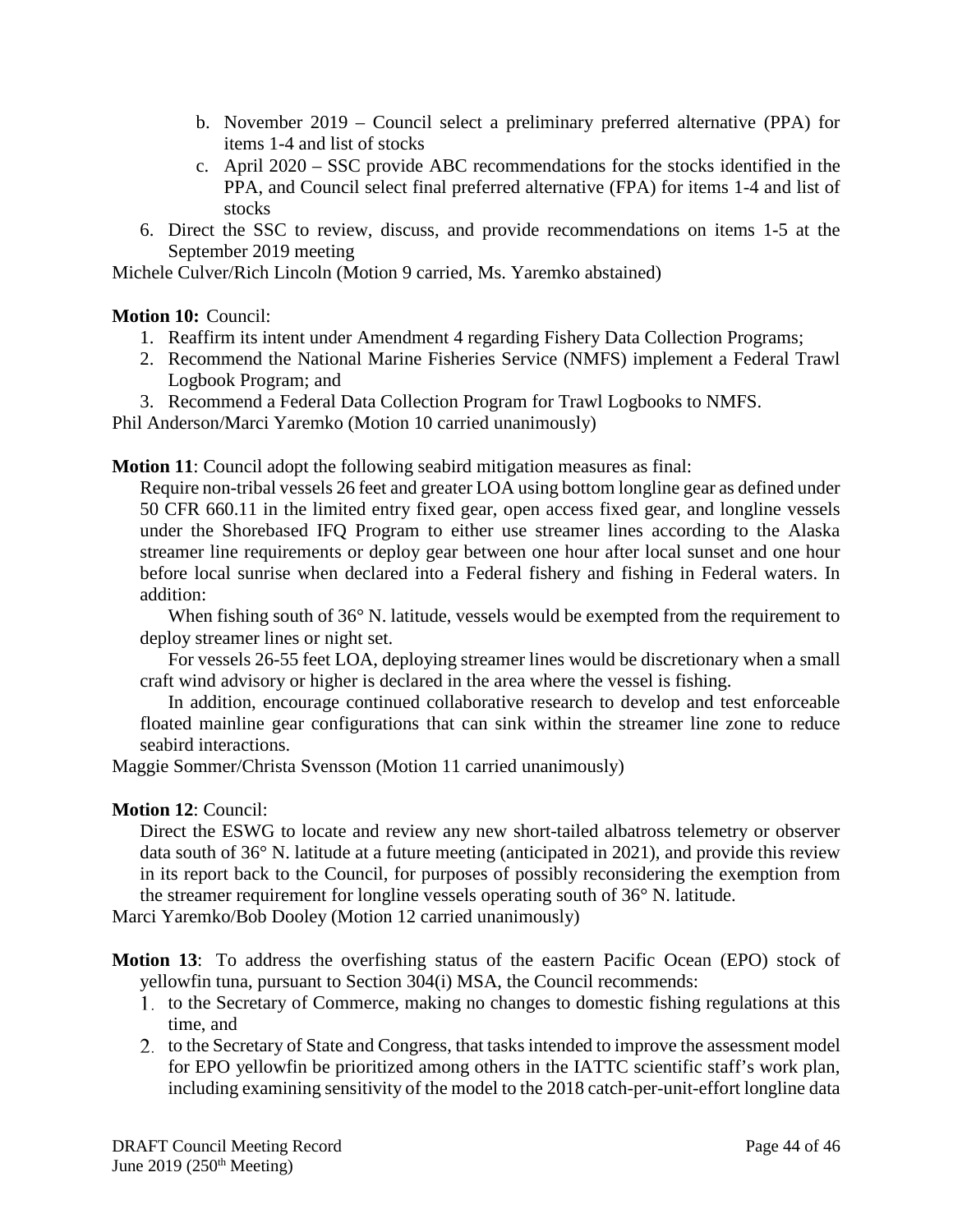b. November 2019 – Council select a preliminary preferred alternative (PPA) for items 1-4 and list of stocks
   c. April 2020 – SSC provide ABC recommendations for the stocks identified in the PPA, and Council select final preferred alternative (FPA) for items 1-4 and list of stocks
6. Direct the SSC to review, discuss, and provide recommendations on items 1-5 at the September 2019 meeting

Michele Culver/Rich Lincoln (Motion 9 carried, Ms. Yaremko abstained)

**Motion 10:** Council:

1. Reaffirm its intent under Amendment 4 regarding Fishery Data Collection Programs;
2. Recommend the National Marine Fisheries Service (NMFS) implement a Federal Trawl Logbook Program; and
3. Recommend a Federal Data Collection Program for Trawl Logbooks to NMFS.

Phil Anderson/Marci Yaremko (Motion 10 carried unanimously)

**Motion 11**: Council adopt the following seabird mitigation measures as final:

Require non-tribal vessels 26 feet and greater LOA using bottom longline gear as defined under 50 CFR 660.11 in the limited entry fixed gear, open access fixed gear, and longline vessels under the Shorebased IFQ Program to either use streamer lines according to the Alaska streamer line requirements or deploy gear between one hour after local sunset and one hour before local sunrise when declared into a Federal fishery and fishing in Federal waters. In addition:

When fishing south of 36° N. latitude, vessels would be exempted from the requirement to deploy streamer lines or night set.

For vessels 26-55 feet LOA, deploying streamer lines would be discretionary when a small craft wind advisory or higher is declared in the area where the vessel is fishing.

In addition, encourage continued collaborative research to develop and test enforceable floated mainline gear configurations that can sink within the streamer line zone to reduce seabird interactions.

Maggie Sommer/Christa Svensson (Motion 11 carried unanimously)

**Motion 12**: Council:

Direct the ESWG to locate and review any new short-tailed albatross telemetry or observer data south of 36° N. latitude at a future meeting (anticipated in 2021), and provide this review in its report back to the Council, for purposes of possibly reconsidering the exemption from the streamer requirement for longline vessels operating south of 36° N. latitude.

Marci Yaremko/Bob Dooley (Motion 12 carried unanimously)

**Motion 13**: To address the overfishing status of the eastern Pacific Ocean (EPO) stock of yellowfin tuna, pursuant to Section 304(i) MSA, the Council recommends:

1. to the Secretary of Commerce, making no changes to domestic fishing regulations at this time, and
2. to the Secretary of State and Congress, that tasks intended to improve the assessment model for EPO yellowfin be prioritized among others in the IATTC scientific staff's work plan, including examining sensitivity of the model to the 2018 catch-per-unit-effort longline data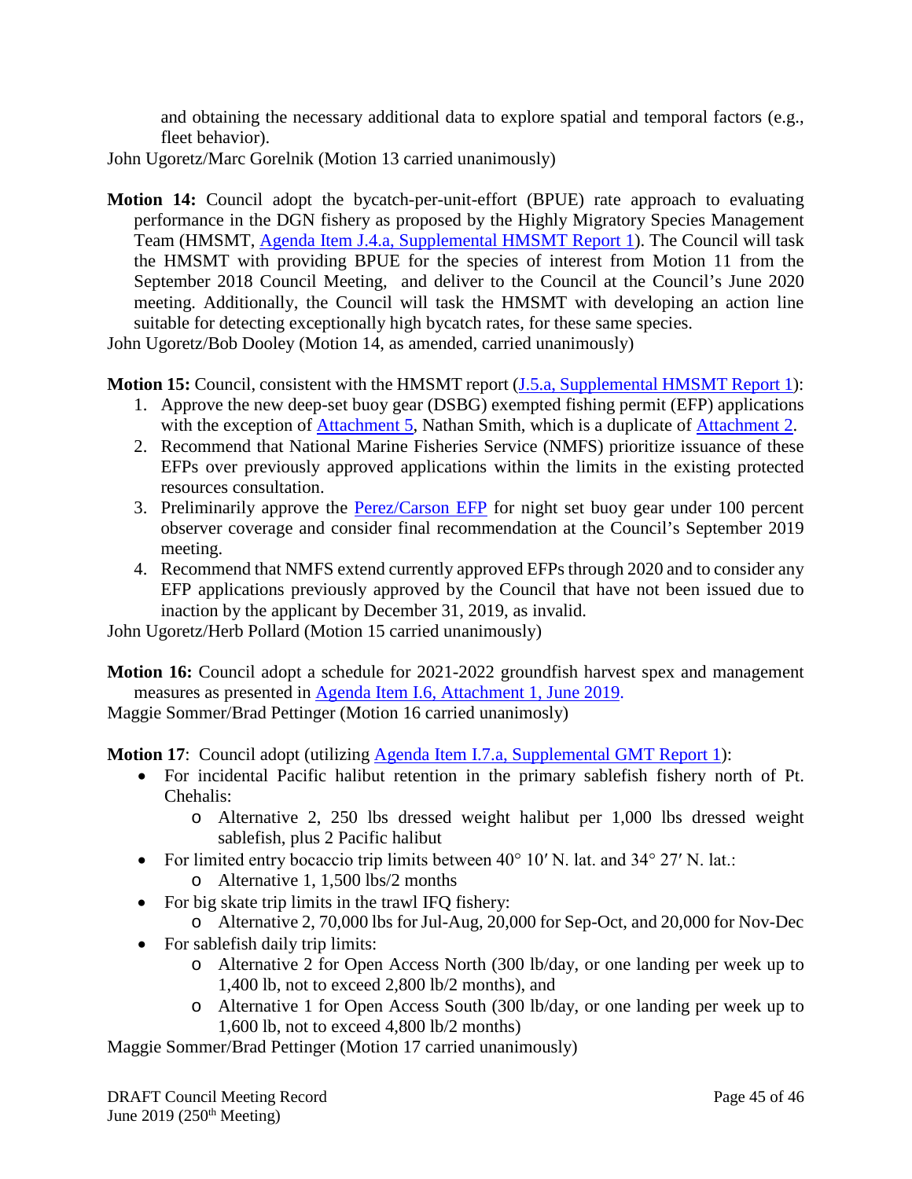and obtaining the necessary additional data to explore spatial and temporal factors (e.g., fleet behavior).

John Ugoretz/Marc Gorelnik (Motion 13 carried unanimously)

**Motion 14:** Council adopt the bycatch-per-unit-effort (BPUE) rate approach to evaluating performance in the DGN fishery as proposed by the Highly Migratory Species Management Team (HMSMT, [Agenda Item J.4.a, Supplemental HMSMT Report 1]). The Council will task the HMSMT with providing BPUE for the species of interest from Motion 11 from the September 2018 Council Meeting, and deliver to the Council at the Council's June 2020 meeting. Additionally, the Council will task the HMSMT with developing an action line suitable for detecting exceptionally high bycatch rates, for these same species.

John Ugoretz/Bob Dooley (Motion 14, as amended, carried unanimously)

**Motion 15:** Council, consistent with the HMSMT report ([J.5.a, Supplemental HMSMT Report 1]):

1. Approve the new deep-set buoy gear (DSBG) exempted fishing permit (EFP) applications with the exception of [Attachment 5], Nathan Smith, which is a duplicate of [Attachment 2].
2. Recommend that National Marine Fisheries Service (NMFS) prioritize issuance of these EFPs over previously approved applications within the limits in the existing protected resources consultation.
3. Preliminarily approve the [Perez/Carson EFP] for night set buoy gear under 100 percent observer coverage and consider final recommendation at the Council's September 2019 meeting.
4. Recommend that NMFS extend currently approved EFPs through 2020 and to consider any EFP applications previously approved by the Council that have not been issued due to inaction by the applicant by December 31, 2019, as invalid.

John Ugoretz/Herb Pollard (Motion 15 carried unanimously)

**Motion 16:** Council adopt a schedule for 2021-2022 groundfish harvest spex and management measures as presented in [Agenda Item I.6, Attachment 1, June 2019.]

Maggie Sommer/Brad Pettinger (Motion 16 carried unanimosly)

**Motion 17**: Council adopt (utilizing [Agenda Item I.7.a, Supplemental GMT Report 1]):

- For incidental Pacific halibut retention in the primary sablefish fishery north of Pt. Chehalis:
  - Alternative 2, 250 lbs dressed weight halibut per 1,000 lbs dressed weight sablefish, plus 2 Pacific halibut
- For limited entry bocaccio trip limits between 40° 10′ N. lat. and 34° 27′ N. lat.:
  - Alternative 1, 1,500 lbs/2 months
- For big skate trip limits in the trawl IFQ fishery:
  - Alternative 2, 70,000 lbs for Jul-Aug, 20,000 for Sep-Oct, and 20,000 for Nov-Dec
- For sablefish daily trip limits:
  - Alternative 2 for Open Access North (300 lb/day, or one landing per week up to 1,400 lb, not to exceed 2,800 lb/2 months), and
  - Alternative 1 for Open Access South (300 lb/day, or one landing per week up to 1,600 lb, not to exceed 4,800 lb/2 months)

Maggie Sommer/Brad Pettinger (Motion 17 carried unanimously)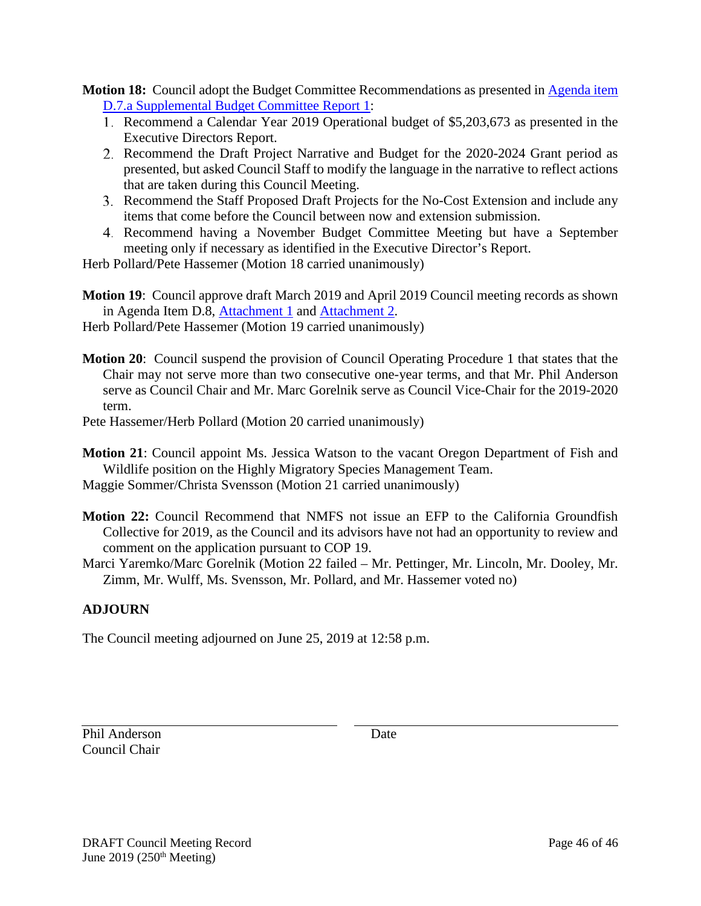**Motion 18:** Council adopt the Budget Committee Recommendations as presented in Agenda item D.7.a Supplemental Budget Committee Report 1:

1. Recommend a Calendar Year 2019 Operational budget of $5,203,673 as presented in the Executive Directors Report.
2. Recommend the Draft Project Narrative and Budget for the 2020-2024 Grant period as presented, but asked Council Staff to modify the language in the narrative to reflect actions that are taken during this Council Meeting.
3. Recommend the Staff Proposed Draft Projects for the No-Cost Extension and include any items that come before the Council between now and extension submission.
4. Recommend having a November Budget Committee Meeting but have a September meeting only if necessary as identified in the Executive Director's Report.

Herb Pollard/Pete Hassemer (Motion 18 carried unanimously)

**Motion 19**: Council approve draft March 2019 and April 2019 Council meeting records as shown in Agenda Item D.8, Attachment 1 and Attachment 2.

Herb Pollard/Pete Hassemer (Motion 19 carried unanimously)

**Motion 20**: Council suspend the provision of Council Operating Procedure 1 that states that the Chair may not serve more than two consecutive one-year terms, and that Mr. Phil Anderson serve as Council Chair and Mr. Marc Gorelnik serve as Council Vice-Chair for the 2019-2020 term.

Pete Hassemer/Herb Pollard (Motion 20 carried unanimously)

**Motion 21**: Council appoint Ms. Jessica Watson to the vacant Oregon Department of Fish and Wildlife position on the Highly Migratory Species Management Team.

Maggie Sommer/Christa Svensson (Motion 21 carried unanimously)

**Motion 22:** Council Recommend that NMFS not issue an EFP to the California Groundfish Collective for 2019, as the Council and its advisors have not had an opportunity to review and comment on the application pursuant to COP 19.

Marci Yaremko/Marc Gorelnik (Motion 22 failed – Mr. Pettinger, Mr. Lincoln, Mr. Dooley, Mr. Zimm, Mr. Wulff, Ms. Svensson, Mr. Pollard, and Mr. Hassemer voted no)

## ADJOURN

The Council meeting adjourned on June 25, 2019 at 12:58 p.m.

Phil Anderson
Council Chair

Date